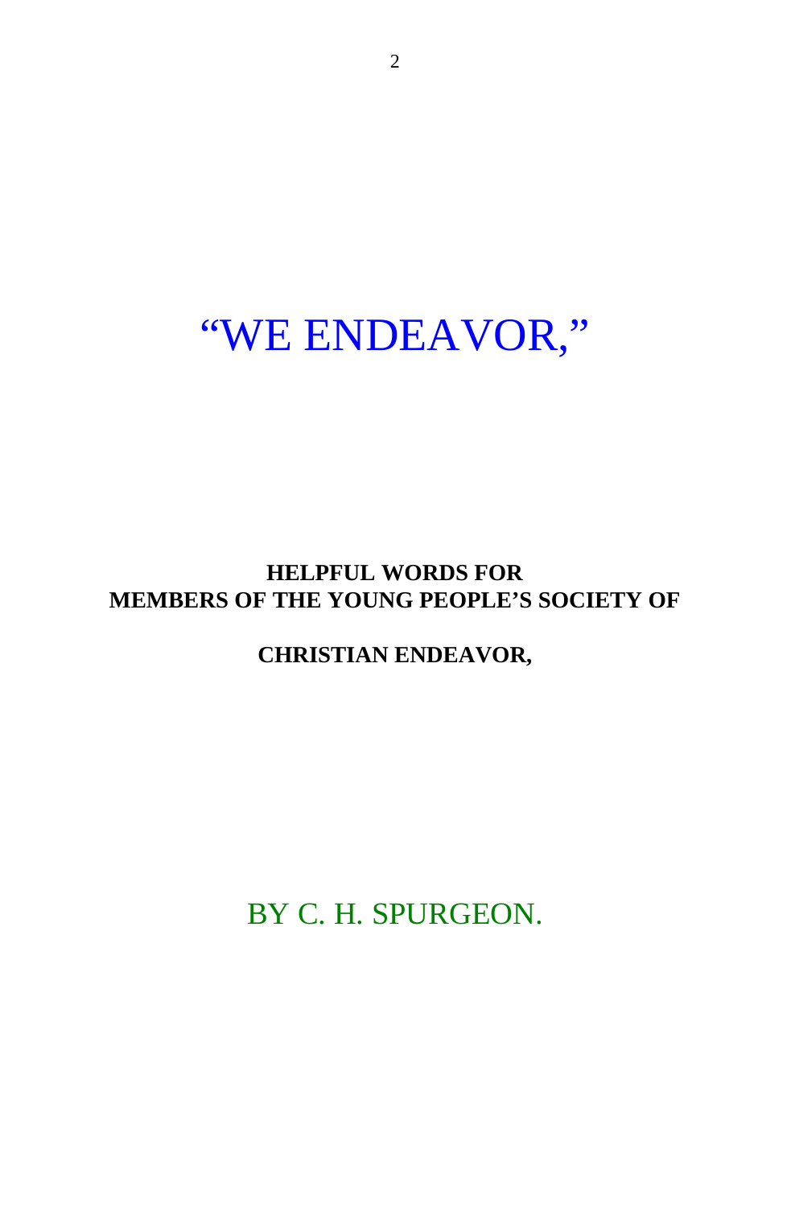# "WE ENDEAVOR,"

**HELPFUL WORDS FOR**
**MEMBERS OF THE YOUNG PEOPLE'S SOCIETY OF**

**CHRISTIAN ENDEAVOR,**

BY C. H. SPURGEON.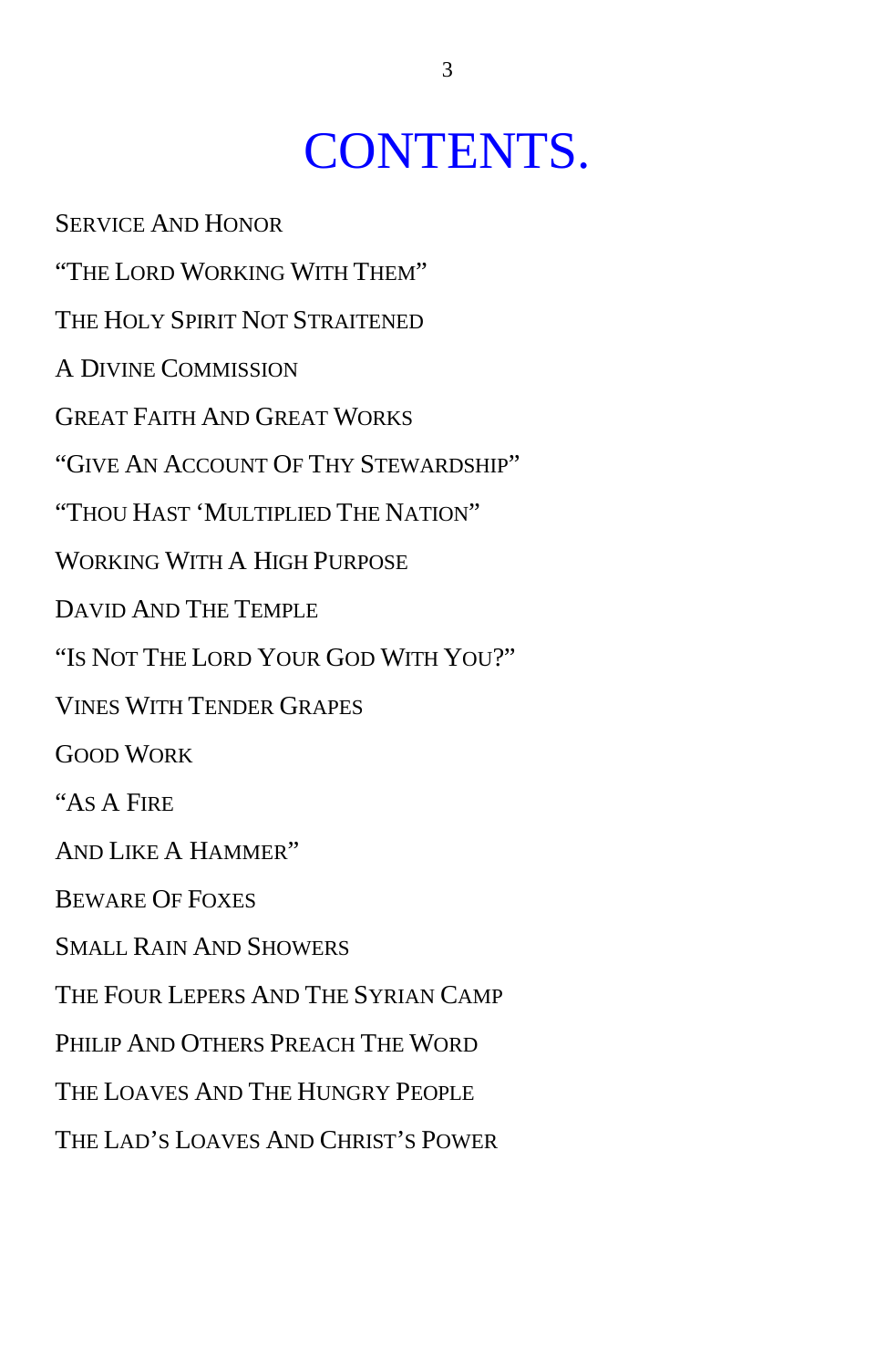# CONTENTS.

SERVICE AND HONOR

"THE LORD WORKING WITH THEM"

THE HOLY SPIRIT NOT STRAITENED

A DIVINE COMMISSION

GREAT FAITH AND GREAT WORKS

"GIVE AN ACCOUNT OF THY STEWARDSHIP"

"THOU HAST 'MULTIPLIED THE NATION"

WORKING WITH A HIGH PURPOSE

DAVID AND THE TEMPLE

"IS NOT THE LORD YOUR GOD WITH YOU?"

VINES WITH TENDER GRAPES

GOOD WORK

"AS A FIRE

AND LIKE A HAMMER"

BEWARE OF FOXES

SMALL RAIN AND SHOWERS

THE FOUR LEPERS AND THE SYRIAN CAMP

PHILIP AND OTHERS PREACH THE WORD

THE LOAVES AND THE HUNGRY PEOPLE

THE LAD'S LOAVES AND CHRIST'S POWER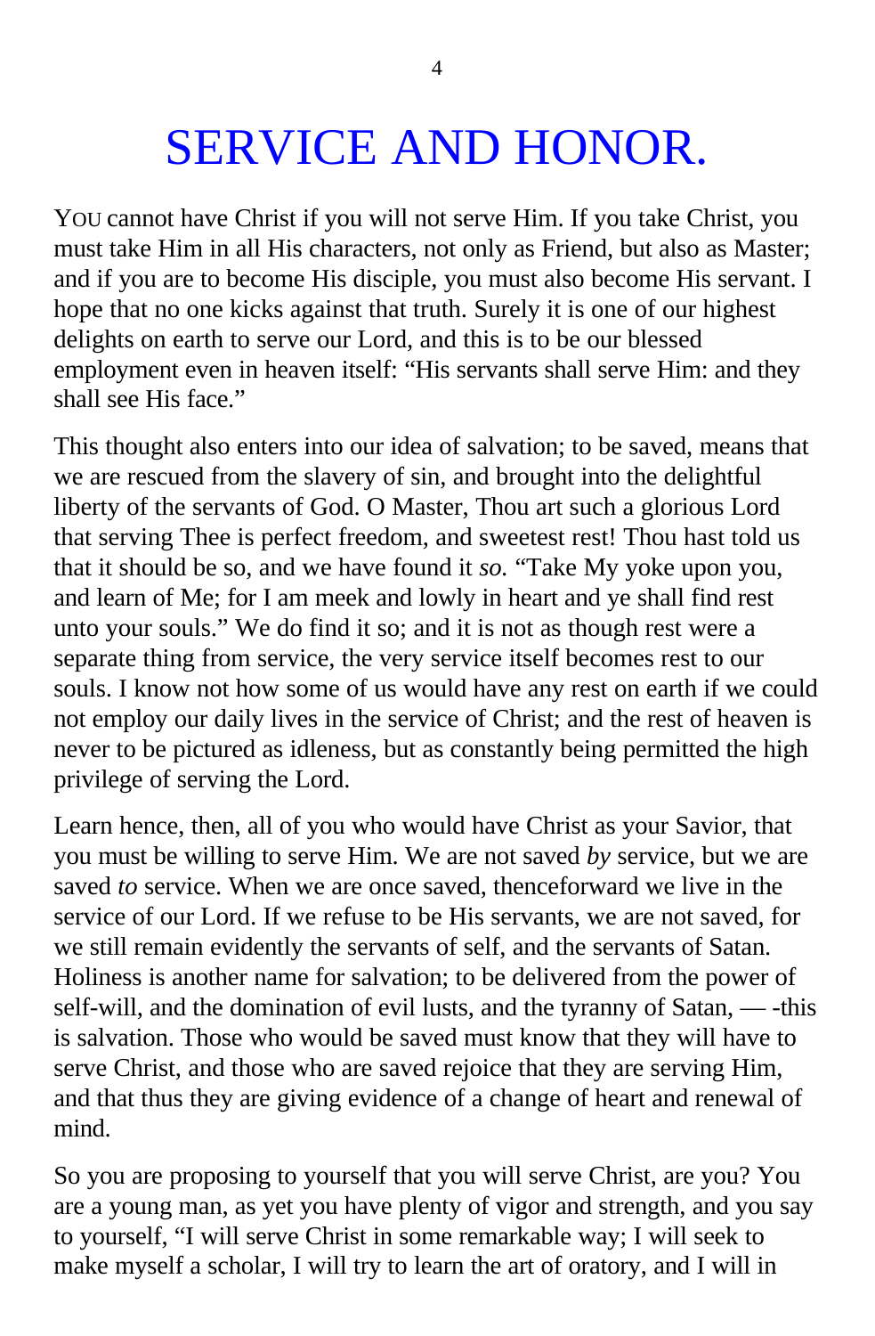# SERVICE AND HONOR.

YOU cannot have Christ if you will not serve Him. If you take Christ, you must take Him in all His characters, not only as Friend, but also as Master; and if you are to become His disciple, you must also become His servant. I hope that no one kicks against that truth. Surely it is one of our highest delights on earth to serve our Lord, and this is to be our blessed employment even in heaven itself: "His servants shall serve Him: and they shall see His face."

This thought also enters into our idea of salvation; to be saved, means that we are rescued from the slavery of sin, and brought into the delightful liberty of the servants of God. O Master, Thou art such a glorious Lord that serving Thee is perfect freedom, and sweetest rest! Thou hast told us that it should be so, and we have found it *so.* "Take My yoke upon you, and learn of Me; for I am meek and lowly in heart and ye shall find rest unto your souls." We do find it so; and it is not as though rest were a separate thing from service, the very service itself becomes rest to our souls. I know not how some of us would have any rest on earth if we could not employ our daily lives in the service of Christ; and the rest of heaven is never to be pictured as idleness, but as constantly being permitted the high privilege of serving the Lord.

Learn hence, then, all of you who would have Christ as your Savior, that you must be willing to serve Him. We are not saved *by* service, but we are saved *to* service. When we are once saved, thenceforward we live in the service of our Lord. If we refuse to be His servants, we are not saved, for we still remain evidently the servants of self, and the servants of Satan. Holiness is another name for salvation; to be delivered from the power of self-will, and the domination of evil lusts, and the tyranny of Satan, — -this is salvation. Those who would be saved must know that they will have to serve Christ, and those who are saved rejoice that they are serving Him, and that thus they are giving evidence of a change of heart and renewal of mind.

So you are proposing to yourself that you will serve Christ, are you? You are a young man, as yet you have plenty of vigor and strength, and you say to yourself, "I will serve Christ in some remarkable way; I will seek to make myself a scholar, I will try to learn the art of oratory, and I will in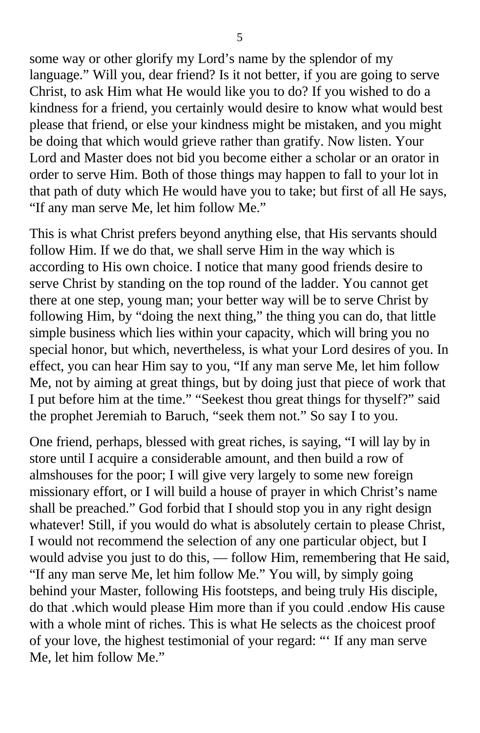some way or other glorify my Lord's name by the splendor of my language." Will you, dear friend? Is it not better, if you are going to serve Christ, to ask Him what He would like you to do? If you wished to do a kindness for a friend, you certainly would desire to know what would best please that friend, or else your kindness might be mistaken, and you might be doing that which would grieve rather than gratify. Now listen. Your Lord and Master does not bid you become either a scholar or an orator in order to serve Him. Both of those things may happen to fall to your lot in that path of duty which He would have you to take; but first of all He says, "If any man serve Me, let him follow Me."

This is what Christ prefers beyond anything else, that His servants should follow Him. If we do that, we shall serve Him in the way which is according to His own choice. I notice that many good friends desire to serve Christ by standing on the top round of the ladder. You cannot get there at one step, young man; your better way will be to serve Christ by following Him, by "doing the next thing," the thing you can do, that little simple business which lies within your capacity, which will bring you no special honor, but which, nevertheless, is what your Lord desires of you. In effect, you can hear Him say to you, "If any man serve Me, let him follow Me, not by aiming at great things, but by doing just that piece of work that I put before him at the time." "Seekest thou great things for thyself?" said the prophet Jeremiah to Baruch, "seek them not." So say I to you.

One friend, perhaps, blessed with great riches, is saying, "I will lay by in store until I acquire a considerable amount, and then build a row of almshouses for the poor; I will give very largely to some new foreign missionary effort, or I will build a house of prayer in which Christ's name shall be preached." God forbid that I should stop you in any right design whatever! Still, if you would do what is absolutely certain to please Christ, I would not recommend the selection of any one particular object, but I would advise you just to do this, — follow Him, remembering that He said, "If any man serve Me, let him follow Me." You will, by simply going behind your Master, following His footsteps, and being truly His disciple, do that .which would please Him more than if you could .endow His cause with a whole mint of riches. This is what He selects as the choicest proof of your love, the highest testimonial of your regard: "' If any man serve Me, let him follow Me."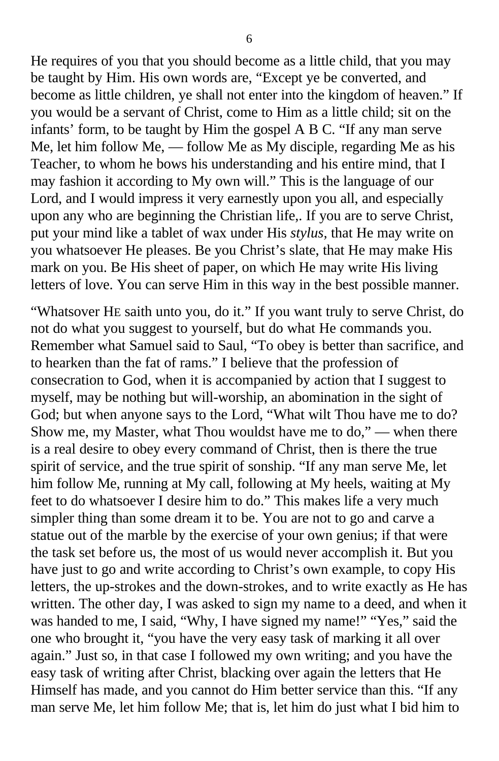He requires of you that you should become as a little child, that you may be taught by Him. His own words are, "Except ye be converted, and become as little children, ye shall not enter into the kingdom of heaven." If you would be a servant of Christ, come to Him as a little child; sit on the infants' form, to be taught by Him the gospel A B C. "If any man serve Me, let him follow Me, — follow Me as My disciple, regarding Me as his Teacher, to whom he bows his understanding and his entire mind, that I may fashion it according to My own will." This is the language of our Lord, and I would impress it very earnestly upon you all, and especially upon any who are beginning the Christian life,. If you are to serve Christ, put your mind like a tablet of wax under His *stylus*, that He may write on you whatsoever He pleases. Be you Christ's slate, that He may make His mark on you. Be His sheet of paper, on which He may write His living letters of love. You can serve Him in this way in the best possible manner.

"Whatsover HE saith unto you, do it." If you want truly to serve Christ, do not do what you suggest to yourself, but do what He commands you. Remember what Samuel said to Saul, "To obey is better than sacrifice, and to hearken than the fat of rams." I believe that the profession of consecration to God, when it is accompanied by action that I suggest to myself, may be nothing but will-worship, an abomination in the sight of God; but when anyone says to the Lord, "What wilt Thou have me to do? Show me, my Master, what Thou wouldst have me to do," — when there is a real desire to obey every command of Christ, then is there the true spirit of service, and the true spirit of sonship. "If any man serve Me, let him follow Me, running at My call, following at My heels, waiting at My feet to do whatsoever I desire him to do." This makes life a very much simpler thing than some dream it to be. You are not to go and carve a statue out of the marble by the exercise of your own genius; if that were the task set before us, the most of us would never accomplish it. But you have just to go and write according to Christ's own example, to copy His letters, the up-strokes and the down-strokes, and to write exactly as He has written. The other day, I was asked to sign my name to a deed, and when it was handed to me, I said, "Why, I have signed my name!" "Yes," said the one who brought it, "you have the very easy task of marking it all over again." Just so, in that case I followed my own writing; and you have the easy task of writing after Christ, blacking over again the letters that He Himself has made, and you cannot do Him better service than this. "If any man serve Me, let him follow Me; that is, let him do just what I bid him to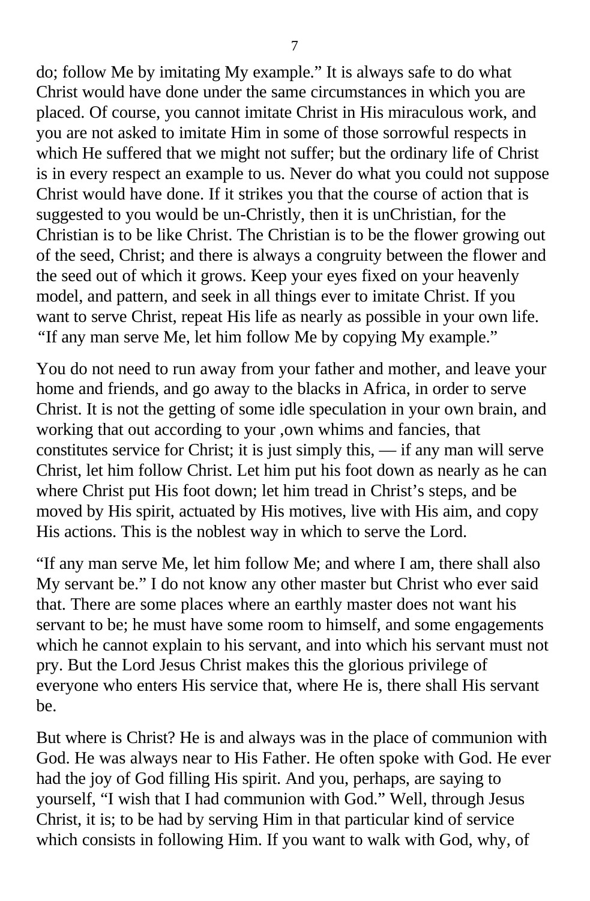do; follow Me by imitating My example." It is always safe to do what Christ would have done under the same circumstances in which you are placed. Of course, you cannot imitate Christ in His miraculous work, and you are not asked to imitate Him in some of those sorrowful respects in which He suffered that we might not suffer; but the ordinary life of Christ is in every respect an example to us. Never do what you could not suppose Christ would have done. If it strikes you that the course of action that is suggested to you would be un-Christly, then it is unChristian, for the Christian is to be like Christ. The Christian is to be the flower growing out of the seed, Christ; and there is always a congruity between the flower and the seed out of which it grows. Keep your eyes fixed on your heavenly model, and pattern, and seek in all things ever to imitate Christ. If you want to serve Christ, repeat His life as nearly as possible in your own life. "If any man serve Me, let him follow Me by copying My example."

You do not need to run away from your father and mother, and leave your home and friends, and go away to the blacks in Africa, in order to serve Christ. It is not the getting of some idle speculation in your own brain, and working that out according to your ,own whims and fancies, that constitutes service for Christ; it is just simply this, — if any man will serve Christ, let him follow Christ. Let him put his foot down as nearly as he can where Christ put His foot down; let him tread in Christ's steps, and be moved by His spirit, actuated by His motives, live with His aim, and copy His actions. This is the noblest way in which to serve the Lord.

"If any man serve Me, let him follow Me; and where I am, there shall also My servant be." I do not know any other master but Christ who ever said that. There are some places where an earthly master does not want his servant to be; he must have some room to himself, and some engagements which he cannot explain to his servant, and into which his servant must not pry. But the Lord Jesus Christ makes this the glorious privilege of everyone who enters His service that, where He is, there shall His servant be.

But where is Christ? He is and always was in the place of communion with God. He was always near to His Father. He often spoke with God. He ever had the joy of God filling His spirit. And you, perhaps, are saying to yourself, "I wish that I had communion with God." Well, through Jesus Christ, it is; to be had by serving Him in that particular kind of service which consists in following Him. If you want to walk with God, why, of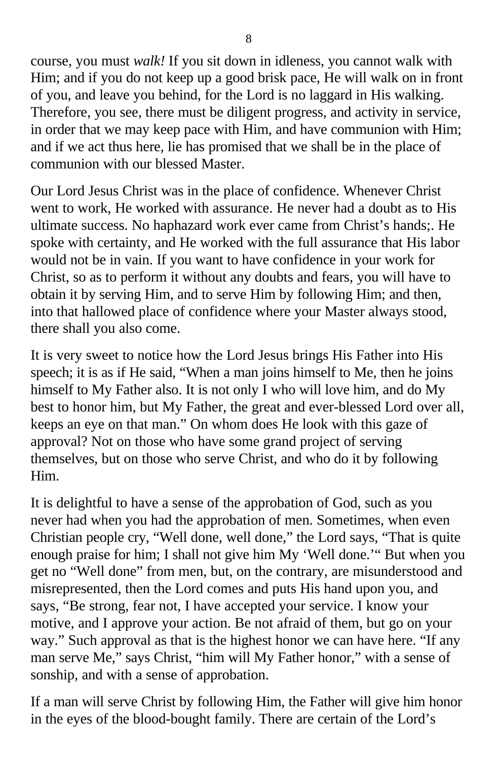course, you must *walk!* If you sit down in idleness, you cannot walk with Him; and if you do not keep up a good brisk pace, He will walk on in front of you, and leave you behind, for the Lord is no laggard in His walking. Therefore, you see, there must be diligent progress, and activity in service, in order that we may keep pace with Him, and have communion with Him; and if we act thus here, lie has promised that we shall be in the place of communion with our blessed Master.

Our Lord Jesus Christ was in the place of confidence. Whenever Christ went to work, He worked with assurance. He never had a doubt as to His ultimate success. No haphazard work ever came from Christ's hands;. He spoke with certainty, and He worked with the full assurance that His labor would not be in vain. If you want to have confidence in your work for Christ, so as to perform it without any doubts and fears, you will have to obtain it by serving Him, and to serve Him by following Him; and then, into that hallowed place of confidence where your Master always stood, there shall you also come.

It is very sweet to notice how the Lord Jesus brings His Father into His speech; it is as if He said, "When a man joins himself to Me, then he joins himself to My Father also. It is not only I who will love him, and do My best to honor him, but My Father, the great and ever-blessed Lord over all, keeps an eye on that man." On whom does He look with this gaze of approval? Not on those who have some grand project of serving themselves, but on those who serve Christ, and who do it by following Him.

It is delightful to have a sense of the approbation of God, such as you never had when you had the approbation of men. Sometimes, when even Christian people cry, "Well done, well done," the Lord says, "That is quite enough praise for him; I shall not give him My 'Well done.'" But when you get no "Well done" from men, but, on the contrary, are misunderstood and misrepresented, then the Lord comes and puts His hand upon you, and says, "Be strong, fear not, I have accepted your service. I know your motive, and I approve your action. Be not afraid of them, but go on your way." Such approval as that is the highest honor we can have here. "If any man serve Me," says Christ, "him will My Father honor," with a sense of sonship, and with a sense of approbation.

If a man will serve Christ by following Him, the Father will give him honor in the eyes of the blood-bought family. There are certain of the Lord's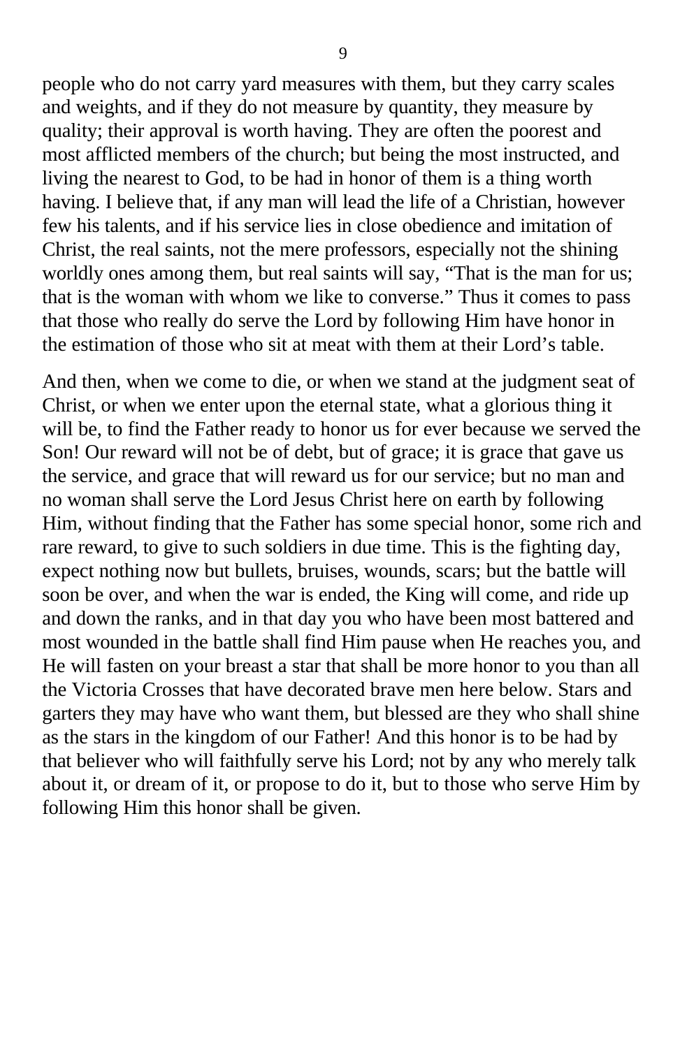people who do not carry yard measures with them, but they carry scales and weights, and if they do not measure by quantity, they measure by quality; their approval is worth having. They are often the poorest and most afflicted members of the church; but being the most instructed, and living the nearest to God, to be had in honor of them is a thing worth having. I believe that, if any man will lead the life of a Christian, however few his talents, and if his service lies in close obedience and imitation of Christ, the real saints, not the mere professors, especially not the shining worldly ones among them, but real saints will say, "That is the man for us; that is the woman with whom we like to converse." Thus it comes to pass that those who really do serve the Lord by following Him have honor in the estimation of those who sit at meat with them at their Lord's table.

And then, when we come to die, or when we stand at the judgment seat of Christ, or when we enter upon the eternal state, what a glorious thing it will be, to find the Father ready to honor us for ever because we served the Son! Our reward will not be of debt, but of grace; it is grace that gave us the service, and grace that will reward us for our service; but no man and no woman shall serve the Lord Jesus Christ here on earth by following Him, without finding that the Father has some special honor, some rich and rare reward, to give to such soldiers in due time. This is the fighting day, expect nothing now but bullets, bruises, wounds, scars; but the battle will soon be over, and when the war is ended, the King will come, and ride up and down the ranks, and in that day you who have been most battered and most wounded in the battle shall find Him pause when He reaches you, and He will fasten on your breast a star that shall be more honor to you than all the Victoria Crosses that have decorated brave men here below. Stars and garters they may have who want them, but blessed are they who shall shine as the stars in the kingdom of our Father! And this honor is to be had by that believer who will faithfully serve his Lord; not by any who merely talk about it, or dream of it, or propose to do it, but to those who serve Him by following Him this honor shall be given.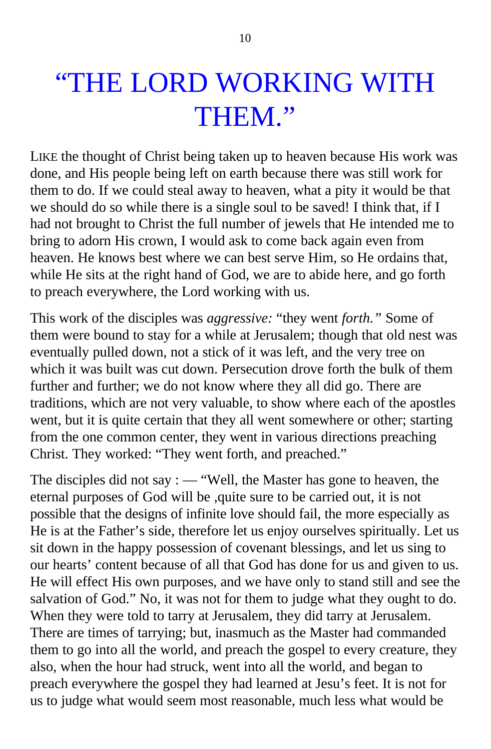# "THE LORD WORKING WITH THEM."

LIKE the thought of Christ being taken up to heaven because His work was done, and His people being left on earth because there was still work for them to do. If we could steal away to heaven, what a pity it would be that we should do so while there is a single soul to be saved! I think that, if I had not brought to Christ the full number of jewels that He intended me to bring to adorn His crown, I would ask to come back again even from heaven. He knows best where we can best serve Him, so He ordains that, while He sits at the right hand of God, we are to abide here, and go forth to preach everywhere, the Lord working with us.

This work of the disciples was *aggressive:* "they went *forth."* Some of them were bound to stay for a while at Jerusalem; though that old nest was eventually pulled down, not a stick of it was left, and the very tree on which it was built was cut down. Persecution drove forth the bulk of them further and further; we do not know where they all did go. There are traditions, which are not very valuable, to show where each of the apostles went, but it is quite certain that they all went somewhere or other; starting from the one common center, they went in various directions preaching Christ. They worked: "They went forth, and preached."

The disciples did not say : — "Well, the Master has gone to heaven, the eternal purposes of God will be ,quite sure to be carried out, it is not possible that the designs of infinite love should fail, the more especially as He is at the Father's side, therefore let us enjoy ourselves spiritually. Let us sit down in the happy possession of covenant blessings, and let us sing to our hearts' content because of all that God has done for us and given to us. He will effect His own purposes, and we have only to stand still and see the salvation of God." No, it was not for them to judge what they ought to do. When they were told to tarry at Jerusalem, they did tarry at Jerusalem. There are times of tarrying; but, inasmuch as the Master had commanded them to go into all the world, and preach the gospel to every creature, they also, when the hour had struck, went into all the world, and began to preach everywhere the gospel they had learned at Jesu's feet. It is not for us to judge what would seem most reasonable, much less what would be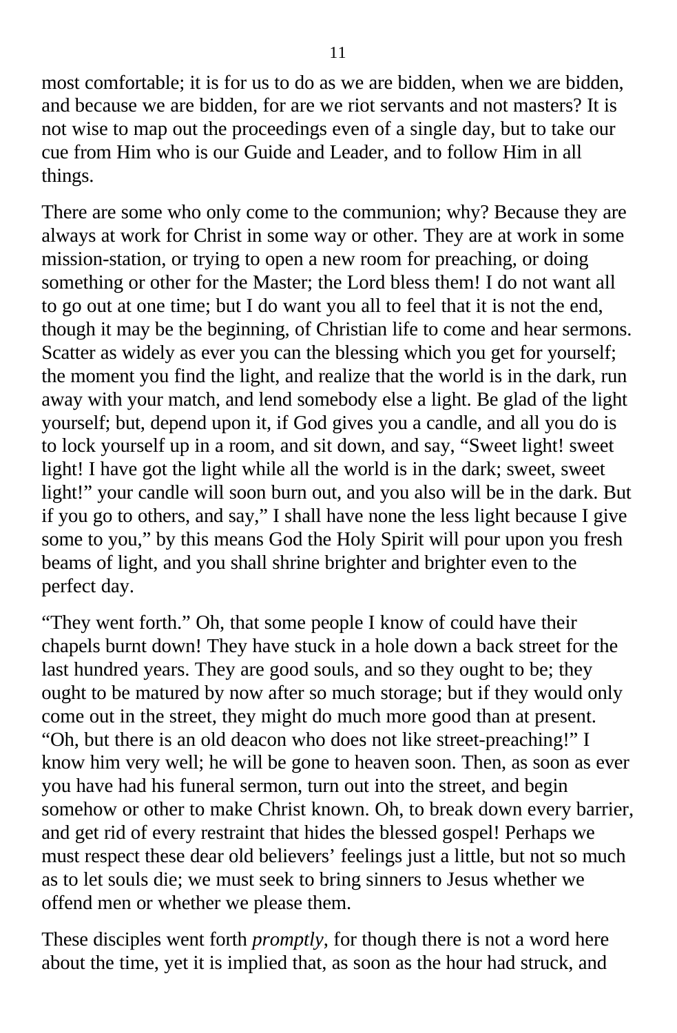most comfortable; it is for us to do as we are bidden, when we are bidden, and because we are bidden, for are we riot servants and not masters? It is not wise to map out the proceedings even of a single day, but to take our cue from Him who is our Guide and Leader, and to follow Him in all things.

There are some who only come to the communion; why? Because they are always at work for Christ in some way or other. They are at work in some mission-station, or trying to open a new room for preaching, or doing something or other for the Master; the Lord bless them! I do not want all to go out at one time; but I do want you all to feel that it is not the end, though it may be the beginning, of Christian life to come and hear sermons. Scatter as widely as ever you can the blessing which you get for yourself; the moment you find the light, and realize that the world is in the dark, run away with your match, and lend somebody else a light. Be glad of the light yourself; but, depend upon it, if God gives you a candle, and all you do is to lock yourself up in a room, and sit down, and say, "Sweet light! sweet light! I have got the light while all the world is in the dark; sweet, sweet light!" your candle will soon burn out, and you also will be in the dark. But if you go to others, and say," I shall have none the less light because I give some to you," by this means God the Holy Spirit will pour upon you fresh beams of light, and you shall shrine brighter and brighter even to the perfect day.

"They went forth." Oh, that some people I know of could have their chapels burnt down! They have stuck in a hole down a back street for the last hundred years. They are good souls, and so they ought to be; they ought to be matured by now after so much storage; but if they would only come out in the street, they might do much more good than at present. "Oh, but there is an old deacon who does not like street-preaching!" I know him very well; he will be gone to heaven soon. Then, as soon as ever you have had his funeral sermon, turn out into the street, and begin somehow or other to make Christ known. Oh, to break down every barrier, and get rid of every restraint that hides the blessed gospel! Perhaps we must respect these dear old believers' feelings just a little, but not so much as to let souls die; we must seek to bring sinners to Jesus whether we offend men or whether we please them.

These disciples went forth *promptly*, for though there is not a word here about the time, yet it is implied that, as soon as the hour had struck, and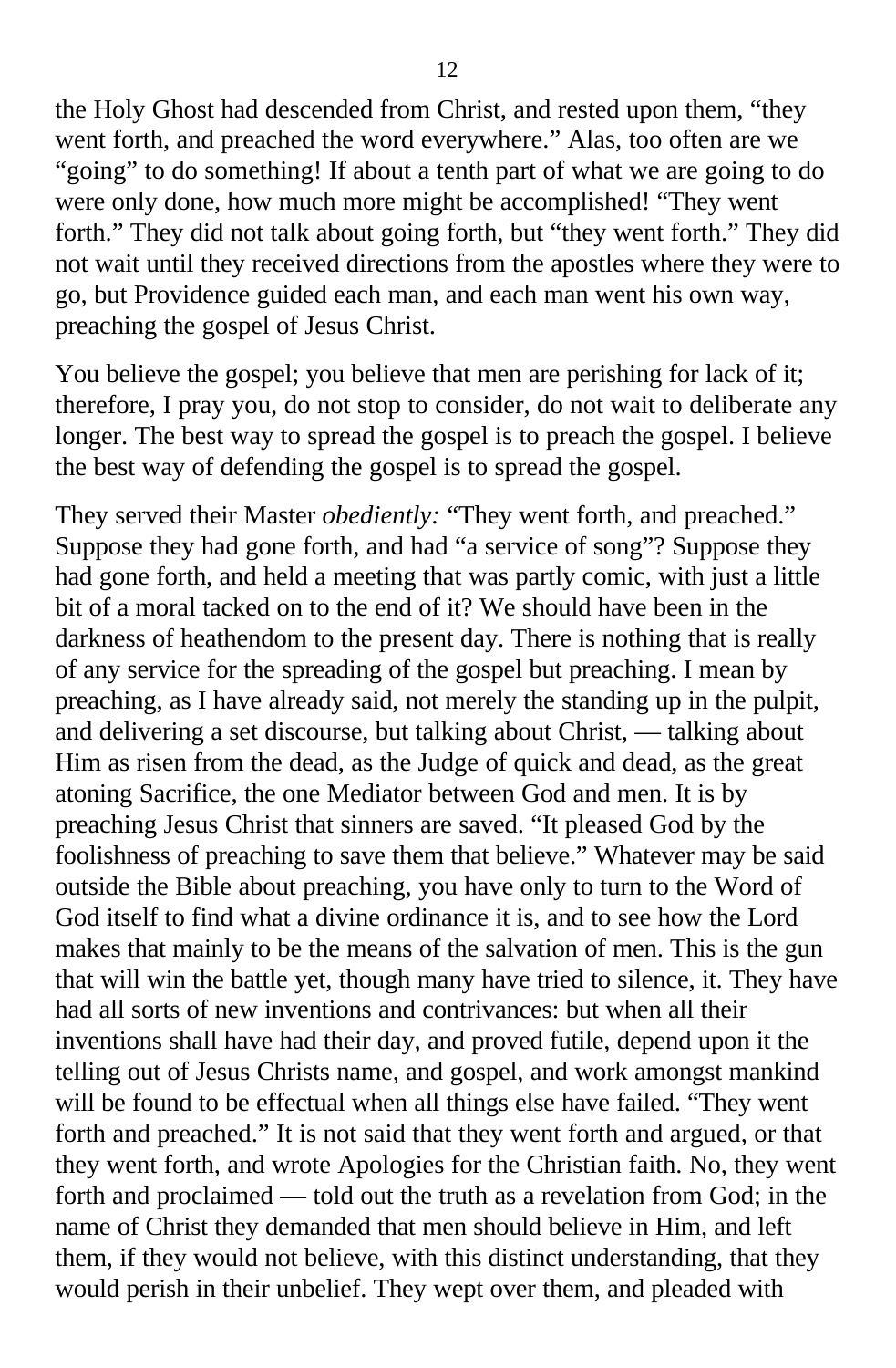the Holy Ghost had descended from Christ, and rested upon them, "they went forth, and preached the word everywhere." Alas, too often are we "going" to do something! If about a tenth part of what we are going to do were only done, how much more might be accomplished! "They went forth." They did not talk about going forth, but "they went forth." They did not wait until they received directions from the apostles where they were to go, but Providence guided each man, and each man went his own way, preaching the gospel of Jesus Christ.

You believe the gospel; you believe that men are perishing for lack of it; therefore, I pray you, do not stop to consider, do not wait to deliberate any longer. The best way to spread the gospel is to preach the gospel. I believe the best way of defending the gospel is to spread the gospel.

They served their Master *obediently:* "They went forth, and preached." Suppose they had gone forth, and had "a service of song"? Suppose they had gone forth, and held a meeting that was partly comic, with just a little bit of a moral tacked on to the end of it? We should have been in the darkness of heathendom to the present day. There is nothing that is really of any service for the spreading of the gospel but preaching. I mean by preaching, as I have already said, not merely the standing up in the pulpit, and delivering a set discourse, but talking about Christ, — talking about Him as risen from the dead, as the Judge of quick and dead, as the great atoning Sacrifice, the one Mediator between God and men. It is by preaching Jesus Christ that sinners are saved. "It pleased God by the foolishness of preaching to save them that believe." Whatever may be said outside the Bible about preaching, you have only to turn to the Word of God itself to find what a divine ordinance it is, and to see how the Lord makes that mainly to be the means of the salvation of men. This is the gun that will win the battle yet, though many have tried to silence, it. They have had all sorts of new inventions and contrivances: but when all their inventions shall have had their day, and proved futile, depend upon it the telling out of Jesus Christs name, and gospel, and work amongst mankind will be found to be effectual when all things else have failed. "They went forth and preached." It is not said that they went forth and argued, or that they went forth, and wrote Apologies for the Christian faith. No, they went forth and proclaimed — told out the truth as a revelation from God; in the name of Christ they demanded that men should believe in Him, and left them, if they would not believe, with this distinct understanding, that they would perish in their unbelief. They wept over them, and pleaded with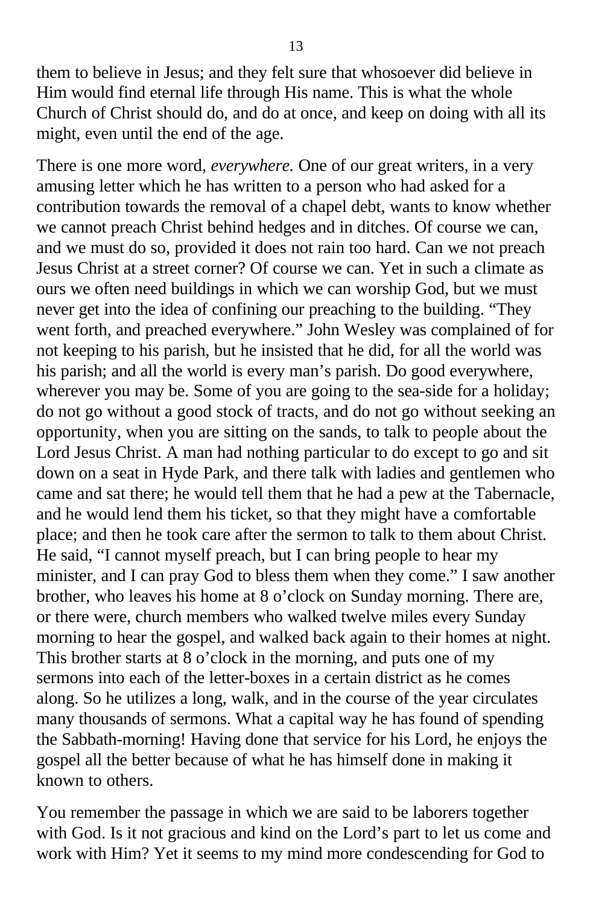them to believe in Jesus; and they felt sure that whosoever did believe in Him would find eternal life through His name. This is what the whole Church of Christ should do, and do at once, and keep on doing with all its might, even until the end of the age.

There is one more word, *everywhere.* One of our great writers, in a very amusing letter which he has written to a person who had asked for a contribution towards the removal of a chapel debt, wants to know whether we cannot preach Christ behind hedges and in ditches. Of course we can, and we must do so, provided it does not rain too hard. Can we not preach Jesus Christ at a street corner? Of course we can. Yet in such a climate as ours we often need buildings in which we can worship God, but we must never get into the idea of confining our preaching to the building. “They went forth, and preached everywhere.” John Wesley was complained of for not keeping to his parish, but he insisted that he did, for all the world was his parish; and all the world is every man’s parish. Do good everywhere, wherever you may be. Some of you are going to the sea-side for a holiday; do not go without a good stock of tracts, and do not go without seeking an opportunity, when you are sitting on the sands, to talk to people about the Lord Jesus Christ. A man had nothing particular to do except to go and sit down on a seat in Hyde Park, and there talk with ladies and gentlemen who came and sat there; he would tell them that he had a pew at the Tabernacle, and he would lend them his ticket, so that they might have a comfortable place; and then he took care after the sermon to talk to them about Christ. He said, “I cannot myself preach, but I can bring people to hear my minister, and I can pray God to bless them when they come.” I saw another brother, who leaves his home at 8 o’clock on Sunday morning. There are, or there were, church members who walked twelve miles every Sunday morning to hear the gospel, and walked back again to their homes at night. This brother starts at 8 o’clock in the morning, and puts one of my sermons into each of the letter-boxes in a certain district as he comes along. So he utilizes a long, walk, and in the course of the year circulates many thousands of sermons. What a capital way he has found of spending the Sabbath-morning! Having done that service for his Lord, he enjoys the gospel all the better because of what he has himself done in making it known to others.

You remember the passage in which we are said to be laborers together with God. Is it not gracious and kind on the Lord’s part to let us come and work with Him? Yet it seems to my mind more condescending for God to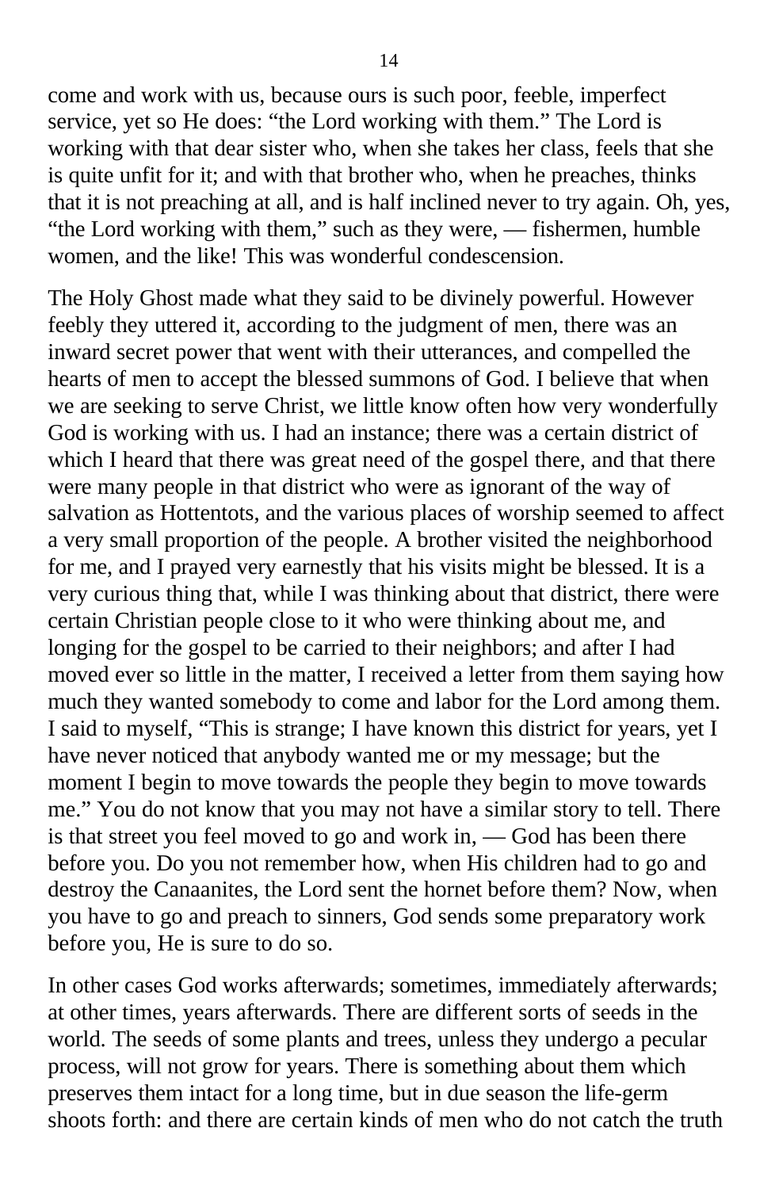come and work with us, because ours is such poor, feeble, imperfect service, yet so He does: “the Lord working with them.” The Lord is working with that dear sister who, when she takes her class, feels that she is quite unfit for it; and with that brother who, when he preaches, thinks that it is not preaching at all, and is half inclined never to try again. Oh, yes, “the Lord working with them,” such as they were, — fishermen, humble women, and the like! This was wonderful condescension.

The Holy Ghost made what they said to be divinely powerful. However feebly they uttered it, according to the judgment of men, there was an inward secret power that went with their utterances, and compelled the hearts of men to accept the blessed summons of God. I believe that when we are seeking to serve Christ, we little know often how very wonderfully God is working with us. I had an instance; there was a certain district of which I heard that there was great need of the gospel there, and that there were many people in that district who were as ignorant of the way of salvation as Hottentots, and the various places of worship seemed to affect a very small proportion of the people. A brother visited the neighborhood for me, and I prayed very earnestly that his visits might be blessed. It is a very curious thing that, while I was thinking about that district, there were certain Christian people close to it who were thinking about me, and longing for the gospel to be carried to their neighbors; and after I had moved ever so little in the matter, I received a letter from them saying how much they wanted somebody to come and labor for the Lord among them. I said to myself, “This is strange; I have known this district for years, yet I have never noticed that anybody wanted me or my message; but the moment I begin to move towards the people they begin to move towards me.” You do not know that you may not have a similar story to tell. There is that street you feel moved to go and work in, — God has been there before you. Do you not remember how, when His children had to go and destroy the Canaanites, the Lord sent the hornet before them? Now, when you have to go and preach to sinners, God sends some preparatory work before you, He is sure to do so.

In other cases God works afterwards; sometimes, immediately afterwards; at other times, years afterwards. There are different sorts of seeds in the world. The seeds of some plants and trees, unless they undergo a pecular process, will not grow for years. There is something about them which preserves them intact for a long time, but in due season the life-germ shoots forth: and there are certain kinds of men who do not catch the truth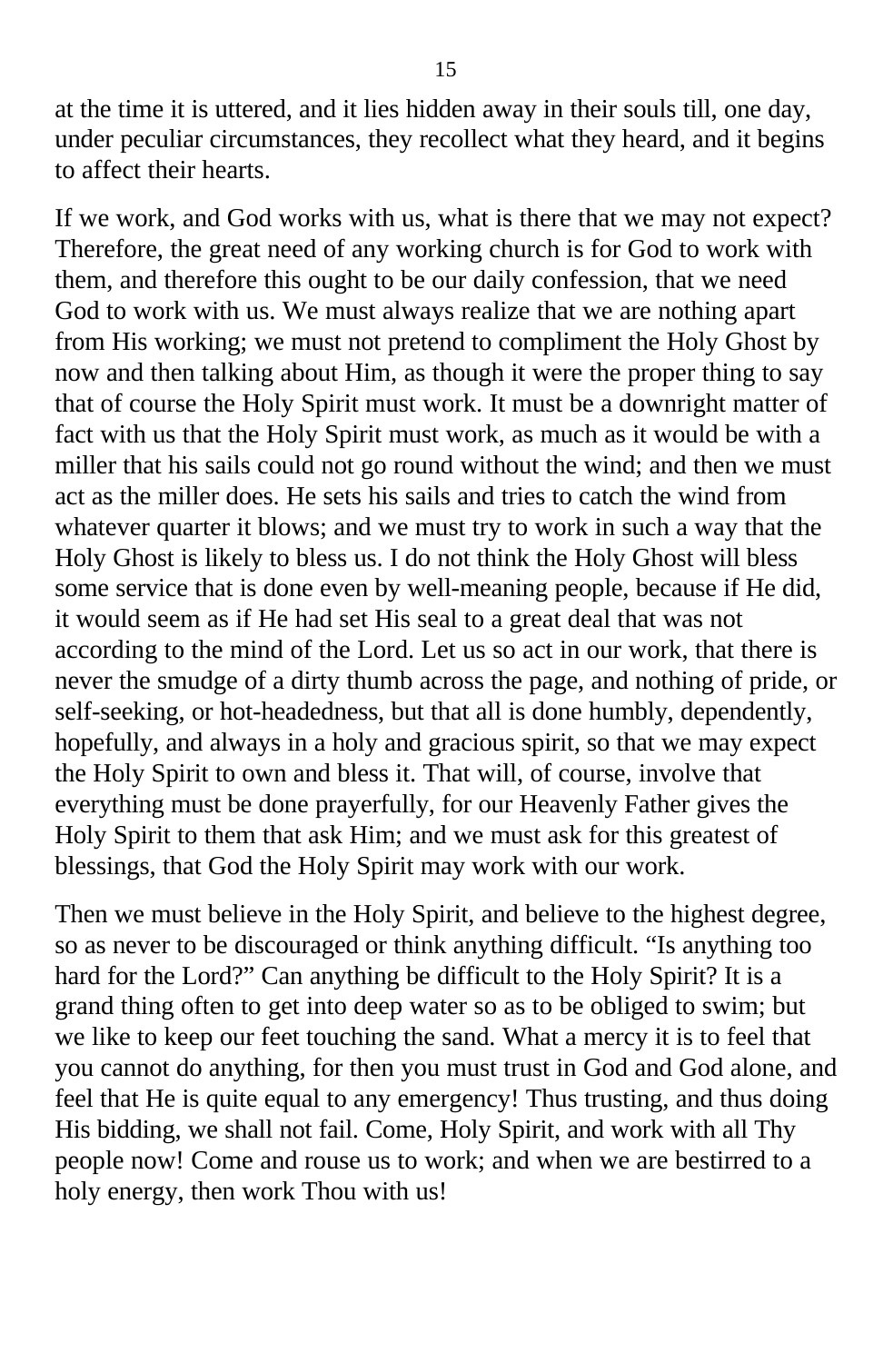at the time it is uttered, and it lies hidden away in their souls till, one day, under peculiar circumstances, they recollect what they heard, and it begins to affect their hearts.

If we work, and God works with us, what is there that we may not expect? Therefore, the great need of any working church is for God to work with them, and therefore this ought to be our daily confession, that we need God to work with us. We must always realize that we are nothing apart from His working; we must not pretend to compliment the Holy Ghost by now and then talking about Him, as though it were the proper thing to say that of course the Holy Spirit must work. It must be a downright matter of fact with us that the Holy Spirit must work, as much as it would be with a miller that his sails could not go round without the wind; and then we must act as the miller does. He sets his sails and tries to catch the wind from whatever quarter it blows; and we must try to work in such a way that the Holy Ghost is likely to bless us. I do not think the Holy Ghost will bless some service that is done even by well-meaning people, because if He did, it would seem as if He had set His seal to a great deal that was not according to the mind of the Lord. Let us so act in our work, that there is never the smudge of a dirty thumb across the page, and nothing of pride, or self-seeking, or hot-headedness, but that all is done humbly, dependently, hopefully, and always in a holy and gracious spirit, so that we may expect the Holy Spirit to own and bless it. That will, of course, involve that everything must be done prayerfully, for our Heavenly Father gives the Holy Spirit to them that ask Him; and we must ask for this greatest of blessings, that God the Holy Spirit may work with our work.

Then we must believe in the Holy Spirit, and believe to the highest degree, so as never to be discouraged or think anything difficult. “Is anything too hard for the Lord?” Can anything be difficult to the Holy Spirit? It is a grand thing often to get into deep water so as to be obliged to swim; but we like to keep our feet touching the sand. What a mercy it is to feel that you cannot do anything, for then you must trust in God and God alone, and feel that He is quite equal to any emergency! Thus trusting, and thus doing His bidding, we shall not fail. Come, Holy Spirit, and work with all Thy people now! Come and rouse us to work; and when we are bestirred to a holy energy, then work Thou with us!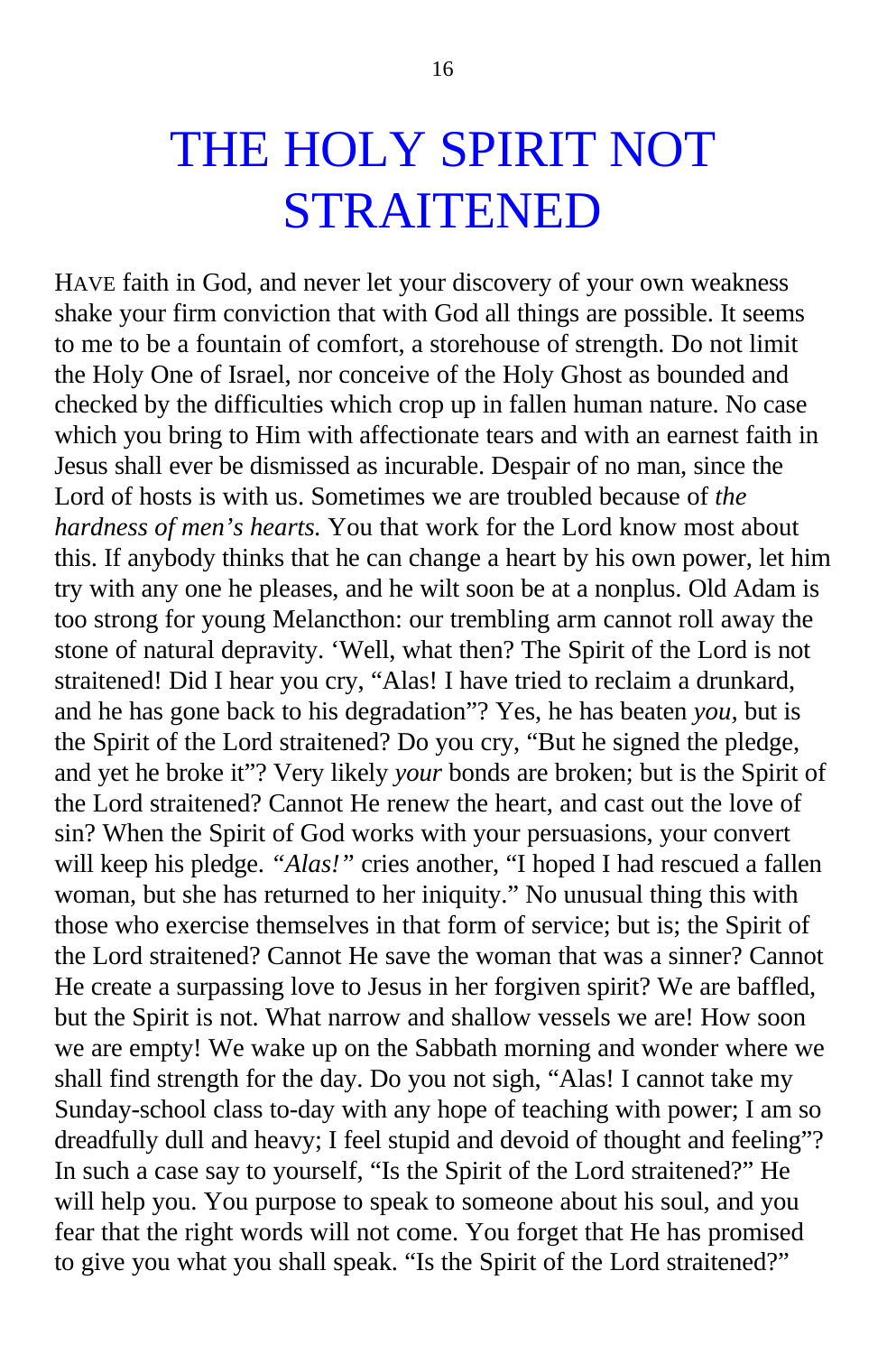# THE HOLY SPIRIT NOT STRAITENED

HAVE faith in God, and never let your discovery of your own weakness shake your firm conviction that with God all things are possible. It seems to me to be a fountain of comfort, a storehouse of strength. Do not limit the Holy One of Israel, nor conceive of the Holy Ghost as bounded and checked by the difficulties which crop up in fallen human nature. No case which you bring to Him with affectionate tears and with an earnest faith in Jesus shall ever be dismissed as incurable. Despair of no man, since the Lord of hosts is with us. Sometimes we are troubled because of *the hardness of men's hearts.* You that work for the Lord know most about this. If anybody thinks that he can change a heart by his own power, let him try with any one he pleases, and he wilt soon be at a nonplus. Old Adam is too strong for young Melancthon: our trembling arm cannot roll away the stone of natural depravity. 'Well, what then? The Spirit of the Lord is not straitened! Did I hear you cry, "Alas! I have tried to reclaim a drunkard, and he has gone back to his degradation"? Yes, he has beaten *you,* but is the Spirit of the Lord straitened? Do you cry, "But he signed the pledge, and yet he broke it"? Very likely *your* bonds are broken; but is the Spirit of the Lord straitened? Cannot He renew the heart, and cast out the love of sin? When the Spirit of God works with your persuasions, your convert will keep his pledge. *"Alas!"* cries another, "I hoped I had rescued a fallen woman, but she has returned to her iniquity." No unusual thing this with those who exercise themselves in that form of service; but is; the Spirit of the Lord straitened? Cannot He save the woman that was a sinner? Cannot He create a surpassing love to Jesus in her forgiven spirit? We are baffled, but the Spirit is not. What narrow and shallow vessels we are! How soon we are empty! We wake up on the Sabbath morning and wonder where we shall find strength for the day. Do you not sigh, "Alas! I cannot take my Sunday-school class to-day with any hope of teaching with power; I am so dreadfully dull and heavy; I feel stupid and devoid of thought and feeling"? In such a case say to yourself, "Is the Spirit of the Lord straitened?" He will help you. You purpose to speak to someone about his soul, and you fear that the right words will not come. You forget that He has promised to give you what you shall speak. "Is the Spirit of the Lord straitened?"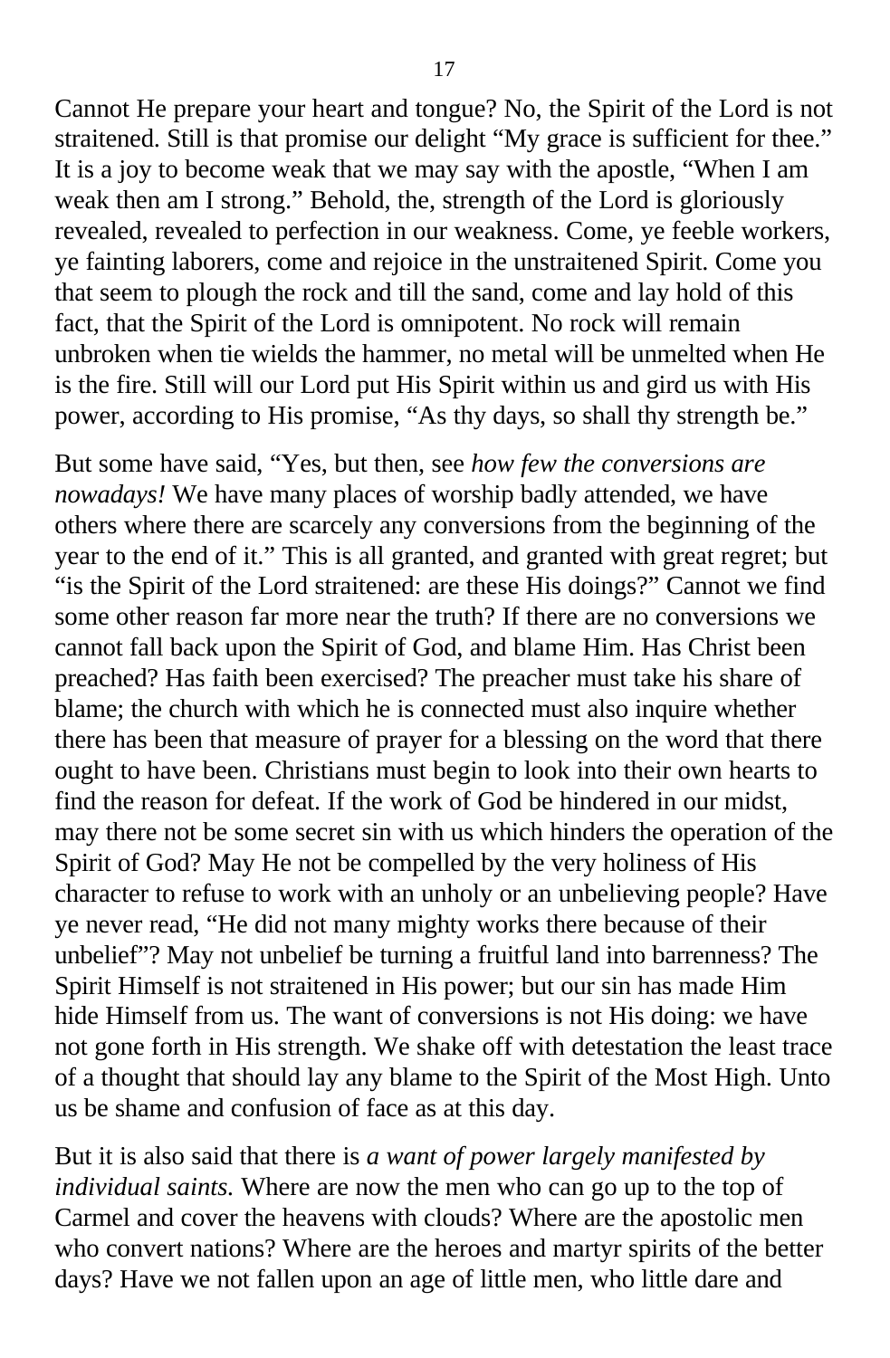Cannot He prepare your heart and tongue? No, the Spirit of the Lord is not straitened. Still is that promise our delight “My grace is sufficient for thee.” It is a joy to become weak that we may say with the apostle, “When I am weak then am I strong.” Behold, the, strength of the Lord is gloriously revealed, revealed to perfection in our weakness. Come, ye feeble workers, ye fainting laborers, come and rejoice in the unstraitened Spirit. Come you that seem to plough the rock and till the sand, come and lay hold of this fact, that the Spirit of the Lord is omnipotent. No rock will remain unbroken when tie wields the hammer, no metal will be unmelted when He is the fire. Still will our Lord put His Spirit within us and gird us with His power, according to His promise, “As thy days, so shall thy strength be.”

But some have said, “Yes, but then, see *how few the conversions are nowadays!* We have many places of worship badly attended, we have others where there are scarcely any conversions from the beginning of the year to the end of it.” This is all granted, and granted with great regret; but “is the Spirit of the Lord straitened: are these His doings?” Cannot we find some other reason far more near the truth? If there are no conversions we cannot fall back upon the Spirit of God, and blame Him. Has Christ been preached? Has faith been exercised? The preacher must take his share of blame; the church with which he is connected must also inquire whether there has been that measure of prayer for a blessing on the word that there ought to have been. Christians must begin to look into their own hearts to find the reason for defeat. If the work of God be hindered in our midst, may there not be some secret sin with us which hinders the operation of the Spirit of God? May He not be compelled by the very holiness of His character to refuse to work with an unholy or an unbelieving people? Have ye never read, “He did not many mighty works there because of their unbelief”? May not unbelief be turning a fruitful land into barrenness? The Spirit Himself is not straitened in His power; but our sin has made Him hide Himself from us. The want of conversions is not His doing: we have not gone forth in His strength. We shake off with detestation the least trace of a thought that should lay any blame to the Spirit of the Most High. Unto us be shame and confusion of face as at this day.

But it is also said that there is *a want of power largely manifested by individual saints.* Where are now the men who can go up to the top of Carmel and cover the heavens with clouds? Where are the apostolic men who convert nations? Where are the heroes and martyr spirits of the better days? Have we not fallen upon an age of little men, who little dare and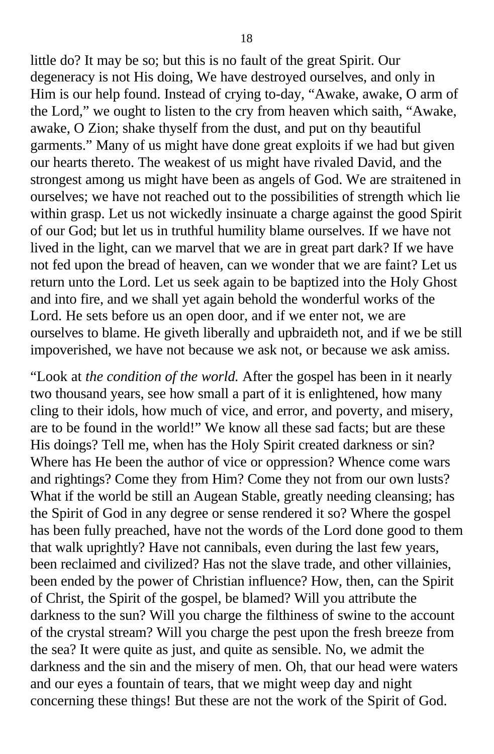little do? It may be so; but this is no fault of the great Spirit. Our degeneracy is not His doing, We have destroyed ourselves, and only in Him is our help found. Instead of crying to-day, "Awake, awake, O arm of the Lord," we ought to listen to the cry from heaven which saith, "Awake, awake, O Zion; shake thyself from the dust, and put on thy beautiful garments." Many of us might have done great exploits if we had but given our hearts thereto. The weakest of us might have rivaled David, and the strongest among us might have been as angels of God. We are straitened in ourselves; we have not reached out to the possibilities of strength which lie within grasp. Let us not wickedly insinuate a charge against the good Spirit of our God; but let us in truthful humility blame ourselves. If we have not lived in the light, can we marvel that we are in great part dark? If we have not fed upon the bread of heaven, can we wonder that we are faint? Let us return unto the Lord. Let us seek again to be baptized into the Holy Ghost and into fire, and we shall yet again behold the wonderful works of the Lord. He sets before us an open door, and if we enter not, we are ourselves to blame. He giveth liberally and upbraideth not, and if we be still impoverished, we have not because we ask not, or because we ask amiss.

"Look at *the condition of the world.* After the gospel has been in it nearly two thousand years, see how small a part of it is enlightened, how many cling to their idols, how much of vice, and error, and poverty, and misery, are to be found in the world!" We know all these sad facts; but are these His doings? Tell me, when has the Holy Spirit created darkness or sin? Where has He been the author of vice or oppression? Whence come wars and rightings? Come they from Him? Come they not from our own lusts? What if the world be still an Augean Stable, greatly needing cleansing; has the Spirit of God in any degree or sense rendered it so? Where the gospel has been fully preached, have not the words of the Lord done good to them that walk uprightly? Have not cannibals, even during the last few years, been reclaimed and civilized? Has not the slave trade, and other villainies, been ended by the power of Christian influence? How, then, can the Spirit of Christ, the Spirit of the gospel, be blamed? Will you attribute the darkness to the sun? Will you charge the filthiness of swine to the account of the crystal stream? Will you charge the pest upon the fresh breeze from the sea? It were quite as just, and quite as sensible. No, we admit the darkness and the sin and the misery of men. Oh, that our head were waters and our eyes a fountain of tears, that we might weep day and night concerning these things! But these are not the work of the Spirit of God.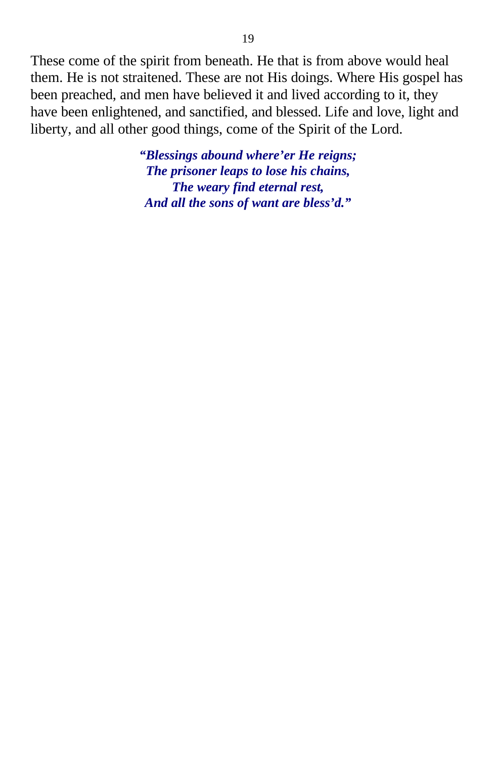These come of the spirit from beneath. He that is from above would heal them. He is not straitened. These are not His doings. Where His gospel has been preached, and men have believed it and lived according to it, they have been enlightened, and sanctified, and blessed. Life and love, light and liberty, and all other good things, come of the Spirit of the Lord.

> ***“Blessings abound where’er He reigns;***
> ***The prisoner leaps to lose his chains,***
> ***The weary find eternal rest,***
> ***And all the sons of want are bless’d.”***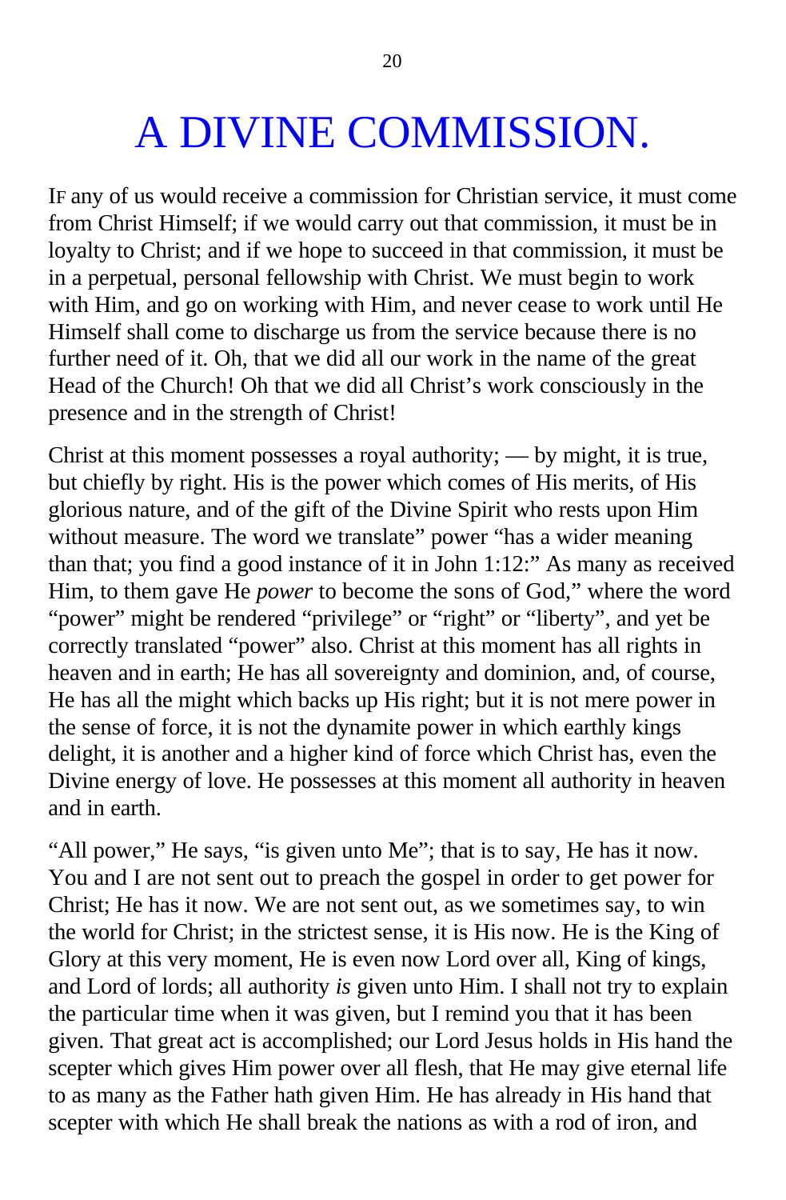# A DIVINE COMMISSION.

IF any of us would receive a commission for Christian service, it must come from Christ Himself; if we would carry out that commission, it must be in loyalty to Christ; and if we hope to succeed in that commission, it must be in a perpetual, personal fellowship with Christ. We must begin to work with Him, and go on working with Him, and never cease to work until He Himself shall come to discharge us from the service because there is no further need of it. Oh, that we did all our work in the name of the great Head of the Church! Oh that we did all Christ's work consciously in the presence and in the strength of Christ!

Christ at this moment possesses a royal authority; — by might, it is true, but chiefly by right. His is the power which comes of His merits, of His glorious nature, and of the gift of the Divine Spirit who rests upon Him without measure. The word we translate" power "has a wider meaning than that; you find a good instance of it in John 1:12:" As many as received Him, to them gave He *power* to become the sons of God," where the word "power" might be rendered "privilege" or "right" or "liberty", and yet be correctly translated "power" also. Christ at this moment has all rights in heaven and in earth; He has all sovereignty and dominion, and, of course, He has all the might which backs up His right; but it is not mere power in the sense of force, it is not the dynamite power in which earthly kings delight, it is another and a higher kind of force which Christ has, even the Divine energy of love. He possesses at this moment all authority in heaven and in earth.

"All power," He says, "is given unto Me"; that is to say, He has it now. You and I are not sent out to preach the gospel in order to get power for Christ; He has it now. We are not sent out, as we sometimes say, to win the world for Christ; in the strictest sense, it is His now. He is the King of Glory at this very moment, He is even now Lord over all, King of kings, and Lord of lords; all authority *is* given unto Him. I shall not try to explain the particular time when it was given, but I remind you that it has been given. That great act is accomplished; our Lord Jesus holds in His hand the scepter which gives Him power over all flesh, that He may give eternal life to as many as the Father hath given Him. He has already in His hand that scepter with which He shall break the nations as with a rod of iron, and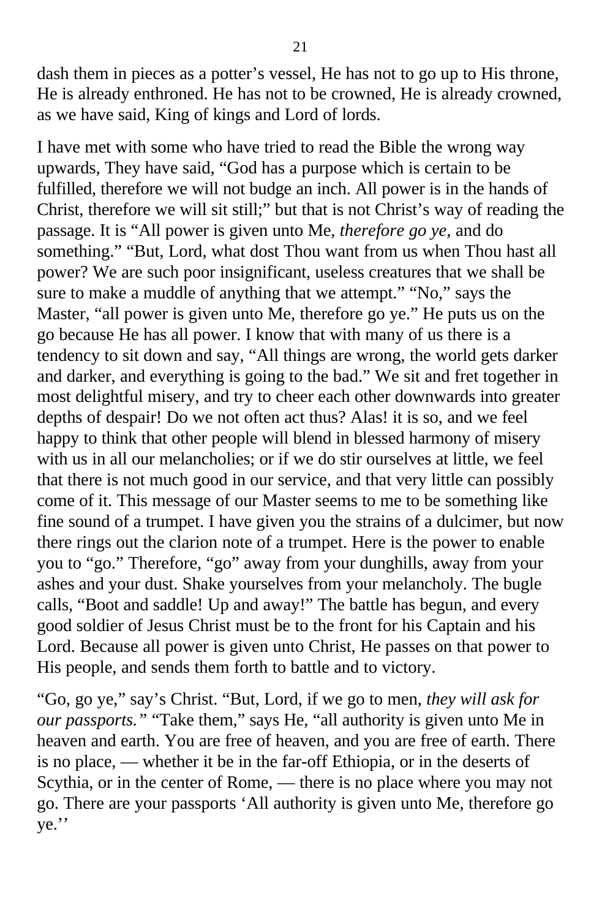dash them in pieces as a potter's vessel, He has not to go up to His throne, He is already enthroned. He has not to be crowned, He is already crowned, as we have said, King of kings and Lord of lords.

I have met with some who have tried to read the Bible the wrong way upwards, They have said, "God has a purpose which is certain to be fulfilled, therefore we will not budge an inch. All power is in the hands of Christ, therefore we will sit still;" but that is not Christ's way of reading the passage. It is "All power is given unto Me, *therefore go ye,* and do something." "But, Lord, what dost Thou want from us when Thou hast all power? We are such poor insignificant, useless creatures that we shall be sure to make a muddle of anything that we attempt." "No," says the Master, "all power is given unto Me, therefore go ye." He puts us on the go because He has all power. I know that with many of us there is a tendency to sit down and say, "All things are wrong, the world gets darker and darker, and everything is going to the bad." We sit and fret together in most delightful misery, and try to cheer each other downwards into greater depths of despair! Do we not often act thus? Alas! it is so, and we feel happy to think that other people will blend in blessed harmony of misery with us in all our melancholies; or if we do stir ourselves at little, we feel that there is not much good in our service, and that very little can possibly come of it. This message of our Master seems to me to be something like fine sound of a trumpet. I have given you the strains of a dulcimer, but now there rings out the clarion note of a trumpet. Here is the power to enable you to "go." Therefore, "go" away from your dunghills, away from your ashes and your dust. Shake yourselves from your melancholy. The bugle calls, "Boot and saddle! Up and away!" The battle has begun, and every good soldier of Jesus Christ must be to the front for his Captain and his Lord. Because all power is given unto Christ, He passes on that power to His people, and sends them forth to battle and to victory.

"Go, go ye," say's Christ. "But, Lord, if we go to men, *they will ask for our passports."* "Take them," says He, "all authority is given unto Me in heaven and earth. You are free of heaven, and you are free of earth. There is no place, — whether it be in the far-off Ethiopia, or in the deserts of Scythia, or in the center of Rome, — there is no place where you may not go. There are your passports 'All authority is given unto Me, therefore go ye.''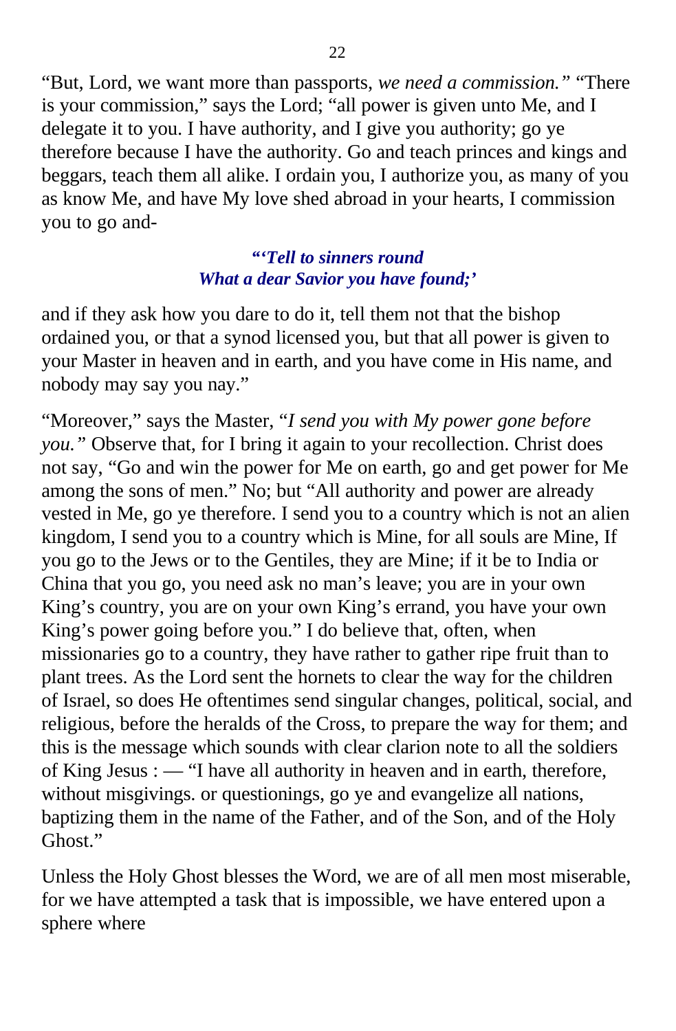"But, Lord, we want more than passports, *we need a commission."* "There is your commission," says the Lord; "all power is given unto Me, and I delegate it to you. I have authority, and I give you authority; go ye therefore because I have the authority. Go and teach princes and kings and beggars, teach them all alike. I ordain you, I authorize you, as many of you as know Me, and have My love shed abroad in your hearts, I commission you to go and-

***"'Tell to sinners round***
***What a dear Savior you have found;'***

and if they ask how you dare to do it, tell them not that the bishop ordained you, or that a synod licensed you, but that all power is given to your Master in heaven and in earth, and you have come in His name, and nobody may say you nay."

"Moreover," says the Master, "*I send you with My power gone before you."* Observe that, for I bring it again to your recollection. Christ does not say, "Go and win the power for Me on earth, go and get power for Me among the sons of men." No; but "All authority and power are already vested in Me, go ye therefore. I send you to a country which is not an alien kingdom, I send you to a country which is Mine, for all souls are Mine, If you go to the Jews or to the Gentiles, they are Mine; if it be to India or China that you go, you need ask no man's leave; you are in your own King's country, you are on your own King's errand, you have your own King's power going before you." I do believe that, often, when missionaries go to a country, they have rather to gather ripe fruit than to plant trees. As the Lord sent the hornets to clear the way for the children of Israel, so does He oftentimes send singular changes, political, social, and religious, before the heralds of the Cross, to prepare the way for them; and this is the message which sounds with clear clarion note to all the soldiers of King Jesus : — "I have all authority in heaven and in earth, therefore, without misgivings. or questionings, go ye and evangelize all nations, baptizing them in the name of the Father, and of the Son, and of the Holy Ghost."

Unless the Holy Ghost blesses the Word, we are of all men most miserable, for we have attempted a task that is impossible, we have entered upon a sphere where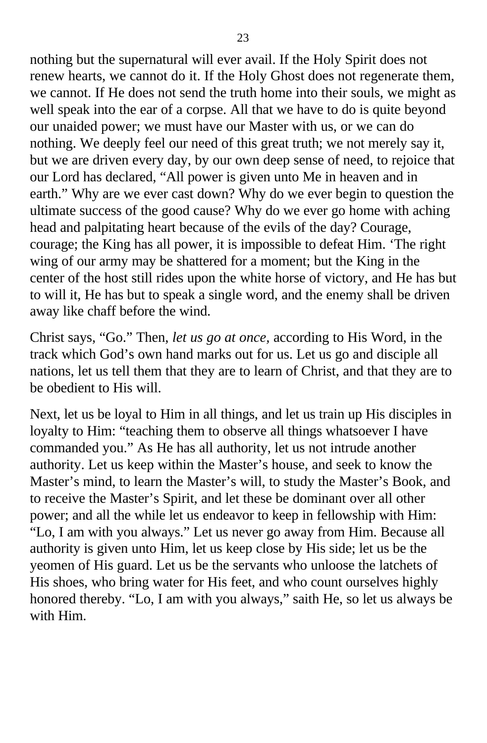nothing but the supernatural will ever avail. If the Holy Spirit does not renew hearts, we cannot do it. If the Holy Ghost does not regenerate them, we cannot. If He does not send the truth home into their souls, we might as well speak into the ear of a corpse. All that we have to do is quite beyond our unaided power; we must have our Master with us, or we can do nothing. We deeply feel our need of this great truth; we not merely say it, but we are driven every day, by our own deep sense of need, to rejoice that our Lord has declared, "All power is given unto Me in heaven and in earth." Why are we ever cast down? Why do we ever begin to question the ultimate success of the good cause? Why do we ever go home with aching head and palpitating heart because of the evils of the day? Courage, courage; the King has all power, it is impossible to defeat Him. 'The right wing of our army may be shattered for a moment; but the King in the center of the host still rides upon the white horse of victory, and He has but to will it, He has but to speak a single word, and the enemy shall be driven away like chaff before the wind.

Christ says, "Go." Then, *let us go at once,* according to His Word, in the track which God's own hand marks out for us. Let us go and disciple all nations, let us tell them that they are to learn of Christ, and that they are to be obedient to His will.

Next, let us be loyal to Him in all things, and let us train up His disciples in loyalty to Him: "teaching them to observe all things whatsoever I have commanded you." As He has all authority, let us not intrude another authority. Let us keep within the Master's house, and seek to know the Master's mind, to learn the Master's will, to study the Master's Book, and to receive the Master's Spirit, and let these be dominant over all other power; and all the while let us endeavor to keep in fellowship with Him: "Lo, I am with you always." Let us never go away from Him. Because all authority is given unto Him, let us keep close by His side; let us be the yeomen of His guard. Let us be the servants who unloose the latchets of His shoes, who bring water for His feet, and who count ourselves highly honored thereby. "Lo, I am with you always," saith He, so let us always be with Him.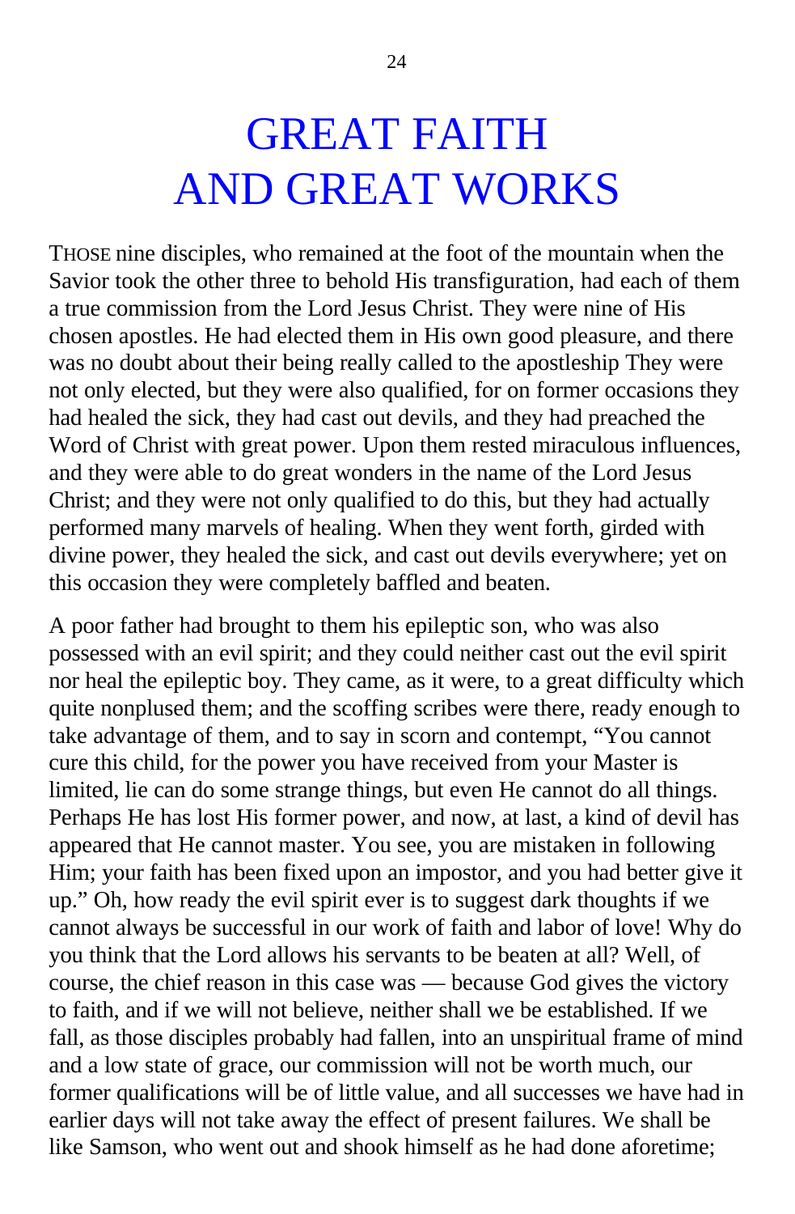# GREAT FAITH AND GREAT WORKS

THOSE nine disciples, who remained at the foot of the mountain when the Savior took the other three to behold His transfiguration, had each of them a true commission from the Lord Jesus Christ. They were nine of His chosen apostles. He had elected them in His own good pleasure, and there was no doubt about their being really called to the apostleship They were not only elected, but they were also qualified, for on former occasions they had healed the sick, they had cast out devils, and they had preached the Word of Christ with great power. Upon them rested miraculous influences, and they were able to do great wonders in the name of the Lord Jesus Christ; and they were not only qualified to do this, but they had actually performed many marvels of healing. When they went forth, girded with divine power, they healed the sick, and cast out devils everywhere; yet on this occasion they were completely baffled and beaten.

A poor father had brought to them his epileptic son, who was also possessed with an evil spirit; and they could neither cast out the evil spirit nor heal the epileptic boy. They came, as it were, to a great difficulty which quite nonplused them; and the scoffing scribes were there, ready enough to take advantage of them, and to say in scorn and contempt, "You cannot cure this child, for the power you have received from your Master is limited, lie can do some strange things, but even He cannot do all things. Perhaps He has lost His former power, and now, at last, a kind of devil has appeared that He cannot master. You see, you are mistaken in following Him; your faith has been fixed upon an impostor, and you had better give it up." Oh, how ready the evil spirit ever is to suggest dark thoughts if we cannot always be successful in our work of faith and labor of love! Why do you think that the Lord allows his servants to be beaten at all? Well, of course, the chief reason in this case was — because God gives the victory to faith, and if we will not believe, neither shall we be established. If we fall, as those disciples probably had fallen, into an unspiritual frame of mind and a low state of grace, our commission will not be worth much, our former qualifications will be of little value, and all successes we have had in earlier days will not take away the effect of present failures. We shall be like Samson, who went out and shook himself as he had done aforetime;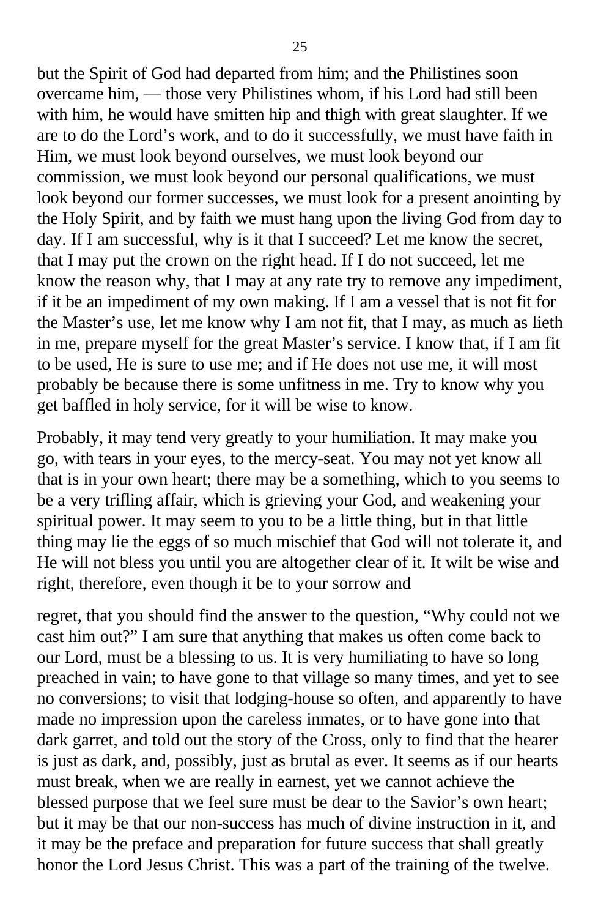but the Spirit of God had departed from him; and the Philistines soon overcame him, — those very Philistines whom, if his Lord had still been with him, he would have smitten hip and thigh with great slaughter. If we are to do the Lord's work, and to do it successfully, we must have faith in Him, we must look beyond ourselves, we must look beyond our commission, we must look beyond our personal qualifications, we must look beyond our former successes, we must look for a present anointing by the Holy Spirit, and by faith we must hang upon the living God from day to day. If I am successful, why is it that I succeed? Let me know the secret, that I may put the crown on the right head. If I do not succeed, let me know the reason why, that I may at any rate try to remove any impediment, if it be an impediment of my own making. If I am a vessel that is not fit for the Master's use, let me know why I am not fit, that I may, as much as lieth in me, prepare myself for the great Master's service. I know that, if I am fit to be used, He is sure to use me; and if He does not use me, it will most probably be because there is some unfitness in me. Try to know why you get baffled in holy service, for it will be wise to know.

Probably, it may tend very greatly to your humiliation. It may make you go, with tears in your eyes, to the mercy-seat. You may not yet know all that is in your own heart; there may be a something, which to you seems to be a very trifling affair, which is grieving your God, and weakening your spiritual power. It may seem to you to be a little thing, but in that little thing may lie the eggs of so much mischief that God will not tolerate it, and He will not bless you until you are altogether clear of it. It wilt be wise and right, therefore, even though it be to your sorrow and regret, that you should find the answer to the question, "Why could not we cast him out?" I am sure that anything that makes us often come back to our Lord, must be a blessing to us. It is very humiliating to have so long preached in vain; to have gone to that village so many times, and yet to see no conversions; to visit that lodging-house so often, and apparently to have made no impression upon the careless inmates, or to have gone into that dark garret, and told out the story of the Cross, only to find that the hearer is just as dark, and, possibly, just as brutal as ever. It seems as if our hearts must break, when we are really in earnest, yet we cannot achieve the blessed purpose that we feel sure must be dear to the Savior's own heart; but it may be that our non-success has much of divine instruction in it, and it may be the preface and preparation for future success that shall greatly honor the Lord Jesus Christ. This was a part of the training of the twelve.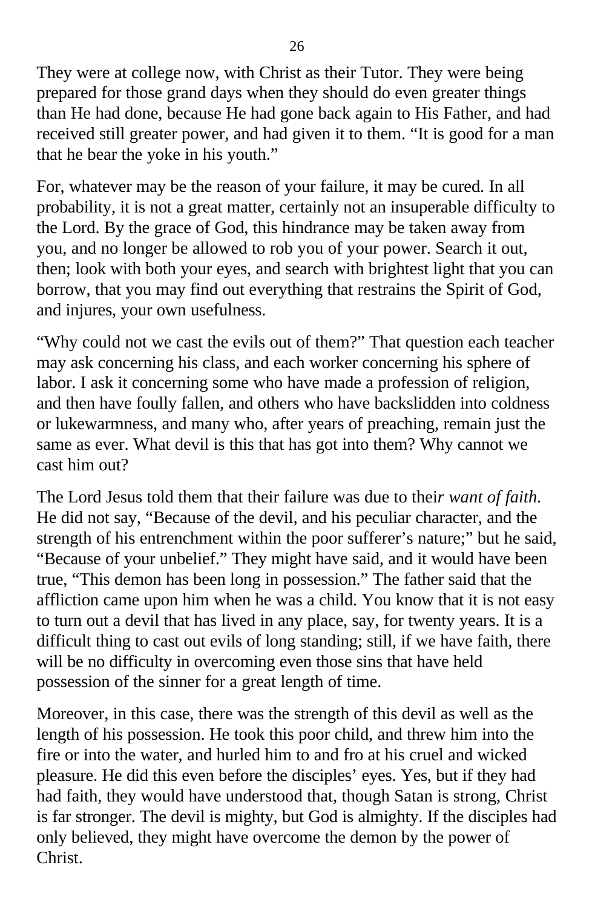They were at college now, with Christ as their Tutor. They were being prepared for those grand days when they should do even greater things than He had done, because He had gone back again to His Father, and had received still greater power, and had given it to them. “It is good for a man that he bear the yoke in his youth.”

For, whatever may be the reason of your failure, it may be cured. In all probability, it is not a great matter, certainly not an insuperable difficulty to the Lord. By the grace of God, this hindrance may be taken away from you, and no longer be allowed to rob you of your power. Search it out, then; look with both your eyes, and search with brightest light that you can borrow, that you may find out everything that restrains the Spirit of God, and injures, your own usefulness.

“Why could not we cast the evils out of them?” That question each teacher may ask concerning his class, and each worker concerning his sphere of labor. I ask it concerning some who have made a profession of religion, and then have foully fallen, and others who have backslidden into coldness or lukewarmness, and many who, after years of preaching, remain just the same as ever. What devil is this that has got into them? Why cannot we cast him out?

The Lord Jesus told them that their failure was due to thei*r want of faith.* He did not say, “Because of the devil, and his peculiar character, and the strength of his entrenchment within the poor sufferer’s nature;” but he said, “Because of your unbelief.” They might have said, and it would have been true, “This demon has been long in possession.” The father said that the affliction came upon him when he was a child. You know that it is not easy to turn out a devil that has lived in any place, say, for twenty years. It is a difficult thing to cast out evils of long standing; still, if we have faith, there will be no difficulty in overcoming even those sins that have held possession of the sinner for a great length of time.

Moreover, in this case, there was the strength of this devil as well as the length of his possession. He took this poor child, and threw him into the fire or into the water, and hurled him to and fro at his cruel and wicked pleasure. He did this even before the disciples’ eyes. Yes, but if they had had faith, they would have understood that, though Satan is strong, Christ is far stronger. The devil is mighty, but God is almighty. If the disciples had only believed, they might have overcome the demon by the power of Christ.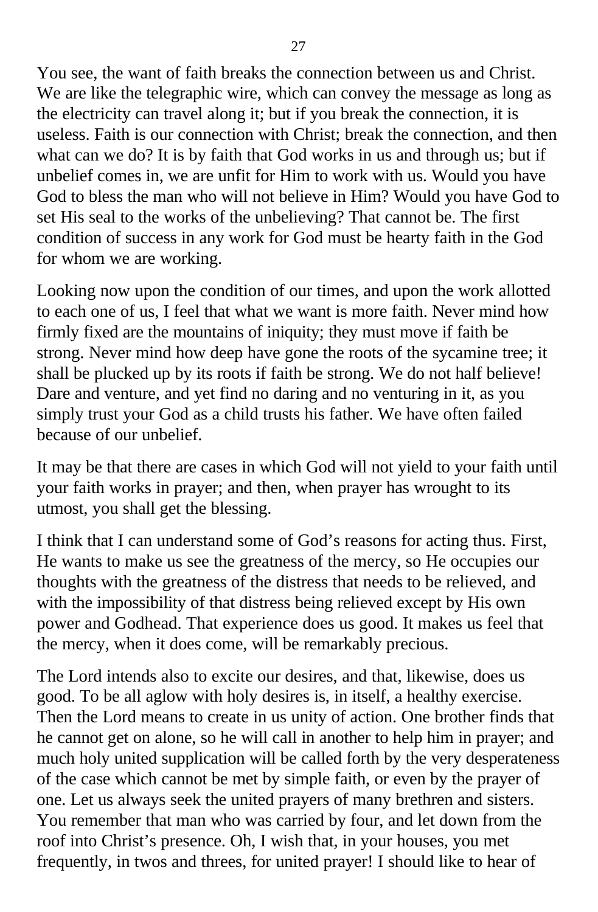You see, the want of faith breaks the connection between us and Christ. We are like the telegraphic wire, which can convey the message as long as the electricity can travel along it; but if you break the connection, it is useless. Faith is our connection with Christ; break the connection, and then what can we do? It is by faith that God works in us and through us; but if unbelief comes in, we are unfit for Him to work with us. Would you have God to bless the man who will not believe in Him? Would you have God to set His seal to the works of the unbelieving? That cannot be. The first condition of success in any work for God must be hearty faith in the God for whom we are working.

Looking now upon the condition of our times, and upon the work allotted to each one of us, I feel that what we want is more faith. Never mind how firmly fixed are the mountains of iniquity; they must move if faith be strong. Never mind how deep have gone the roots of the sycamine tree; it shall be plucked up by its roots if faith be strong. We do not half believe! Dare and venture, and yet find no daring and no venturing in it, as you simply trust your God as a child trusts his father. We have often failed because of our unbelief.

It may be that there are cases in which God will not yield to your faith until your faith works in prayer; and then, when prayer has wrought to its utmost, you shall get the blessing.

I think that I can understand some of God's reasons for acting thus. First, He wants to make us see the greatness of the mercy, so He occupies our thoughts with the greatness of the distress that needs to be relieved, and with the impossibility of that distress being relieved except by His own power and Godhead. That experience does us good. It makes us feel that the mercy, when it does come, will be remarkably precious.

The Lord intends also to excite our desires, and that, likewise, does us good. To be all aglow with holy desires is, in itself, a healthy exercise. Then the Lord means to create in us unity of action. One brother finds that he cannot get on alone, so he will call in another to help him in prayer; and much holy united supplication will be called forth by the very desperateness of the case which cannot be met by simple faith, or even by the prayer of one. Let us always seek the united prayers of many brethren and sisters. You remember that man who was carried by four, and let down from the roof into Christ's presence. Oh, I wish that, in your houses, you met frequently, in twos and threes, for united prayer! I should like to hear of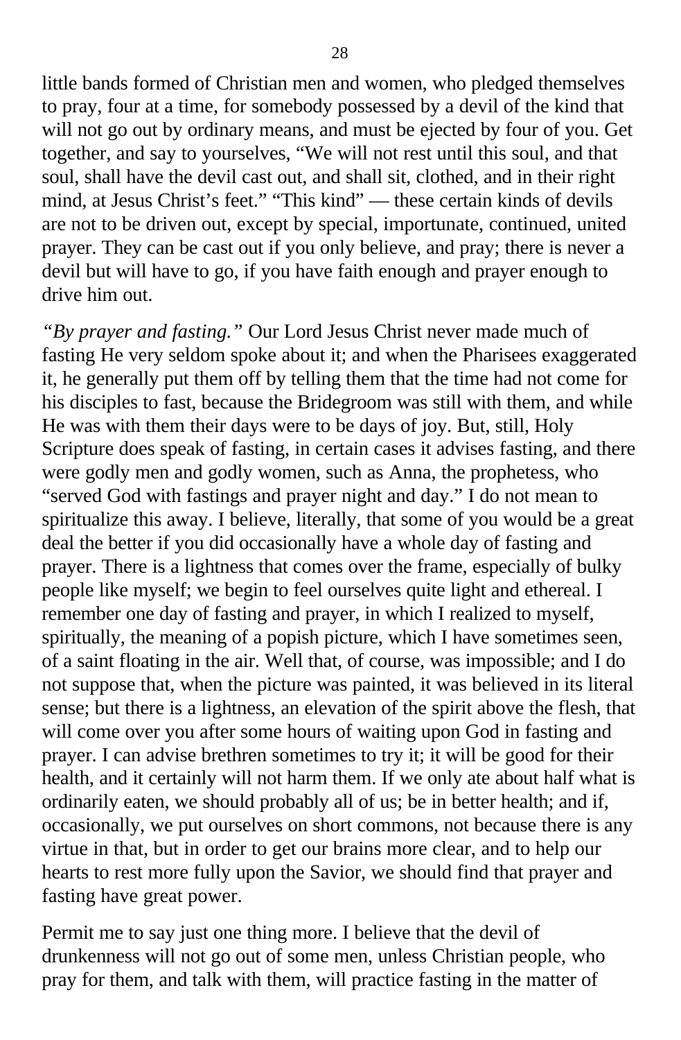little bands formed of Christian men and women, who pledged themselves to pray, four at a time, for somebody possessed by a devil of the kind that will not go out by ordinary means, and must be ejected by four of you. Get together, and say to yourselves, “We will not rest until this soul, and that soul, shall have the devil cast out, and shall sit, clothed, and in their right mind, at Jesus Christ’s feet.” “This kind” — these certain kinds of devils are not to be driven out, except by special, importunate, continued, united prayer. They can be cast out if you only believe, and pray; there is never a devil but will have to go, if you have faith enough and prayer enough to drive him out.

*“By prayer and fasting.”* Our Lord Jesus Christ never made much of fasting He very seldom spoke about it; and when the Pharisees exaggerated it, he generally put them off by telling them that the time had not come for his disciples to fast, because the Bridegroom was still with them, and while He was with them their days were to be days of joy. But, still, Holy Scripture does speak of fasting, in certain cases it advises fasting, and there were godly men and godly women, such as Anna, the prophetess, who “served God with fastings and prayer night and day.” I do not mean to spiritualize this away. I believe, literally, that some of you would be a great deal the better if you did occasionally have a whole day of fasting and prayer. There is a lightness that comes over the frame, especially of bulky people like myself; we begin to feel ourselves quite light and ethereal. I remember one day of fasting and prayer, in which I realized to myself, spiritually, the meaning of a popish picture, which I have sometimes seen, of a saint floating in the air. Well that, of course, was impossible; and I do not suppose that, when the picture was painted, it was believed in its literal sense; but there is a lightness, an elevation of the spirit above the flesh, that will come over you after some hours of waiting upon God in fasting and prayer. I can advise brethren sometimes to try it; it will be good for their health, and it certainly will not harm them. If we only ate about half what is ordinarily eaten, we should probably all of us; be in better health; and if, occasionally, we put ourselves on short commons, not because there is any virtue in that, but in order to get our brains more clear, and to help our hearts to rest more fully upon the Savior, we should find that prayer and fasting have great power.

Permit me to say just one thing more. I believe that the devil of drunkenness will not go out of some men, unless Christian people, who pray for them, and talk with them, will practice fasting in the matter of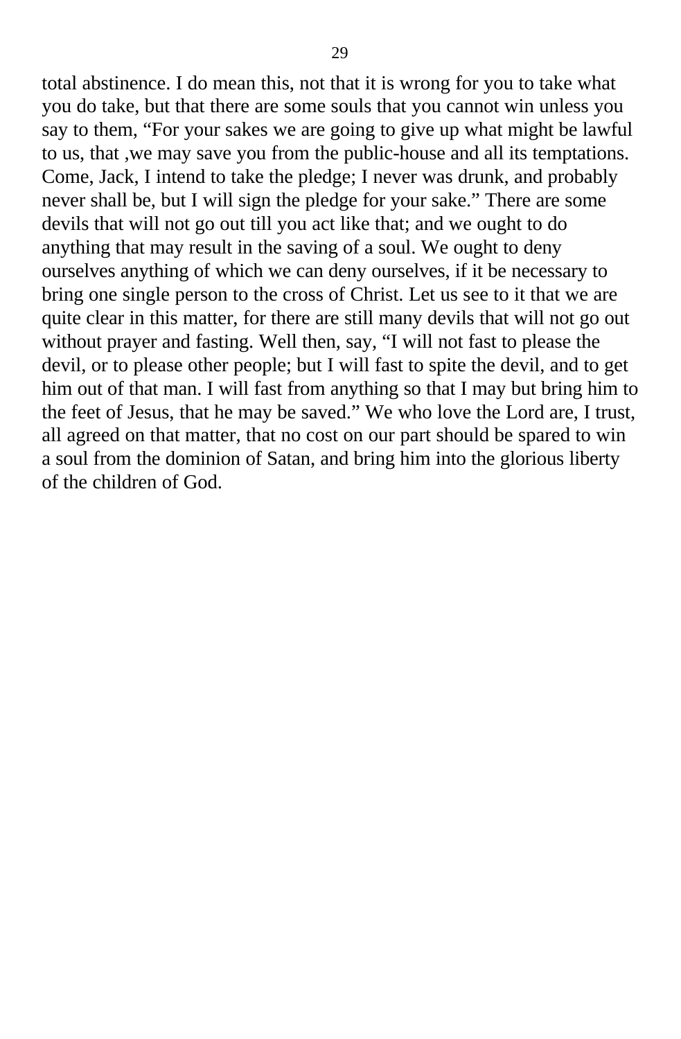total abstinence. I do mean this, not that it is wrong for you to take what you do take, but that there are some souls that you cannot win unless you say to them, "For your sakes we are going to give up what might be lawful to us, that ,we may save you from the public-house and all its temptations. Come, Jack, I intend to take the pledge; I never was drunk, and probably never shall be, but I will sign the pledge for your sake." There are some devils that will not go out till you act like that; and we ought to do anything that may result in the saving of a soul. We ought to deny ourselves anything of which we can deny ourselves, if it be necessary to bring one single person to the cross of Christ. Let us see to it that we are quite clear in this matter, for there are still many devils that will not go out without prayer and fasting. Well then, say, "I will not fast to please the devil, or to please other people; but I will fast to spite the devil, and to get him out of that man. I will fast from anything so that I may but bring him to the feet of Jesus, that he may be saved." We who love the Lord are, I trust, all agreed on that matter, that no cost on our part should be spared to win a soul from the dominion of Satan, and bring him into the glorious liberty of the children of God.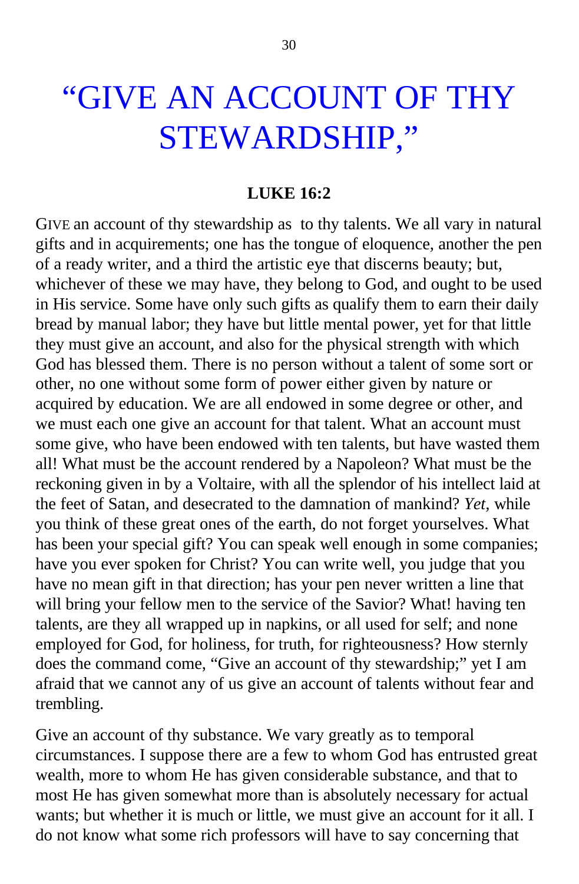# "GIVE AN ACCOUNT OF THY STEWARDSHIP,"

**LUKE 16:2**

GIVE an account of thy stewardship as to thy talents. We all vary in natural gifts and in acquirements; one has the tongue of eloquence, another the pen of a ready writer, and a third the artistic eye that discerns beauty; but, whichever of these we may have, they belong to God, and ought to be used in His service. Some have only such gifts as qualify them to earn their daily bread by manual labor; they have but little mental power, yet for that little they must give an account, and also for the physical strength with which God has blessed them. There is no person without a talent of some sort or other, no one without some form of power either given by nature or acquired by education. We are all endowed in some degree or other, and we must each one give an account for that talent. What an account must some give, who have been endowed with ten talents, but have wasted them all! What must be the account rendered by a Napoleon? What must be the reckoning given in by a Voltaire, with all the splendor of his intellect laid at the feet of Satan, and desecrated to the damnation of mankind? *Yet*, while you think of these great ones of the earth, do not forget yourselves. What has been your special gift? You can speak well enough in some companies; have you ever spoken for Christ? You can write well, you judge that you have no mean gift in that direction; has your pen never written a line that will bring your fellow men to the service of the Savior? What! having ten talents, are they all wrapped up in napkins, or all used for self; and none employed for God, for holiness, for truth, for righteousness? How sternly does the command come, "Give an account of thy stewardship;" yet I am afraid that we cannot any of us give an account of talents without fear and trembling.

Give an account of thy substance. We vary greatly as to temporal circumstances. I suppose there are a few to whom God has entrusted great wealth, more to whom He has given considerable substance, and that to most He has given somewhat more than is absolutely necessary for actual wants; but whether it is much or little, we must give an account for it all. I do not know what some rich professors will have to say concerning that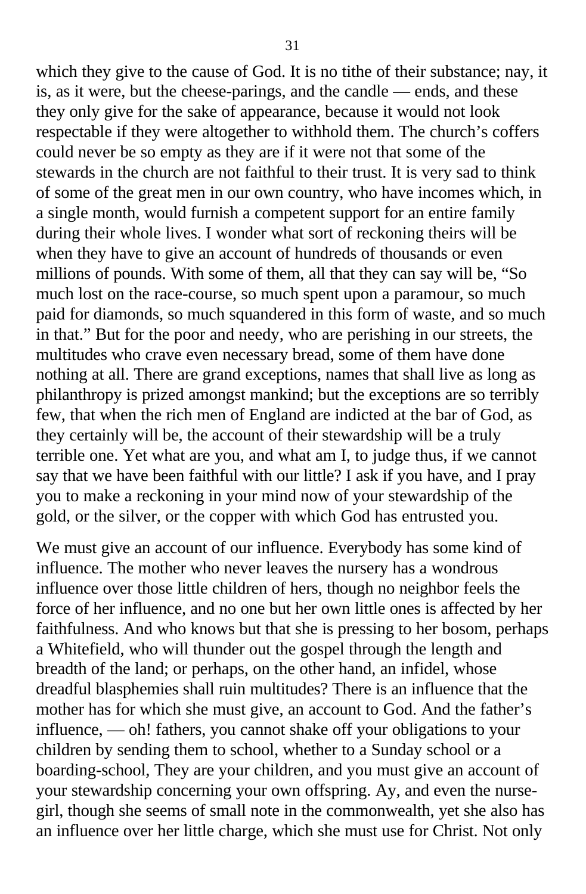which they give to the cause of God. It is no tithe of their substance; nay, it is, as it were, but the cheese-parings, and the candle — ends, and these they only give for the sake of appearance, because it would not look respectable if they were altogether to withhold them. The church's coffers could never be so empty as they are if it were not that some of the stewards in the church are not faithful to their trust. It is very sad to think of some of the great men in our own country, who have incomes which, in a single month, would furnish a competent support for an entire family during their whole lives. I wonder what sort of reckoning theirs will be when they have to give an account of hundreds of thousands or even millions of pounds. With some of them, all that they can say will be, "So much lost on the race-course, so much spent upon a paramour, so much paid for diamonds, so much squandered in this form of waste, and so much in that." But for the poor and needy, who are perishing in our streets, the multitudes who crave even necessary bread, some of them have done nothing at all. There are grand exceptions, names that shall live as long as philanthropy is prized amongst mankind; but the exceptions are so terribly few, that when the rich men of England are indicted at the bar of God, as they certainly will be, the account of their stewardship will be a truly terrible one. Yet what are you, and what am I, to judge thus, if we cannot say that we have been faithful with our little? I ask if you have, and I pray you to make a reckoning in your mind now of your stewardship of the gold, or the silver, or the copper with which God has entrusted you.

We must give an account of our influence. Everybody has some kind of influence. The mother who never leaves the nursery has a wondrous influence over those little children of hers, though no neighbor feels the force of her influence, and no one but her own little ones is affected by her faithfulness. And who knows but that she is pressing to her bosom, perhaps a Whitefield, who will thunder out the gospel through the length and breadth of the land; or perhaps, on the other hand, an infidel, whose dreadful blasphemies shall ruin multitudes? There is an influence that the mother has for which she must give, an account to God. And the father's influence, — oh! fathers, you cannot shake off your obligations to your children by sending them to school, whether to a Sunday school or a boarding-school, They are your children, and you must give an account of your stewardship concerning your own offspring. Ay, and even the nurse-girl, though she seems of small note in the commonwealth, yet she also has an influence over her little charge, which she must use for Christ. Not only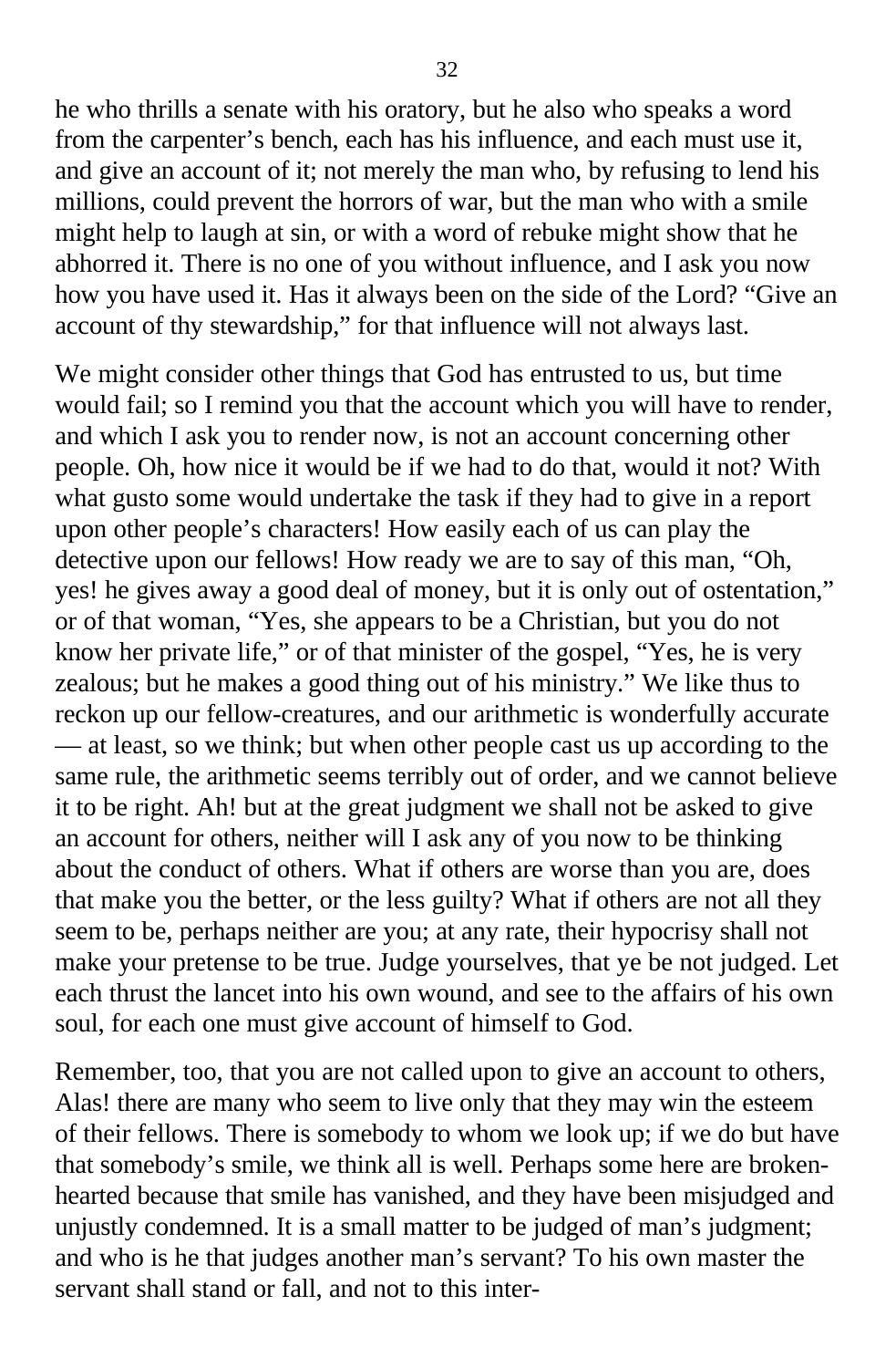he who thrills a senate with his oratory, but he also who speaks a word from the carpenter's bench, each has his influence, and each must use it, and give an account of it; not merely the man who, by refusing to lend his millions, could prevent the horrors of war, but the man who with a smile might help to laugh at sin, or with a word of rebuke might show that he abhorred it. There is no one of you without influence, and I ask you now how you have used it. Has it always been on the side of the Lord? "Give an account of thy stewardship," for that influence will not always last.

We might consider other things that God has entrusted to us, but time would fail; so I remind you that the account which you will have to render, and which I ask you to render now, is not an account concerning other people. Oh, how nice it would be if we had to do that, would it not? With what gusto some would undertake the task if they had to give in a report upon other people's characters! How easily each of us can play the detective upon our fellows! How ready we are to say of this man, "Oh, yes! he gives away a good deal of money, but it is only out of ostentation," or of that woman, "Yes, she appears to be a Christian, but you do not know her private life," or of that minister of the gospel, "Yes, he is very zealous; but he makes a good thing out of his ministry." We like thus to reckon up our fellow-creatures, and our arithmetic is wonderfully accurate — at least, so we think; but when other people cast us up according to the same rule, the arithmetic seems terribly out of order, and we cannot believe it to be right. Ah! but at the great judgment we shall not be asked to give an account for others, neither will I ask any of you now to be thinking about the conduct of others. What if others are worse than you are, does that make you the better, or the less guilty? What if others are not all they seem to be, perhaps neither are you; at any rate, their hypocrisy shall not make your pretense to be true. Judge yourselves, that ye be not judged. Let each thrust the lancet into his own wound, and see to the affairs of his own soul, for each one must give account of himself to God.

Remember, too, that you are not called upon to give an account to others, Alas! there are many who seem to live only that they may win the esteem of their fellows. There is somebody to whom we look up; if we do but have that somebody's smile, we think all is well. Perhaps some here are broken-hearted because that smile has vanished, and they have been misjudged and unjustly condemned. It is a small matter to be judged of man's judgment; and who is he that judges another man's servant? To his own master the servant shall stand or fall, and not to this inter-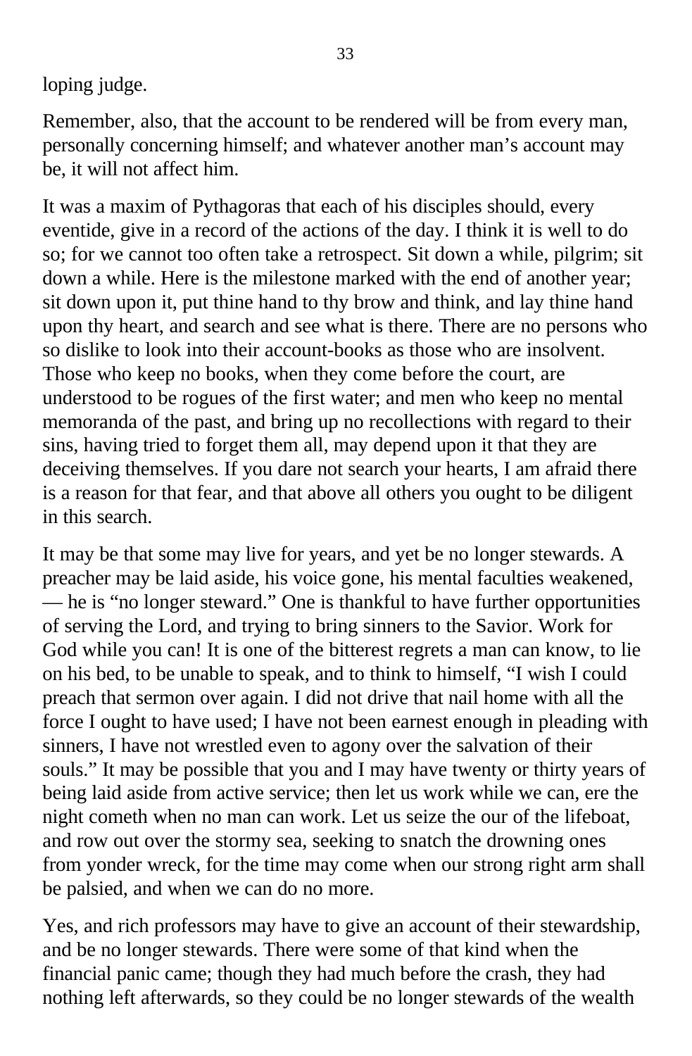loping judge.

Remember, also, that the account to be rendered will be from every man, personally concerning himself; and whatever another man’s account may be, it will not affect him.

It was a maxim of Pythagoras that each of his disciples should, every eventide, give in a record of the actions of the day. I think it is well to do so; for we cannot too often take a retrospect. Sit down a while, pilgrim; sit down a while. Here is the milestone marked with the end of another year; sit down upon it, put thine hand to thy brow and think, and lay thine hand upon thy heart, and search and see what is there. There are no persons who so dislike to look into their account-books as those who are insolvent. Those who keep no books, when they come before the court, are understood to be rogues of the first water; and men who keep no mental memoranda of the past, and bring up no recollections with regard to their sins, having tried to forget them all, may depend upon it that they are deceiving themselves. If you dare not search your hearts, I am afraid there is a reason for that fear, and that above all others you ought to be diligent in this search.

It may be that some may live for years, and yet be no longer stewards. A preacher may be laid aside, his voice gone, his mental faculties weakened, — he is “no longer steward.” One is thankful to have further opportunities of serving the Lord, and trying to bring sinners to the Savior. Work for God while you can! It is one of the bitterest regrets a man can know, to lie on his bed, to be unable to speak, and to think to himself, “I wish I could preach that sermon over again. I did not drive that nail home with all the force I ought to have used; I have not been earnest enough in pleading with sinners, I have not wrestled even to agony over the salvation of their souls.” It may be possible that you and I may have twenty or thirty years of being laid aside from active service; then let us work while we can, ere the night cometh when no man can work. Let us seize the our of the lifeboat, and row out over the stormy sea, seeking to snatch the drowning ones from yonder wreck, for the time may come when our strong right arm shall be palsied, and when we can do no more.

Yes, and rich professors may have to give an account of their stewardship, and be no longer stewards. There were some of that kind when the financial panic came; though they had much before the crash, they had nothing left afterwards, so they could be no longer stewards of the wealth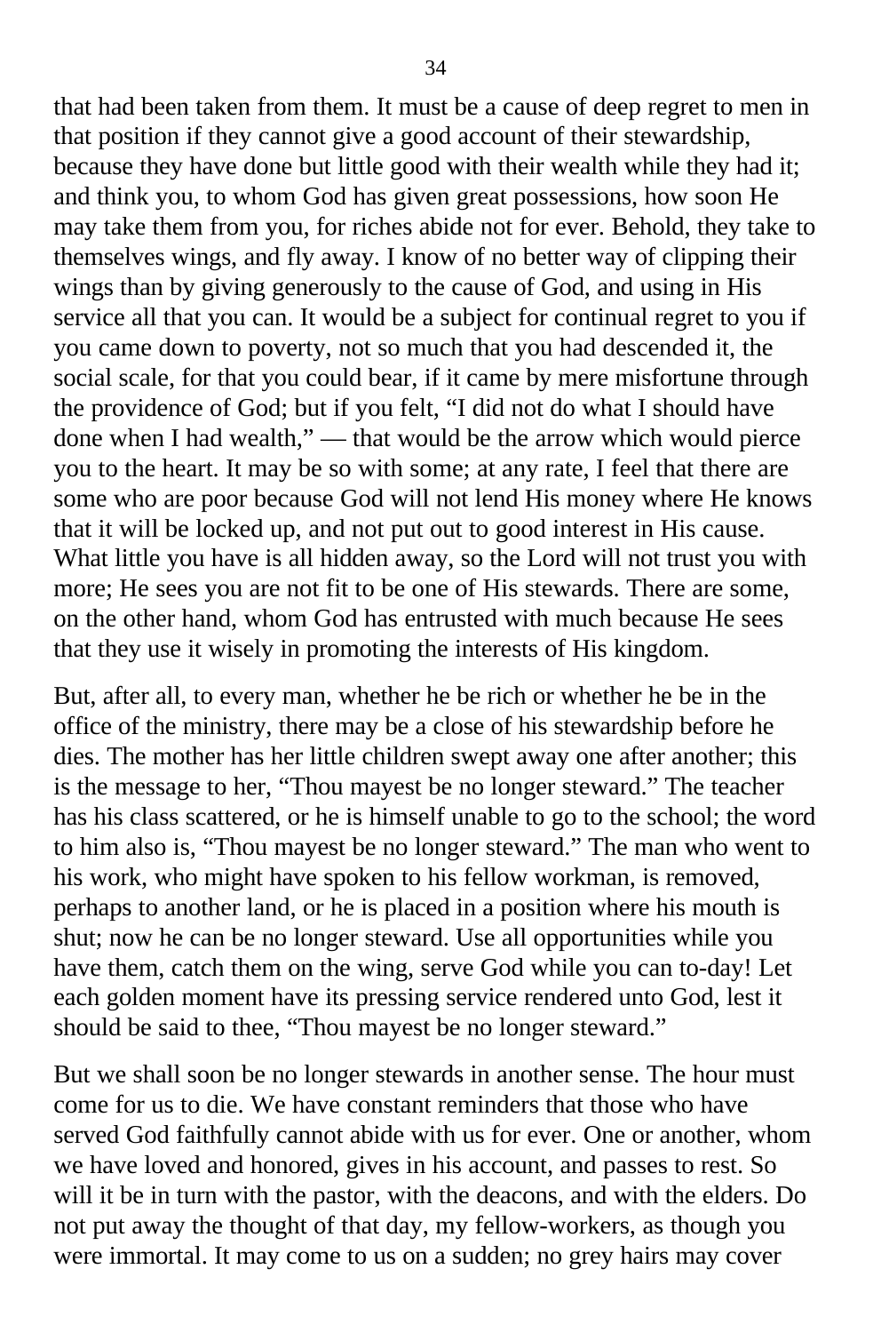that had been taken from them. It must be a cause of deep regret to men in that position if they cannot give a good account of their stewardship, because they have done but little good with their wealth while they had it; and think you, to whom God has given great possessions, how soon He may take them from you, for riches abide not for ever. Behold, they take to themselves wings, and fly away. I know of no better way of clipping their wings than by giving generously to the cause of God, and using in His service all that you can. It would be a subject for continual regret to you if you came down to poverty, not so much that you had descended it, the social scale, for that you could bear, if it came by mere misfortune through the providence of God; but if you felt, "I did not do what I should have done when I had wealth," — that would be the arrow which would pierce you to the heart. It may be so with some; at any rate, I feel that there are some who are poor because God will not lend His money where He knows that it will be locked up, and not put out to good interest in His cause. What little you have is all hidden away, so the Lord will not trust you with more; He sees you are not fit to be one of His stewards. There are some, on the other hand, whom God has entrusted with much because He sees that they use it wisely in promoting the interests of His kingdom.

But, after all, to every man, whether he be rich or whether he be in the office of the ministry, there may be a close of his stewardship before he dies. The mother has her little children swept away one after another; this is the message to her, "Thou mayest be no longer steward." The teacher has his class scattered, or he is himself unable to go to the school; the word to him also is, "Thou mayest be no longer steward." The man who went to his work, who might have spoken to his fellow workman, is removed, perhaps to another land, or he is placed in a position where his mouth is shut; now he can be no longer steward. Use all opportunities while you have them, catch them on the wing, serve God while you can to-day! Let each golden moment have its pressing service rendered unto God, lest it should be said to thee, "Thou mayest be no longer steward."

But we shall soon be no longer stewards in another sense. The hour must come for us to die. We have constant reminders that those who have served God faithfully cannot abide with us for ever. One or another, whom we have loved and honored, gives in his account, and passes to rest. So will it be in turn with the pastor, with the deacons, and with the elders. Do not put away the thought of that day, my fellow-workers, as though you were immortal. It may come to us on a sudden; no grey hairs may cover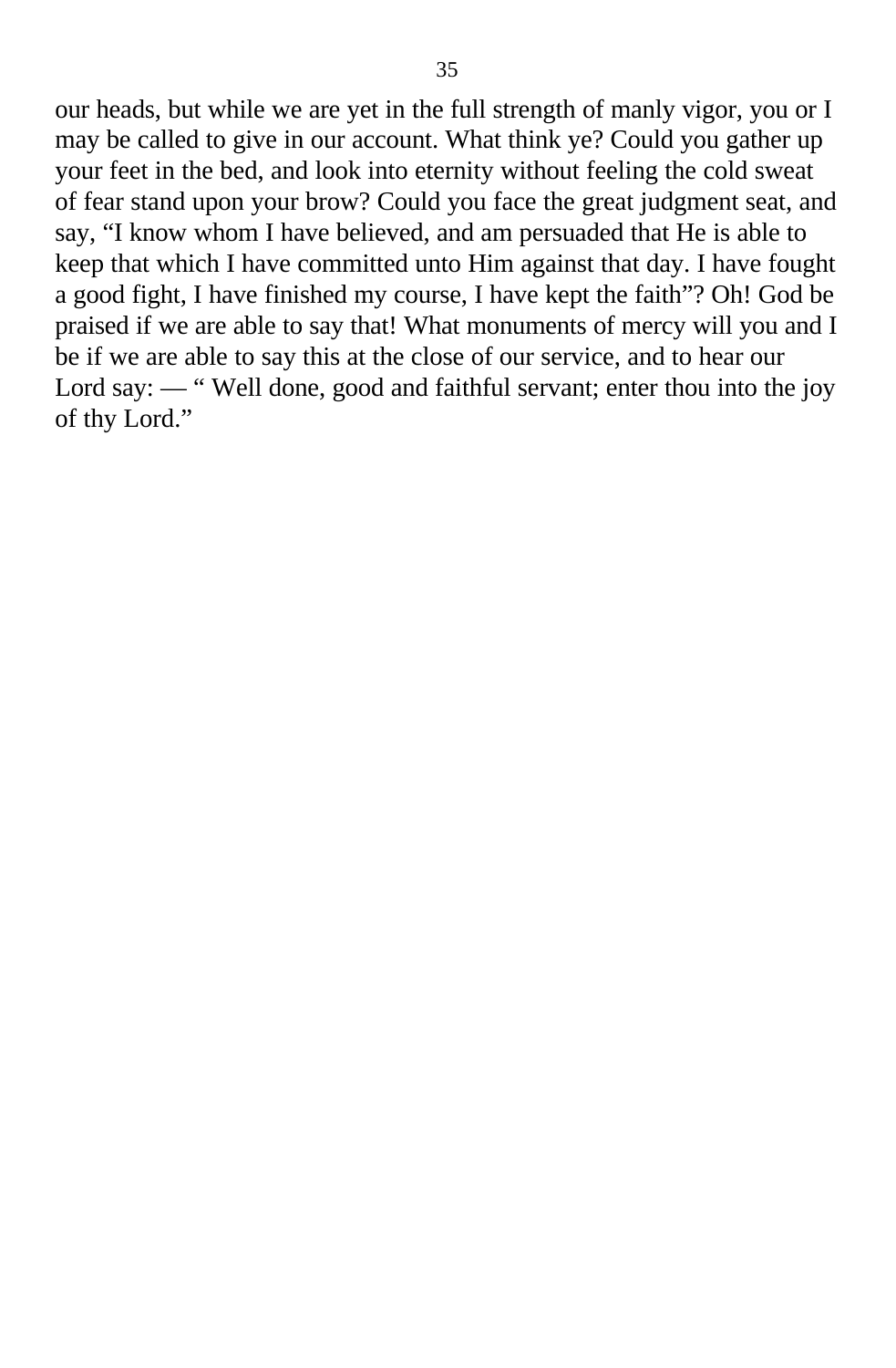our heads, but while we are yet in the full strength of manly vigor, you or I may be called to give in our account. What think ye? Could you gather up your feet in the bed, and look into eternity without feeling the cold sweat of fear stand upon your brow? Could you face the great judgment seat, and say, "I know whom I have believed, and am persuaded that He is able to keep that which I have committed unto Him against that day. I have fought a good fight, I have finished my course, I have kept the faith"? Oh! God be praised if we are able to say that! What monuments of mercy will you and I be if we are able to say this at the close of our service, and to hear our Lord say: — " Well done, good and faithful servant; enter thou into the joy of thy Lord."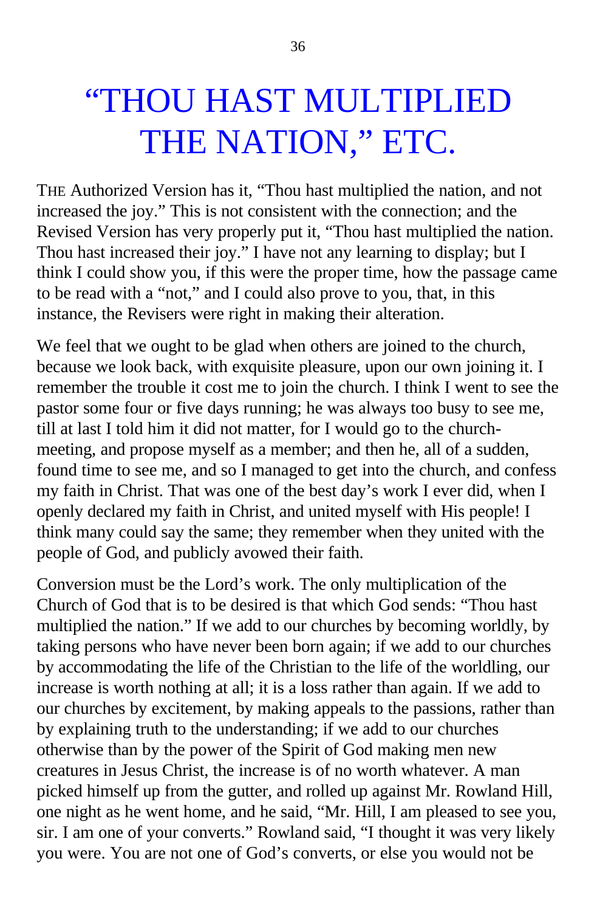# "THOU HAST MULTIPLIED THE NATION," ETC.

THE Authorized Version has it, "Thou hast multiplied the nation, and not increased the joy." This is not consistent with the connection; and the Revised Version has very properly put it, "Thou hast multiplied the nation. Thou hast increased their joy." I have not any learning to display; but I think I could show you, if this were the proper time, how the passage came to be read with a "not," and I could also prove to you, that, in this instance, the Revisers were right in making their alteration.

We feel that we ought to be glad when others are joined to the church, because we look back, with exquisite pleasure, upon our own joining it. I remember the trouble it cost me to join the church. I think I went to see the pastor some four or five days running; he was always too busy to see me, till at last I told him it did not matter, for I would go to the church-meeting, and propose myself as a member; and then he, all of a sudden, found time to see me, and so I managed to get into the church, and confess my faith in Christ. That was one of the best day's work I ever did, when I openly declared my faith in Christ, and united myself with His people! I think many could say the same; they remember when they united with the people of God, and publicly avowed their faith.

Conversion must be the Lord's work. The only multiplication of the Church of God that is to be desired is that which God sends: "Thou hast multiplied the nation." If we add to our churches by becoming worldly, by taking persons who have never been born again; if we add to our churches by accommodating the life of the Christian to the life of the worldling, our increase is worth nothing at all; it is a loss rather than again. If we add to our churches by excitement, by making appeals to the passions, rather than by explaining truth to the understanding; if we add to our churches otherwise than by the power of the Spirit of God making men new creatures in Jesus Christ, the increase is of no worth whatever. A man picked himself up from the gutter, and rolled up against Mr. Rowland Hill, one night as he went home, and he said, "Mr. Hill, I am pleased to see you, sir. I am one of your converts." Rowland said, "I thought it was very likely you were. You are not one of God's converts, or else you would not be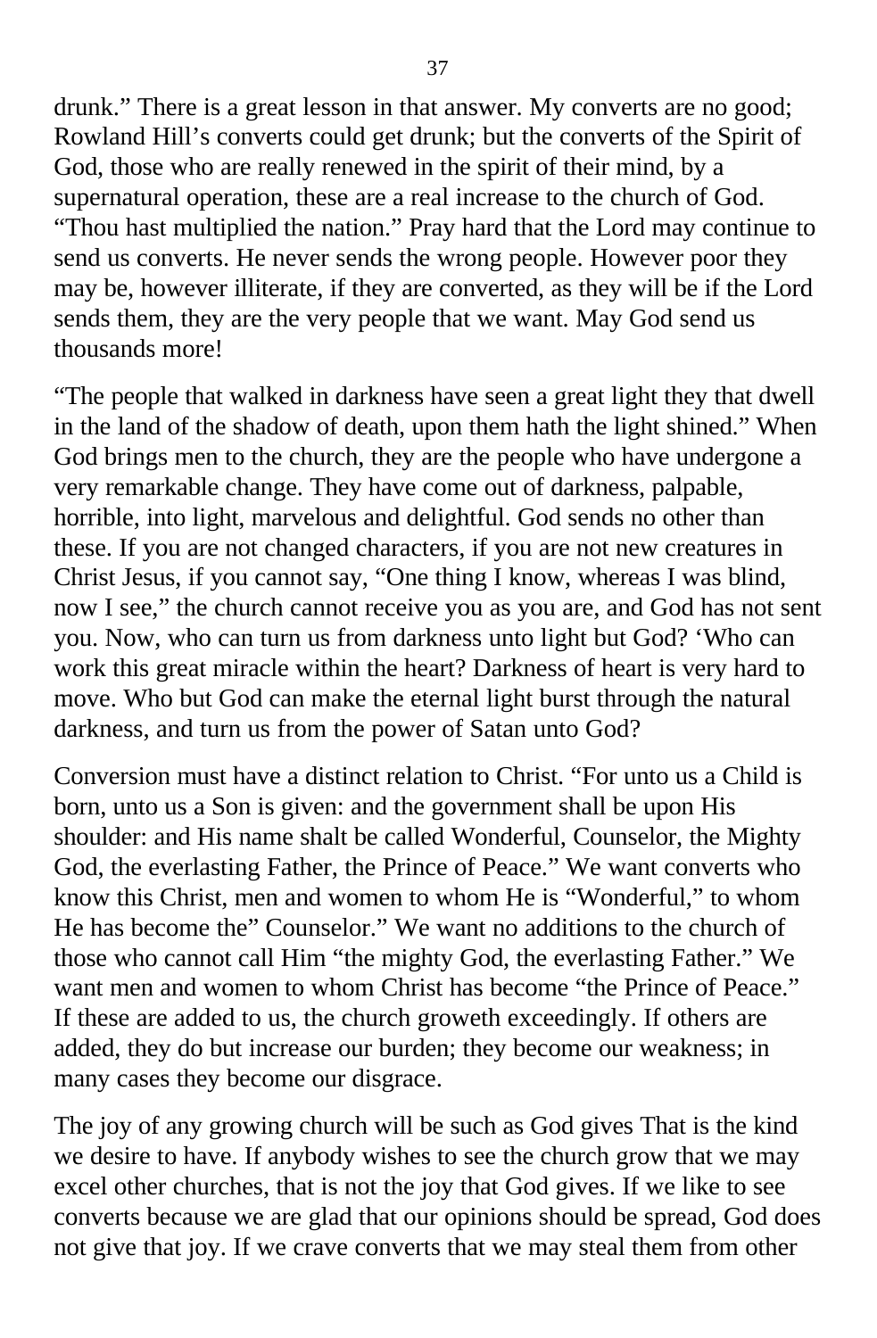drunk.” There is a great lesson in that answer. My converts are no good; Rowland Hill’s converts could get drunk; but the converts of the Spirit of God, those who are really renewed in the spirit of their mind, by a supernatural operation, these are a real increase to the church of God. “Thou hast multiplied the nation.” Pray hard that the Lord may continue to send us converts. He never sends the wrong people. However poor they may be, however illiterate, if they are converted, as they will be if the Lord sends them, they are the very people that we want. May God send us thousands more!

“The people that walked in darkness have seen a great light they that dwell in the land of the shadow of death, upon them hath the light shined.” When God brings men to the church, they are the people who have undergone a very remarkable change. They have come out of darkness, palpable, horrible, into light, marvelous and delightful. God sends no other than these. If you are not changed characters, if you are not new creatures in Christ Jesus, if you cannot say, “One thing I know, whereas I was blind, now I see,” the church cannot receive you as you are, and God has not sent you. Now, who can turn us from darkness unto light but God? ‘Who can work this great miracle within the heart? Darkness of heart is very hard to move. Who but God can make the eternal light burst through the natural darkness, and turn us from the power of Satan unto God?

Conversion must have a distinct relation to Christ. “For unto us a Child is born, unto us a Son is given: and the government shall be upon His shoulder: and His name shalt be called Wonderful, Counselor, the Mighty God, the everlasting Father, the Prince of Peace.” We want converts who know this Christ, men and women to whom He is “Wonderful,” to whom He has become the” Counselor.” We want no additions to the church of those who cannot call Him “the mighty God, the everlasting Father.” We want men and women to whom Christ has become “the Prince of Peace.” If these are added to us, the church groweth exceedingly. If others are added, they do but increase our burden; they become our weakness; in many cases they become our disgrace.

The joy of any growing church will be such as God gives That is the kind we desire to have. If anybody wishes to see the church grow that we may excel other churches, that is not the joy that God gives. If we like to see converts because we are glad that our opinions should be spread, God does not give that joy. If we crave converts that we may steal them from other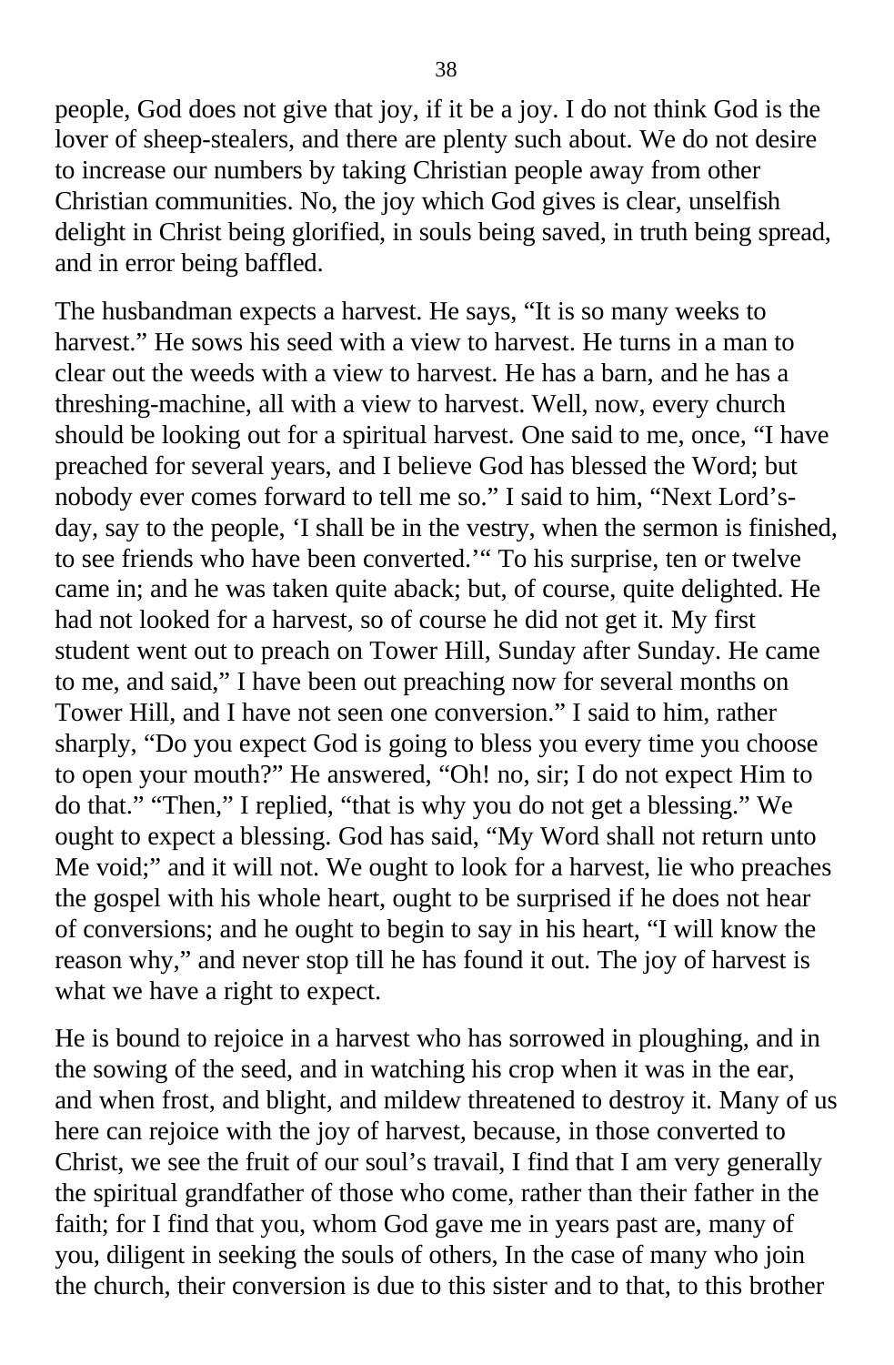people, God does not give that joy, if it be a joy. I do not think God is the lover of sheep-stealers, and there are plenty such about. We do not desire to increase our numbers by taking Christian people away from other Christian communities. No, the joy which God gives is clear, unselfish delight in Christ being glorified, in souls being saved, in truth being spread, and in error being baffled.

The husbandman expects a harvest. He says, "It is so many weeks to harvest." He sows his seed with a view to harvest. He turns in a man to clear out the weeds with a view to harvest. He has a barn, and he has a threshing-machine, all with a view to harvest. Well, now, every church should be looking out for a spiritual harvest. One said to me, once, "I have preached for several years, and I believe God has blessed the Word; but nobody ever comes forward to tell me so." I said to him, "Next Lord's-day, say to the people, 'I shall be in the vestry, when the sermon is finished, to see friends who have been converted.'" To his surprise, ten or twelve came in; and he was taken quite aback; but, of course, quite delighted. He had not looked for a harvest, so of course he did not get it. My first student went out to preach on Tower Hill, Sunday after Sunday. He came to me, and said," I have been out preaching now for several months on Tower Hill, and I have not seen one conversion." I said to him, rather sharply, "Do you expect God is going to bless you every time you choose to open your mouth?" He answered, "Oh! no, sir; I do not expect Him to do that." "Then," I replied, "that is why you do not get a blessing." We ought to expect a blessing. God has said, "My Word shall not return unto Me void;" and it will not. We ought to look for a harvest, lie who preaches the gospel with his whole heart, ought to be surprised if he does not hear of conversions; and he ought to begin to say in his heart, "I will know the reason why," and never stop till he has found it out. The joy of harvest is what we have a right to expect.

He is bound to rejoice in a harvest who has sorrowed in ploughing, and in the sowing of the seed, and in watching his crop when it was in the ear, and when frost, and blight, and mildew threatened to destroy it. Many of us here can rejoice with the joy of harvest, because, in those converted to Christ, we see the fruit of our soul's travail, I find that I am very generally the spiritual grandfather of those who come, rather than their father in the faith; for I find that you, whom God gave me in years past are, many of you, diligent in seeking the souls of others, In the case of many who join the church, their conversion is due to this sister and to that, to this brother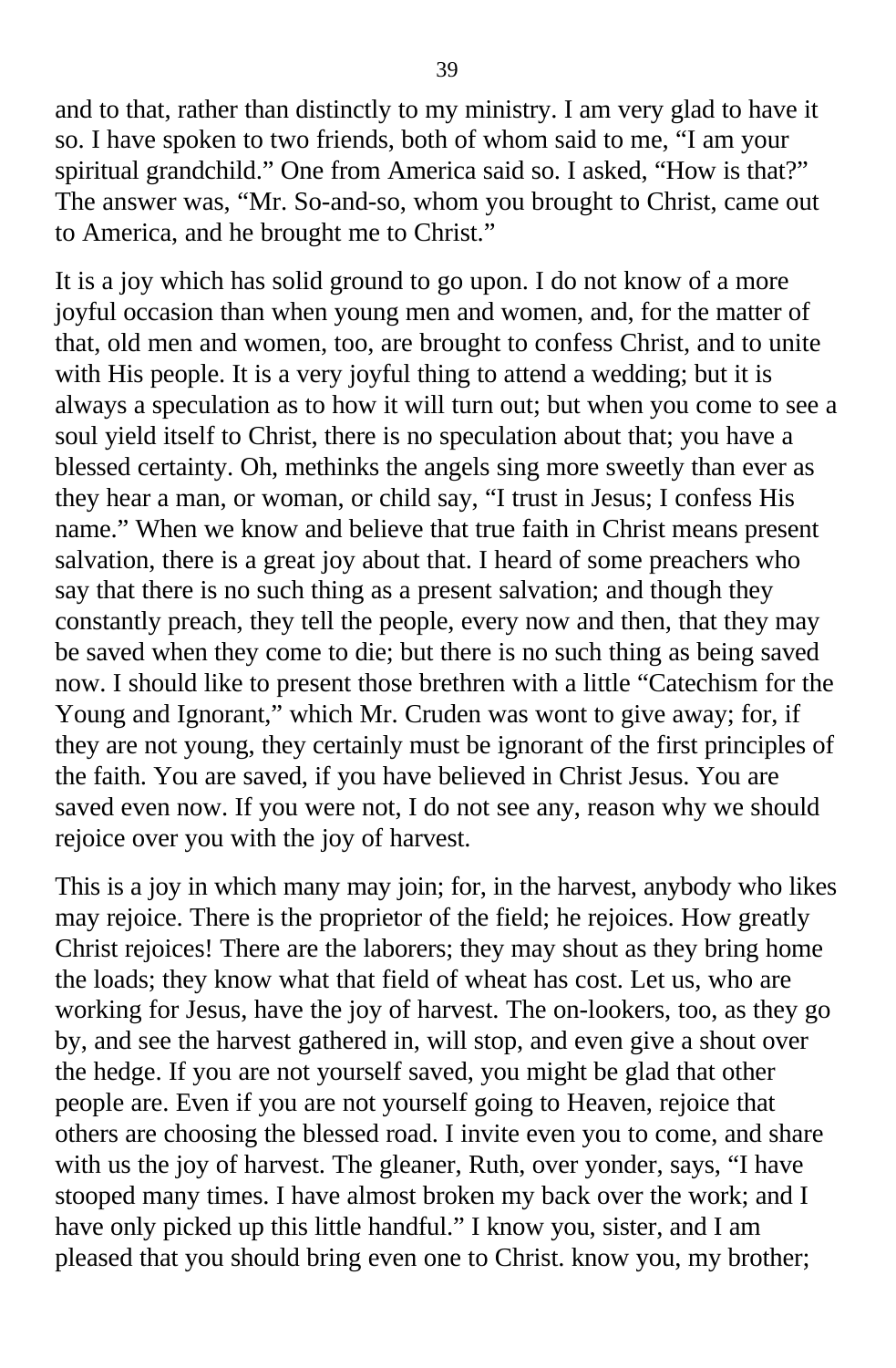and to that, rather than distinctly to my ministry. I am very glad to have it so. I have spoken to two friends, both of whom said to me, "I am your spiritual grandchild." One from America said so. I asked, "How is that?" The answer was, "Mr. So-and-so, whom you brought to Christ, came out to America, and he brought me to Christ."

It is a joy which has solid ground to go upon. I do not know of a more joyful occasion than when young men and women, and, for the matter of that, old men and women, too, are brought to confess Christ, and to unite with His people. It is a very joyful thing to attend a wedding; but it is always a speculation as to how it will turn out; but when you come to see a soul yield itself to Christ, there is no speculation about that; you have a blessed certainty. Oh, methinks the angels sing more sweetly than ever as they hear a man, or woman, or child say, "I trust in Jesus; I confess His name." When we know and believe that true faith in Christ means present salvation, there is a great joy about that. I heard of some preachers who say that there is no such thing as a present salvation; and though they constantly preach, they tell the people, every now and then, that they may be saved when they come to die; but there is no such thing as being saved now. I should like to present those brethren with a little "Catechism for the Young and Ignorant," which Mr. Cruden was wont to give away; for, if they are not young, they certainly must be ignorant of the first principles of the faith. You are saved, if you have believed in Christ Jesus. You are saved even now. If you were not, I do not see any, reason why we should rejoice over you with the joy of harvest.

This is a joy in which many may join; for, in the harvest, anybody who likes may rejoice. There is the proprietor of the field; he rejoices. How greatly Christ rejoices! There are the laborers; they may shout as they bring home the loads; they know what that field of wheat has cost. Let us, who are working for Jesus, have the joy of harvest. The on-lookers, too, as they go by, and see the harvest gathered in, will stop, and even give a shout over the hedge. If you are not yourself saved, you might be glad that other people are. Even if you are not yourself going to Heaven, rejoice that others are choosing the blessed road. I invite even you to come, and share with us the joy of harvest. The gleaner, Ruth, over yonder, says, "I have stooped many times. I have almost broken my back over the work; and I have only picked up this little handful." I know you, sister, and I am pleased that you should bring even one to Christ. know you, my brother;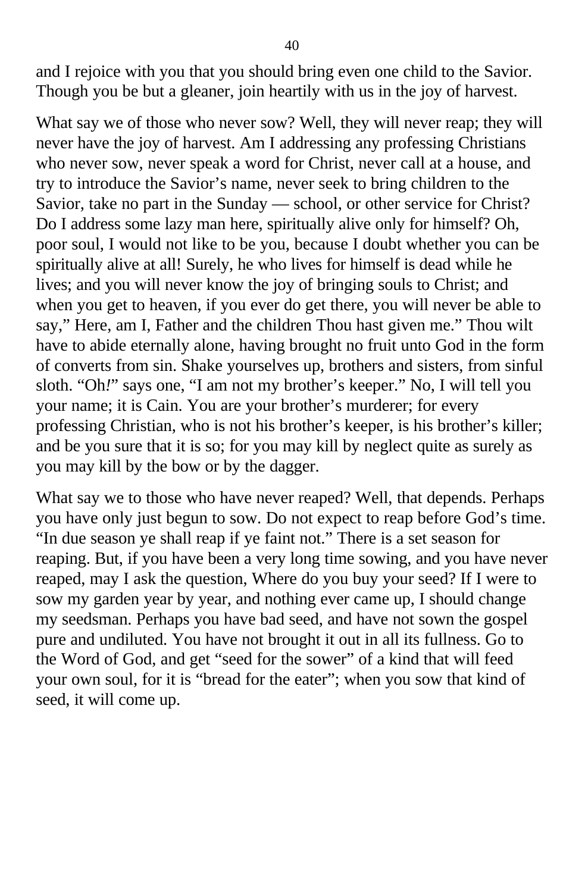and I rejoice with you that you should bring even one child to the Savior. Though you be but a gleaner, join heartily with us in the joy of harvest.

What say we of those who never sow? Well, they will never reap; they will never have the joy of harvest. Am I addressing any professing Christians who never sow, never speak a word for Christ, never call at a house, and try to introduce the Savior’s name, never seek to bring children to the Savior, take no part in the Sunday — school, or other service for Christ? Do I address some lazy man here, spiritually alive only for himself? Oh, poor soul, I would not like to be you, because I doubt whether you can be spiritually alive at all! Surely, he who lives for himself is dead while he lives; and you will never know the joy of bringing souls to Christ; and when you get to heaven, if you ever do get there, you will never be able to say,” Here, am I, Father and the children Thou hast given me.” Thou wilt have to abide eternally alone, having brought no fruit unto God in the form of converts from sin. Shake yourselves up, brothers and sisters, from sinful sloth. “Oh*!*” says one, “I am not my brother’s keeper.” No, I will tell you your name; it is Cain. You are your brother’s murderer; for every professing Christian, who is not his brother’s keeper, is his brother’s killer; and be you sure that it is so; for you may kill by neglect quite as surely as you may kill by the bow or by the dagger.

What say we to those who have never reaped? Well, that depends. Perhaps you have only just begun to sow. Do not expect to reap before God’s time. “In due season ye shall reap if ye faint not.” There is a set season for reaping. But, if you have been a very long time sowing, and you have never reaped, may I ask the question, Where do you buy your seed? If I were to sow my garden year by year, and nothing ever came up, I should change my seedsman. Perhaps you have bad seed, and have not sown the gospel pure and undiluted. You have not brought it out in all its fullness. Go to the Word of God, and get “seed for the sower” of a kind that will feed your own soul, for it is “bread for the eater”; when you sow that kind of seed, it will come up.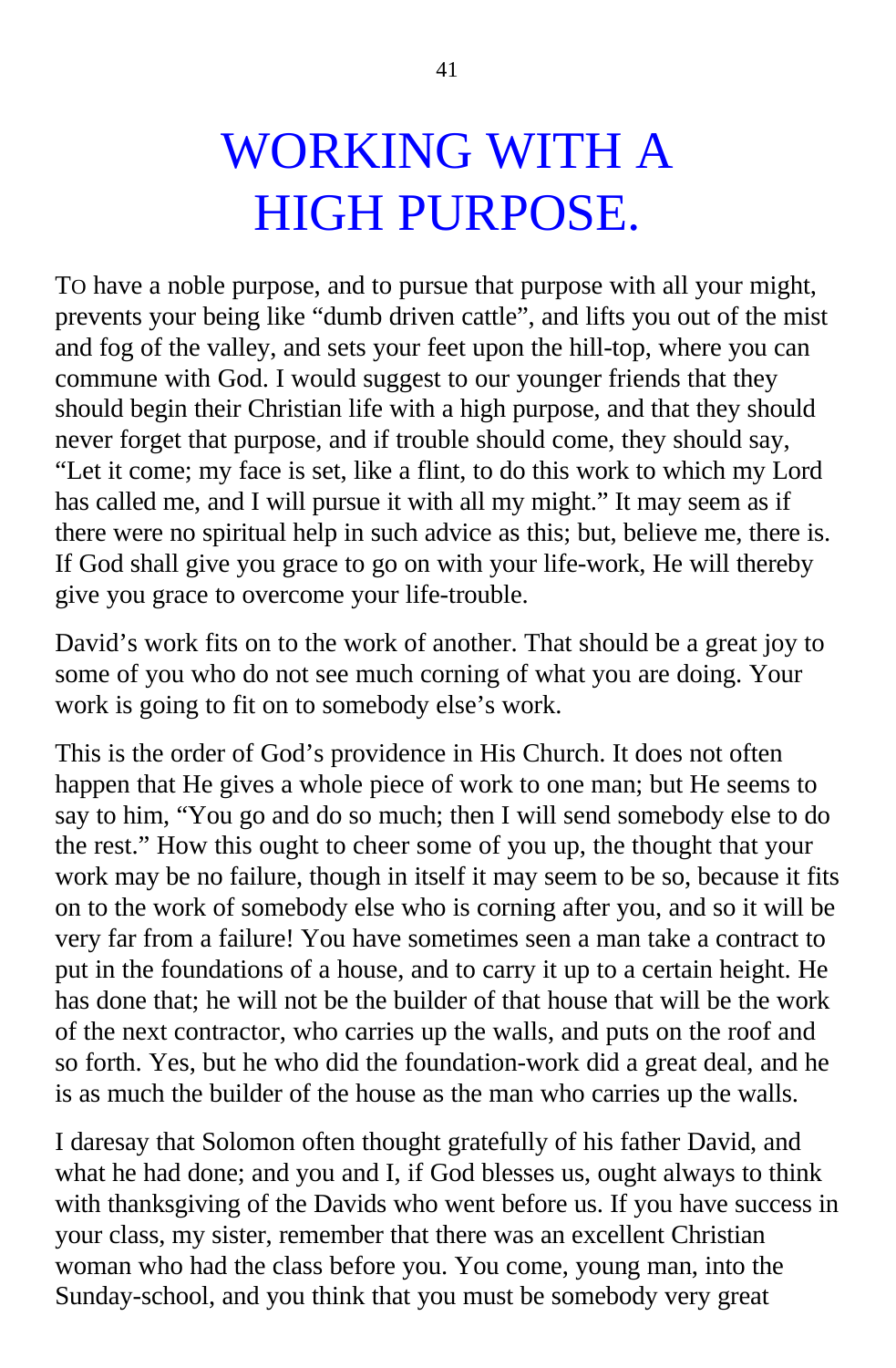# WORKING WITH A HIGH PURPOSE.

TO have a noble purpose, and to pursue that purpose with all your might, prevents your being like “dumb driven cattle”, and lifts you out of the mist and fog of the valley, and sets your feet upon the hill-top, where you can commune with God. I would suggest to our younger friends that they should begin their Christian life with a high purpose, and that they should never forget that purpose, and if trouble should come, they should say, “Let it come; my face is set, like a flint, to do this work to which my Lord has called me, and I will pursue it with all my might.” It may seem as if there were no spiritual help in such advice as this; but, believe me, there is. If God shall give you grace to go on with your life-work, He will thereby give you grace to overcome your life-trouble.

David’s work fits on to the work of another. That should be a great joy to some of you who do not see much corning of what you are doing. Your work is going to fit on to somebody else’s work.

This is the order of God’s providence in His Church. It does not often happen that He gives a whole piece of work to one man; but He seems to say to him, “You go and do so much; then I will send somebody else to do the rest.” How this ought to cheer some of you up, the thought that your work may be no failure, though in itself it may seem to be so, because it fits on to the work of somebody else who is corning after you, and so it will be very far from a failure! You have sometimes seen a man take a contract to put in the foundations of a house, and to carry it up to a certain height. He has done that; he will not be the builder of that house that will be the work of the next contractor, who carries up the walls, and puts on the roof and so forth. Yes, but he who did the foundation-work did a great deal, and he is as much the builder of the house as the man who carries up the walls.

I daresay that Solomon often thought gratefully of his father David, and what he had done; and you and I, if God blesses us, ought always to think with thanksgiving of the Davids who went before us. If you have success in your class, my sister, remember that there was an excellent Christian woman who had the class before you. You come, young man, into the Sunday-school, and you think that you must be somebody very great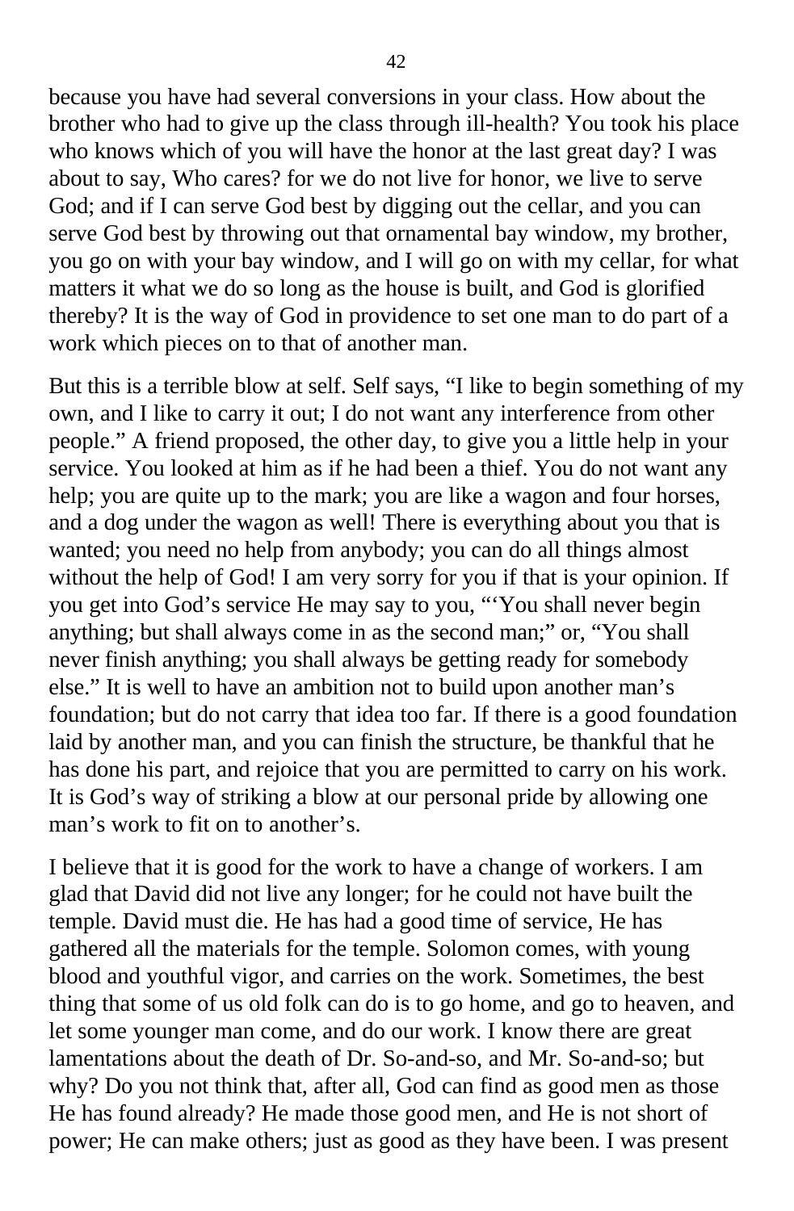because you have had several conversions in your class. How about the brother who had to give up the class through ill-health? You took his place who knows which of you will have the honor at the last great day? I was about to say, Who cares? for we do not live for honor, we live to serve God; and if I can serve God best by digging out the cellar, and you can serve God best by throwing out that ornamental bay window, my brother, you go on with your bay window, and I will go on with my cellar, for what matters it what we do so long as the house is built, and God is glorified thereby? It is the way of God in providence to set one man to do part of a work which pieces on to that of another man.

But this is a terrible blow at self. Self says, "I like to begin something of my own, and I like to carry it out; I do not want any interference from other people." A friend proposed, the other day, to give you a little help in your service. You looked at him as if he had been a thief. You do not want any help; you are quite up to the mark; you are like a wagon and four horses, and a dog under the wagon as well! There is everything about you that is wanted; you need no help from anybody; you can do all things almost without the help of God! I am very sorry for you if that is your opinion. If you get into God's service He may say to you, "'You shall never begin anything; but shall always come in as the second man;" or, "You shall never finish anything; you shall always be getting ready for somebody else." It is well to have an ambition not to build upon another man's foundation; but do not carry that idea too far. If there is a good foundation laid by another man, and you can finish the structure, be thankful that he has done his part, and rejoice that you are permitted to carry on his work. It is God's way of striking a blow at our personal pride by allowing one man's work to fit on to another's.

I believe that it is good for the work to have a change of workers. I am glad that David did not live any longer; for he could not have built the temple. David must die. He has had a good time of service, He has gathered all the materials for the temple. Solomon comes, with young blood and youthful vigor, and carries on the work. Sometimes, the best thing that some of us old folk can do is to go home, and go to heaven, and let some younger man come, and do our work. I know there are great lamentations about the death of Dr. So-and-so, and Mr. So-and-so; but why? Do you not think that, after all, God can find as good men as those He has found already? He made those good men, and He is not short of power; He can make others; just as good as they have been. I was present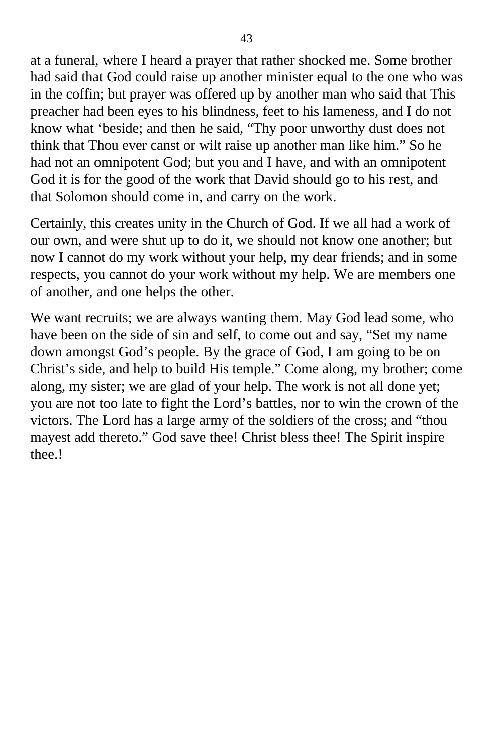at a funeral, where I heard a prayer that rather shocked me. Some brother had said that God could raise up another minister equal to the one who was in the coffin; but prayer was offered up by another man who said that This preacher had been eyes to his blindness, feet to his lameness, and I do not know what 'beside; and then he said, "Thy poor unworthy dust does not think that Thou ever canst or wilt raise up another man like him." So he had not an omnipotent God; but you and I have, and with an omnipotent God it is for the good of the work that David should go to his rest, and that Solomon should come in, and carry on the work.

Certainly, this creates unity in the Church of God. If we all had a work of our own, and were shut up to do it, we should not know one another; but now I cannot do my work without your help, my dear friends; and in some respects, you cannot do your work without my help. We are members one of another, and one helps the other.

We want recruits; we are always wanting them. May God lead some, who have been on the side of sin and self, to come out and say, "Set my name down amongst God's people. By the grace of God, I am going to be on Christ's side, and help to build His temple." Come along, my brother; come along, my sister; we are glad of your help. The work is not all done yet; you are not too late to fight the Lord's battles, nor to win the crown of the victors. The Lord has a large army of the soldiers of the cross; and "thou mayest add thereto." God save thee! Christ bless thee! The Spirit inspire thee.!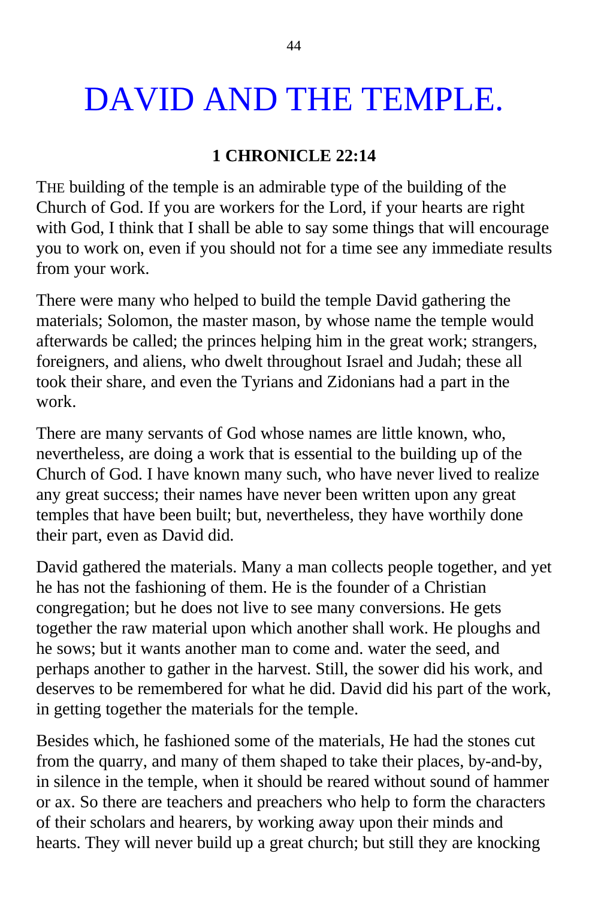# DAVID AND THE TEMPLE.

**1 CHRONICLE 22:14**

THE building of the temple is an admirable type of the building of the Church of God. If you are workers for the Lord, if your hearts are right with God, I think that I shall be able to say some things that will encourage you to work on, even if you should not for a time see any immediate results from your work.

There were many who helped to build the temple David gathering the materials; Solomon, the master mason, by whose name the temple would afterwards be called; the princes helping him in the great work; strangers, foreigners, and aliens, who dwelt throughout Israel and Judah; these all took their share, and even the Tyrians and Zidonians had a part in the work.

There are many servants of God whose names are little known, who, nevertheless, are doing a work that is essential to the building up of the Church of God. I have known many such, who have never lived to realize any great success; their names have never been written upon any great temples that have been built; but, nevertheless, they have worthily done their part, even as David did.

David gathered the materials. Many a man collects people together, and yet he has not the fashioning of them. He is the founder of a Christian congregation; but he does not live to see many conversions. He gets together the raw material upon which another shall work. He ploughs and he sows; but it wants another man to come and. water the seed, and perhaps another to gather in the harvest. Still, the sower did his work, and deserves to be remembered for what he did. David did his part of the work, in getting together the materials for the temple.

Besides which, he fashioned some of the materials, He had the stones cut from the quarry, and many of them shaped to take their places, by-and-by, in silence in the temple, when it should be reared without sound of hammer or ax. So there are teachers and preachers who help to form the characters of their scholars and hearers, by working away upon their minds and hearts. They will never build up a great church; but still they are knocking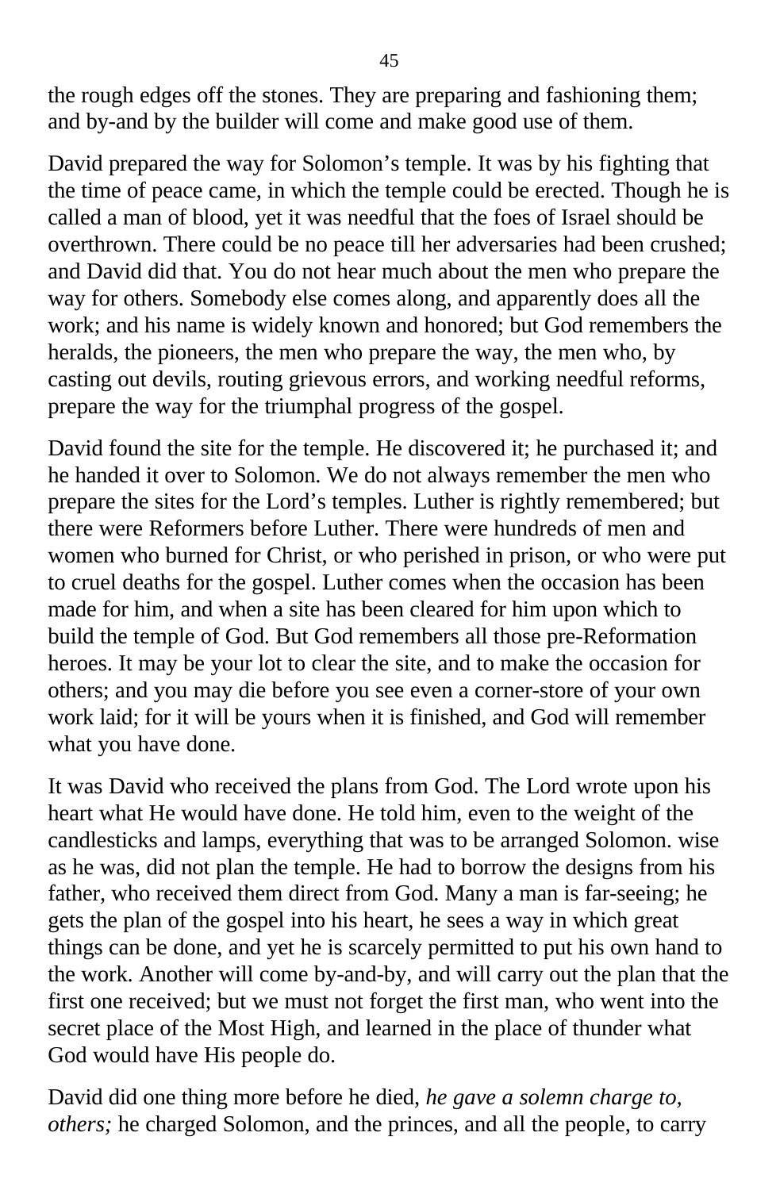the rough edges off the stones. They are preparing and fashioning them; and by-and by the builder will come and make good use of them.

David prepared the way for Solomon's temple. It was by his fighting that the time of peace came, in which the temple could be erected. Though he is called a man of blood, yet it was needful that the foes of Israel should be overthrown. There could be no peace till her adversaries had been crushed; and David did that. You do not hear much about the men who prepare the way for others. Somebody else comes along, and apparently does all the work; and his name is widely known and honored; but God remembers the heralds, the pioneers, the men who prepare the way, the men who, by casting out devils, routing grievous errors, and working needful reforms, prepare the way for the triumphal progress of the gospel.

David found the site for the temple. He discovered it; he purchased it; and he handed it over to Solomon. We do not always remember the men who prepare the sites for the Lord's temples. Luther is rightly remembered; but there were Reformers before Luther. There were hundreds of men and women who burned for Christ, or who perished in prison, or who were put to cruel deaths for the gospel. Luther comes when the occasion has been made for him, and when a site has been cleared for him upon which to build the temple of God. But God remembers all those pre-Reformation heroes. It may be your lot to clear the site, and to make the occasion for others; and you may die before you see even a corner-store of your own work laid; for it will be yours when it is finished, and God will remember what you have done.

It was David who received the plans from God. The Lord wrote upon his heart what He would have done. He told him, even to the weight of the candlesticks and lamps, everything that was to be arranged Solomon. wise as he was, did not plan the temple. He had to borrow the designs from his father, who received them direct from God. Many a man is far-seeing; he gets the plan of the gospel into his heart, he sees a way in which great things can be done, and yet he is scarcely permitted to put his own hand to the work. Another will come by-and-by, and will carry out the plan that the first one received; but we must not forget the first man, who went into the secret place of the Most High, and learned in the place of thunder what God would have His people do.

David did one thing more before he died, *he gave a solemn charge to, others;* he charged Solomon, and the princes, and all the people, to carry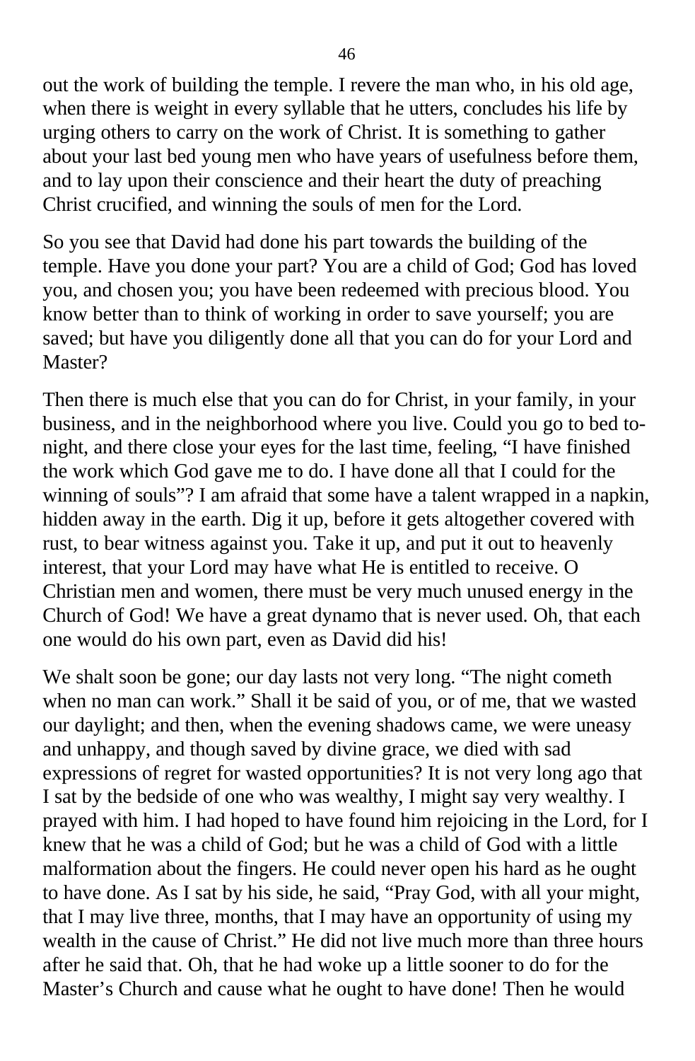out the work of building the temple. I revere the man who, in his old age, when there is weight in every syllable that he utters, concludes his life by urging others to carry on the work of Christ. It is something to gather about your last bed young men who have years of usefulness before them, and to lay upon their conscience and their heart the duty of preaching Christ crucified, and winning the souls of men for the Lord.

So you see that David had done his part towards the building of the temple. Have you done your part? You are a child of God; God has loved you, and chosen you; you have been redeemed with precious blood. You know better than to think of working in order to save yourself; you are saved; but have you diligently done all that you can do for your Lord and Master?

Then there is much else that you can do for Christ, in your family, in your business, and in the neighborhood where you live. Could you go to bed to-night, and there close your eyes for the last time, feeling, "I have finished the work which God gave me to do. I have done all that I could for the winning of souls"? I am afraid that some have a talent wrapped in a napkin, hidden away in the earth. Dig it up, before it gets altogether covered with rust, to bear witness against you. Take it up, and put it out to heavenly interest, that your Lord may have what He is entitled to receive. O Christian men and women, there must be very much unused energy in the Church of God! We have a great dynamo that is never used. Oh, that each one would do his own part, even as David did his!

We shalt soon be gone; our day lasts not very long. "The night cometh when no man can work." Shall it be said of you, or of me, that we wasted our daylight; and then, when the evening shadows came, we were uneasy and unhappy, and though saved by divine grace, we died with sad expressions of regret for wasted opportunities? It is not very long ago that I sat by the bedside of one who was wealthy, I might say very wealthy. I prayed with him. I had hoped to have found him rejoicing in the Lord, for I knew that he was a child of God; but he was a child of God with a little malformation about the fingers. He could never open his hard as he ought to have done. As I sat by his side, he said, "Pray God, with all your might, that I may live three, months, that I may have an opportunity of using my wealth in the cause of Christ." He did not live much more than three hours after he said that. Oh, that he had woke up a little sooner to do for the Master's Church and cause what he ought to have done! Then he would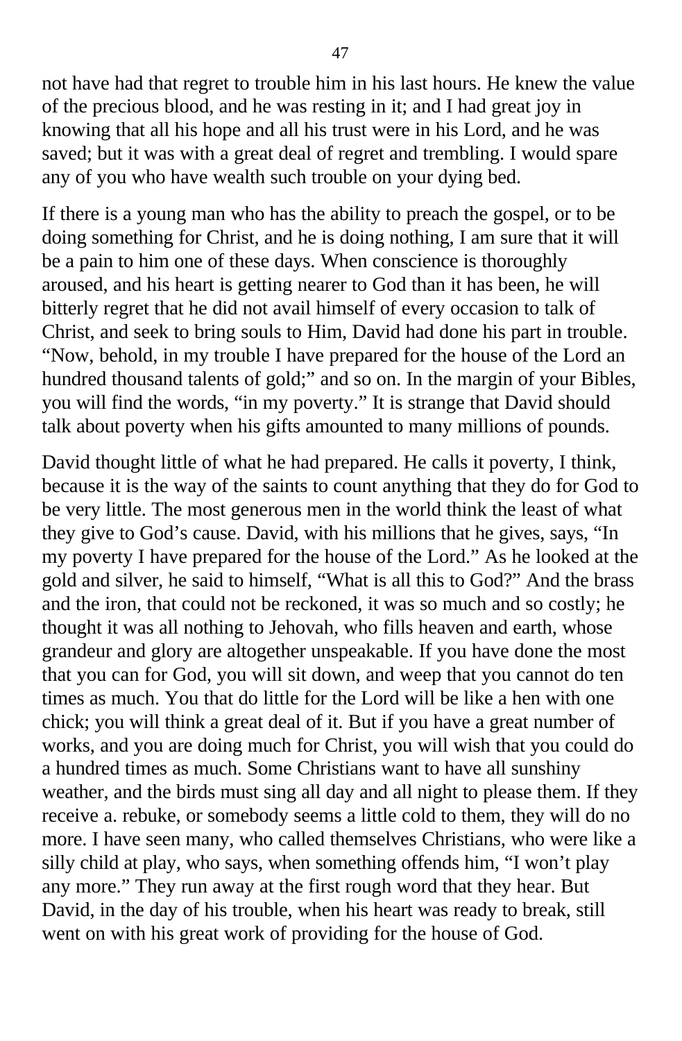not have had that regret to trouble him in his last hours. He knew the value of the precious blood, and he was resting in it; and I had great joy in knowing that all his hope and all his trust were in his Lord, and he was saved; but it was with a great deal of regret and trembling. I would spare any of you who have wealth such trouble on your dying bed.

If there is a young man who has the ability to preach the gospel, or to be doing something for Christ, and he is doing nothing, I am sure that it will be a pain to him one of these days. When conscience is thoroughly aroused, and his heart is getting nearer to God than it has been, he will bitterly regret that he did not avail himself of every occasion to talk of Christ, and seek to bring souls to Him, David had done his part in trouble. "Now, behold, in my trouble I have prepared for the house of the Lord an hundred thousand talents of gold;" and so on. In the margin of your Bibles, you will find the words, "in my poverty." It is strange that David should talk about poverty when his gifts amounted to many millions of pounds.

David thought little of what he had prepared. He calls it poverty, I think, because it is the way of the saints to count anything that they do for God to be very little. The most generous men in the world think the least of what they give to God's cause. David, with his millions that he gives, says, "In my poverty I have prepared for the house of the Lord." As he looked at the gold and silver, he said to himself, "What is all this to God?" And the brass and the iron, that could not be reckoned, it was so much and so costly; he thought it was all nothing to Jehovah, who fills heaven and earth, whose grandeur and glory are altogether unspeakable. If you have done the most that you can for God, you will sit down, and weep that you cannot do ten times as much. You that do little for the Lord will be like a hen with one chick; you will think a great deal of it. But if you have a great number of works, and you are doing much for Christ, you will wish that you could do a hundred times as much. Some Christians want to have all sunshiny weather, and the birds must sing all day and all night to please them. If they receive a. rebuke, or somebody seems a little cold to them, they will do no more. I have seen many, who called themselves Christians, who were like a silly child at play, who says, when something offends him, "I won't play any more." They run away at the first rough word that they hear. But David, in the day of his trouble, when his heart was ready to break, still went on with his great work of providing for the house of God.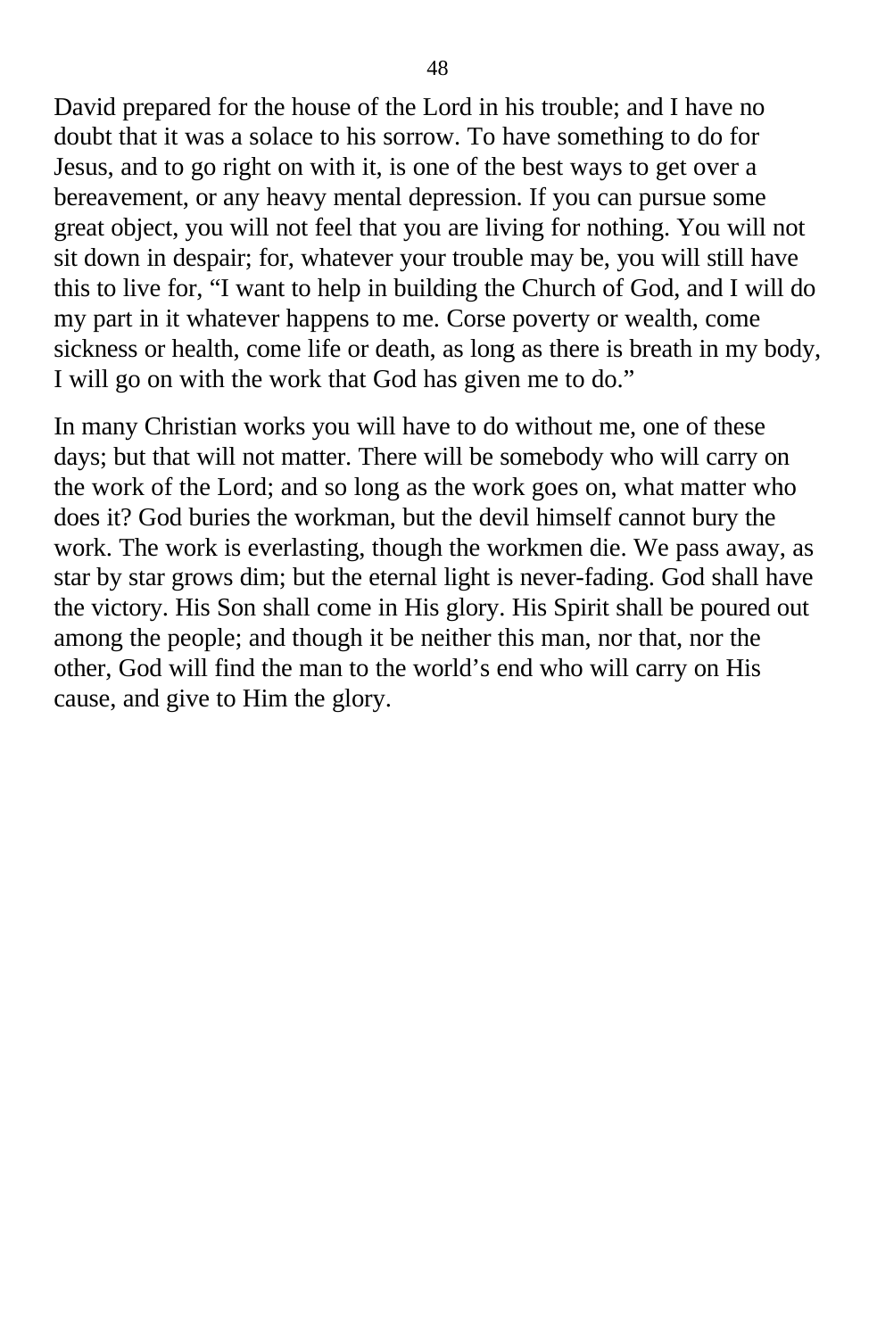David prepared for the house of the Lord in his trouble; and I have no doubt that it was a solace to his sorrow. To have something to do for Jesus, and to go right on with it, is one of the best ways to get over a bereavement, or any heavy mental depression. If you can pursue some great object, you will not feel that you are living for nothing. You will not sit down in despair; for, whatever your trouble may be, you will still have this to live for, "I want to help in building the Church of God, and I will do my part in it whatever happens to me. Corse poverty or wealth, come sickness or health, come life or death, as long as there is breath in my body, I will go on with the work that God has given me to do."

In many Christian works you will have to do without me, one of these days; but that will not matter. There will be somebody who will carry on the work of the Lord; and so long as the work goes on, what matter who does it? God buries the workman, but the devil himself cannot bury the work. The work is everlasting, though the workmen die. We pass away, as star by star grows dim; but the eternal light is never-fading. God shall have the victory. His Son shall come in His glory. His Spirit shall be poured out among the people; and though it be neither this man, nor that, nor the other, God will find the man to the world's end who will carry on His cause, and give to Him the glory.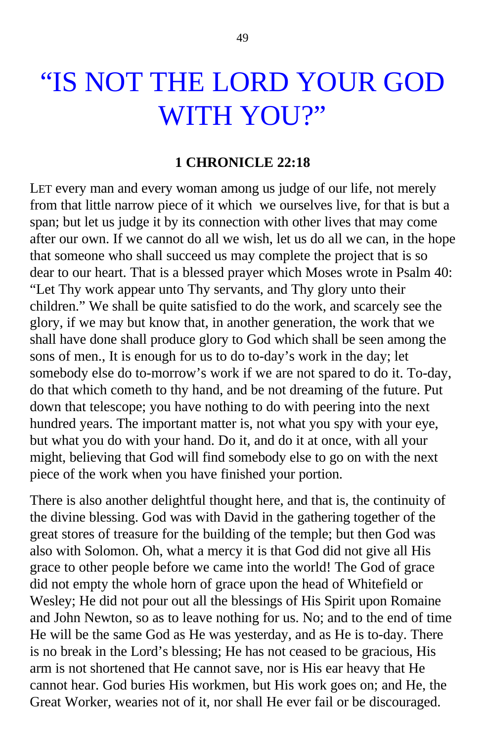# "IS NOT THE LORD YOUR GOD WITH YOU?"

**1 CHRONICLE 22:18**

LET every man and every woman among us judge of our life, not merely from that little narrow piece of it which we ourselves live, for that is but a span; but let us judge it by its connection with other lives that may come after our own. If we cannot do all we wish, let us do all we can, in the hope that someone who shall succeed us may complete the project that is so dear to our heart. That is a blessed prayer which Moses wrote in Psalm 40: "Let Thy work appear unto Thy servants, and Thy glory unto their children." We shall be quite satisfied to do the work, and scarcely see the glory, if we may but know that, in another generation, the work that we shall have done shall produce glory to God which shall be seen among the sons of men., It is enough for us to do to-day's work in the day; let somebody else do to-morrow's work if we are not spared to do it. To-day, do that which cometh to thy hand, and be not dreaming of the future. Put down that telescope; you have nothing to do with peering into the next hundred years. The important matter is, not what you spy with your eye, but what you do with your hand. Do it, and do it at once, with all your might, believing that God will find somebody else to go on with the next piece of the work when you have finished your portion.

There is also another delightful thought here, and that is, the continuity of the divine blessing. God was with David in the gathering together of the great stores of treasure for the building of the temple; but then God was also with Solomon. Oh, what a mercy it is that God did not give all His grace to other people before we came into the world! The God of grace did not empty the whole horn of grace upon the head of Whitefield or Wesley; He did not pour out all the blessings of His Spirit upon Romaine and John Newton, so as to leave nothing for us. No; and to the end of time He will be the same God as He was yesterday, and as He is to-day. There is no break in the Lord's blessing; He has not ceased to be gracious, His arm is not shortened that He cannot save, nor is His ear heavy that He cannot hear. God buries His workmen, but His work goes on; and He, the Great Worker, wearies not of it, nor shall He ever fail or be discouraged.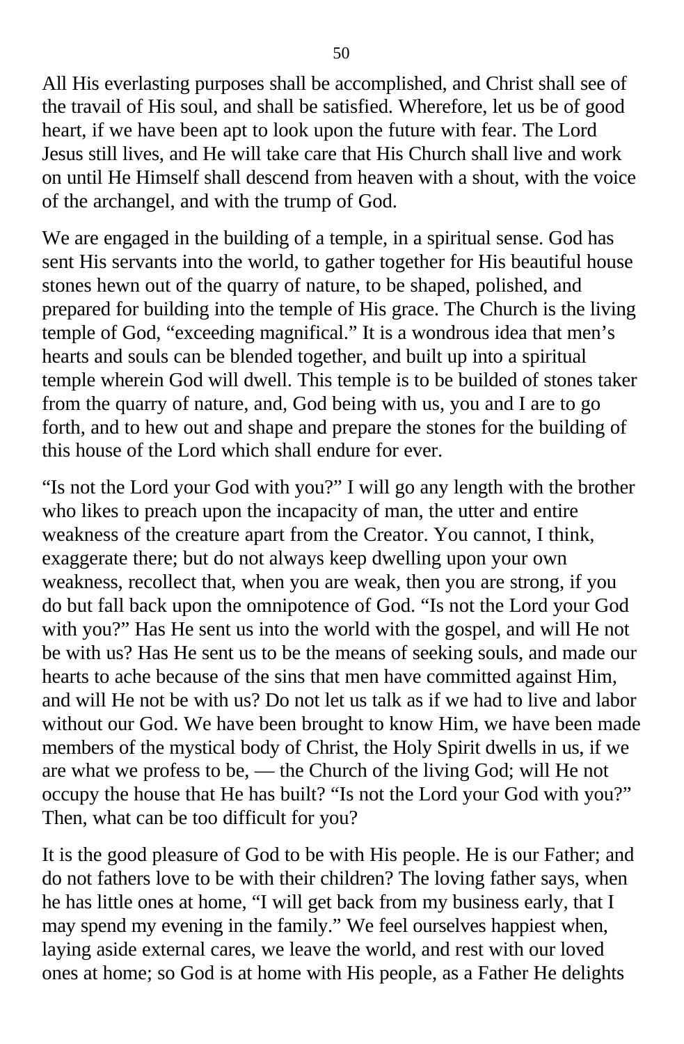All His everlasting purposes shall be accomplished, and Christ shall see of the travail of His soul, and shall be satisfied. Wherefore, let us be of good heart, if we have been apt to look upon the future with fear. The Lord Jesus still lives, and He will take care that His Church shall live and work on until He Himself shall descend from heaven with a shout, with the voice of the archangel, and with the trump of God.

We are engaged in the building of a temple, in a spiritual sense. God has sent His servants into the world, to gather together for His beautiful house stones hewn out of the quarry of nature, to be shaped, polished, and prepared for building into the temple of His grace. The Church is the living temple of God, "exceeding magnifical." It is a wondrous idea that men's hearts and souls can be blended together, and built up into a spiritual temple wherein God will dwell. This temple is to be builded of stones taker from the quarry of nature, and, God being with us, you and I are to go forth, and to hew out and shape and prepare the stones for the building of this house of the Lord which shall endure for ever.

"Is not the Lord your God with you?" I will go any length with the brother who likes to preach upon the incapacity of man, the utter and entire weakness of the creature apart from the Creator. You cannot, I think, exaggerate there; but do not always keep dwelling upon your own weakness, recollect that, when you are weak, then you are strong, if you do but fall back upon the omnipotence of God. "Is not the Lord your God with you?" Has He sent us into the world with the gospel, and will He not be with us? Has He sent us to be the means of seeking souls, and made our hearts to ache because of the sins that men have committed against Him, and will He not be with us? Do not let us talk as if we had to live and labor without our God. We have been brought to know Him, we have been made members of the mystical body of Christ, the Holy Spirit dwells in us, if we are what we profess to be, — the Church of the living God; will He not occupy the house that He has built? "Is not the Lord your God with you?" Then, what can be too difficult for you?

It is the good pleasure of God to be with His people. He is our Father; and do not fathers love to be with their children? The loving father says, when he has little ones at home, "I will get back from my business early, that I may spend my evening in the family." We feel ourselves happiest when, laying aside external cares, we leave the world, and rest with our loved ones at home; so God is at home with His people, as a Father He delights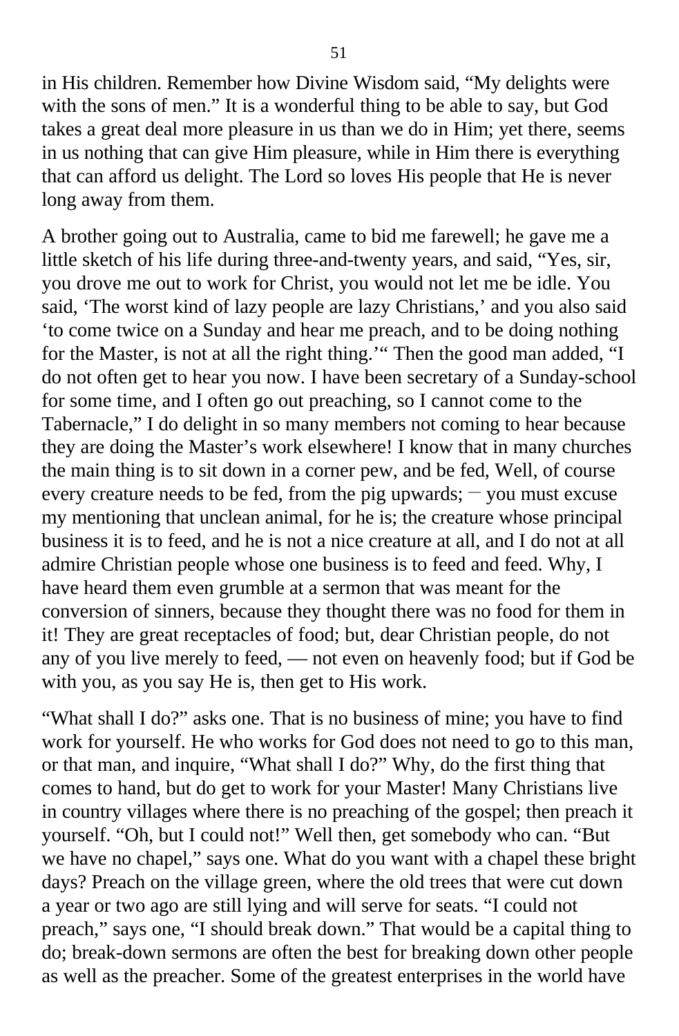in His children. Remember how Divine Wisdom said, "My delights were with the sons of men." It is a wonderful thing to be able to say, but God takes a great deal more pleasure in us than we do in Him; yet there, seems in us nothing that can give Him pleasure, while in Him there is everything that can afford us delight. The Lord so loves His people that He is never long away from them.

A brother going out to Australia, came to bid me farewell; he gave me a little sketch of his life during three-and-twenty years, and said, "Yes, sir, you drove me out to work for Christ, you would not let me be idle. You said, 'The worst kind of lazy people are lazy Christians,' and you also said 'to come twice on a Sunday and hear me preach, and to be doing nothing for the Master, is not at all the right thing.'" Then the good man added, "I do not often get to hear you now. I have been secretary of a Sunday-school for some time, and I often go out preaching, so I cannot come to the Tabernacle," I do delight in so many members not coming to hear because they are doing the Master's work elsewhere! I know that in many churches the main thing is to sit down in a corner pew, and be fed, Well, of course every creature needs to be fed, from the pig upwards; — you must excuse my mentioning that unclean animal, for he is; the creature whose principal business it is to feed, and he is not a nice creature at all, and I do not at all admire Christian people whose one business is to feed and feed. Why, I have heard them even grumble at a sermon that was meant for the conversion of sinners, because they thought there was no food for them in it! They are great receptacles of food; but, dear Christian people, do not any of you live merely to feed, — not even on heavenly food; but if God be with you, as you say He is, then get to His work.

"What shall I do?" asks one. That is no business of mine; you have to find work for yourself. He who works for God does not need to go to this man, or that man, and inquire, "What shall I do?" Why, do the first thing that comes to hand, but do get to work for your Master! Many Christians live in country villages where there is no preaching of the gospel; then preach it yourself. "Oh, but I could not!" Well then, get somebody who can. "But we have no chapel," says one. What do you want with a chapel these bright days? Preach on the village green, where the old trees that were cut down a year or two ago are still lying and will serve for seats. "I could not preach," says one, "I should break down." That would be a capital thing to do; break-down sermons are often the best for breaking down other people as well as the preacher. Some of the greatest enterprises in the world have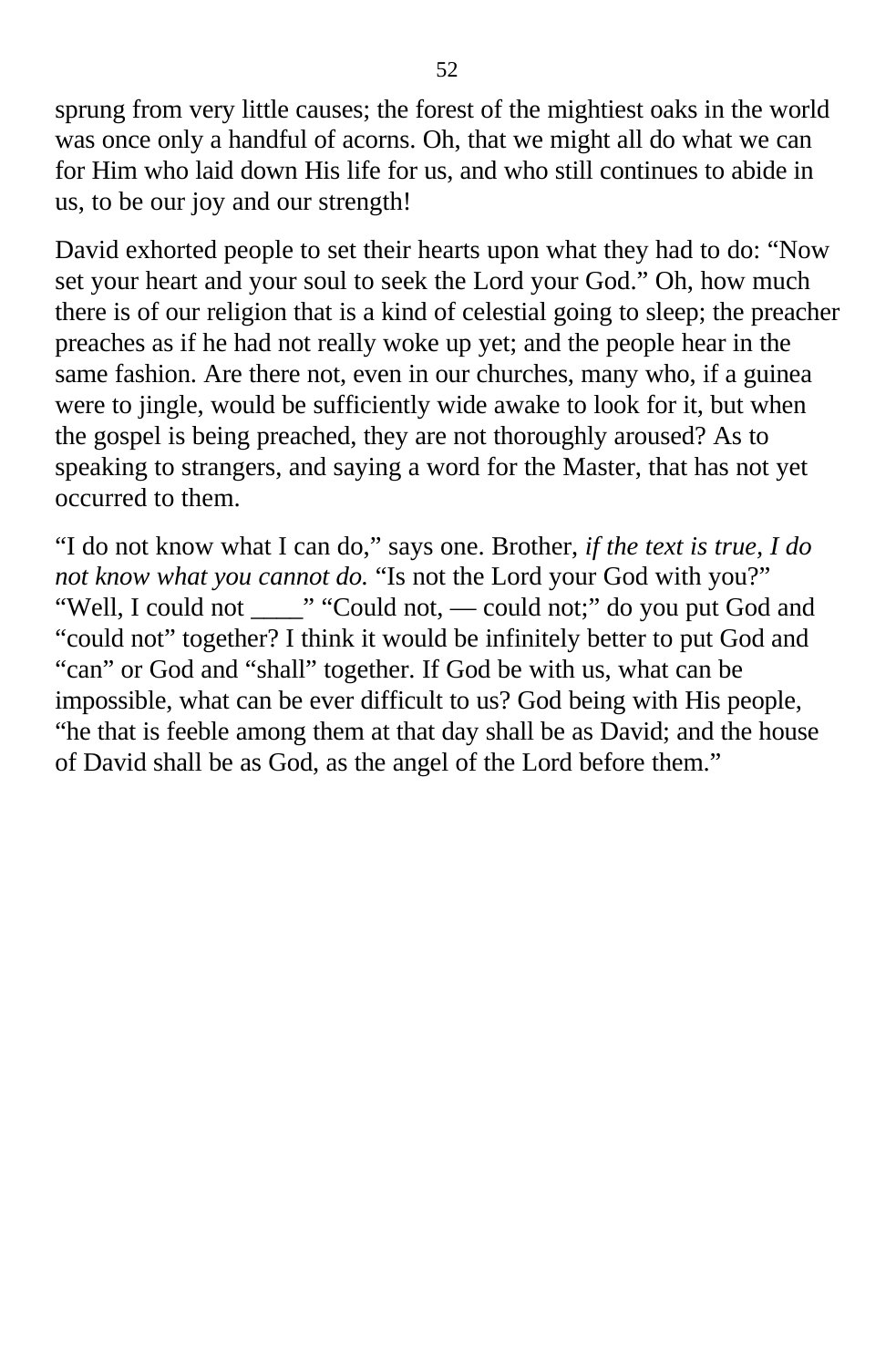sprung from very little causes; the forest of the mightiest oaks in the world was once only a handful of acorns. Oh, that we might all do what we can for Him who laid down His life for us, and who still continues to abide in us, to be our joy and our strength!

David exhorted people to set their hearts upon what they had to do: "Now set your heart and your soul to seek the Lord your God." Oh, how much there is of our religion that is a kind of celestial going to sleep; the preacher preaches as if he had not really woke up yet; and the people hear in the same fashion. Are there not, even in our churches, many who, if a guinea were to jingle, would be sufficiently wide awake to look for it, but when the gospel is being preached, they are not thoroughly aroused? As to speaking to strangers, and saying a word for the Master, that has not yet occurred to them.

"I do not know what I can do," says one. Brother, *if the text is true, I do not know what you cannot do.* "Is not the Lord your God with you?" "Well, I could not ____" "Could not, — could not;" do you put God and "could not" together? I think it would be infinitely better to put God and "can" or God and "shall" together. If God be with us, what can be impossible, what can be ever difficult to us? God being with His people, "he that is feeble among them at that day shall be as David; and the house of David shall be as God, as the angel of the Lord before them."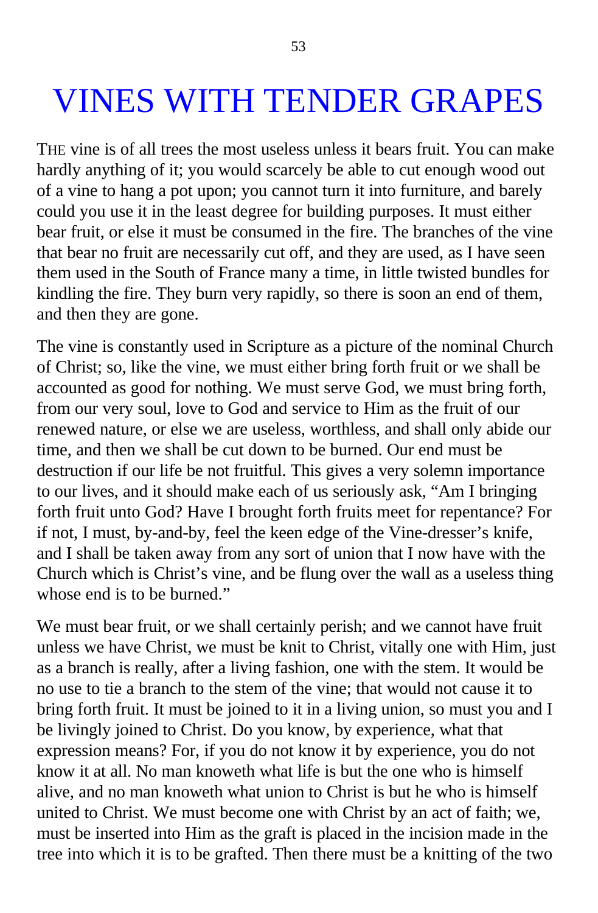# VINES WITH TENDER GRAPES

THE vine is of all trees the most useless unless it bears fruit. You can make hardly anything of it; you would scarcely be able to cut enough wood out of a vine to hang a pot upon; you cannot turn it into furniture, and barely could you use it in the least degree for building purposes. It must either bear fruit, or else it must be consumed in the fire. The branches of the vine that bear no fruit are necessarily cut off, and they are used, as I have seen them used in the South of France many a time, in little twisted bundles for kindling the fire. They burn very rapidly, so there is soon an end of them, and then they are gone.

The vine is constantly used in Scripture as a picture of the nominal Church of Christ; so, like the vine, we must either bring forth fruit or we shall be accounted as good for nothing. We must serve God, we must bring forth, from our very soul, love to God and service to Him as the fruit of our renewed nature, or else we are useless, worthless, and shall only abide our time, and then we shall be cut down to be burned. Our end must be destruction if our life be not fruitful. This gives a very solemn importance to our lives, and it should make each of us seriously ask, "Am I bringing forth fruit unto God? Have I brought forth fruits meet for repentance? For if not, I must, by-and-by, feel the keen edge of the Vine-dresser's knife, and I shall be taken away from any sort of union that I now have with the Church which is Christ's vine, and be flung over the wall as a useless thing whose end is to be burned."

We must bear fruit, or we shall certainly perish; and we cannot have fruit unless we have Christ, we must be knit to Christ, vitally one with Him, just as a branch is really, after a living fashion, one with the stem. It would be no use to tie a branch to the stem of the vine; that would not cause it to bring forth fruit. It must be joined to it in a living union, so must you and I be livingly joined to Christ. Do you know, by experience, what that expression means? For, if you do not know it by experience, you do not know it at all. No man knoweth what life is but the one who is himself alive, and no man knoweth what union to Christ is but he who is himself united to Christ. We must become one with Christ by an act of faith; we, must be inserted into Him as the graft is placed in the incision made in the tree into which it is to be grafted. Then there must be a knitting of the two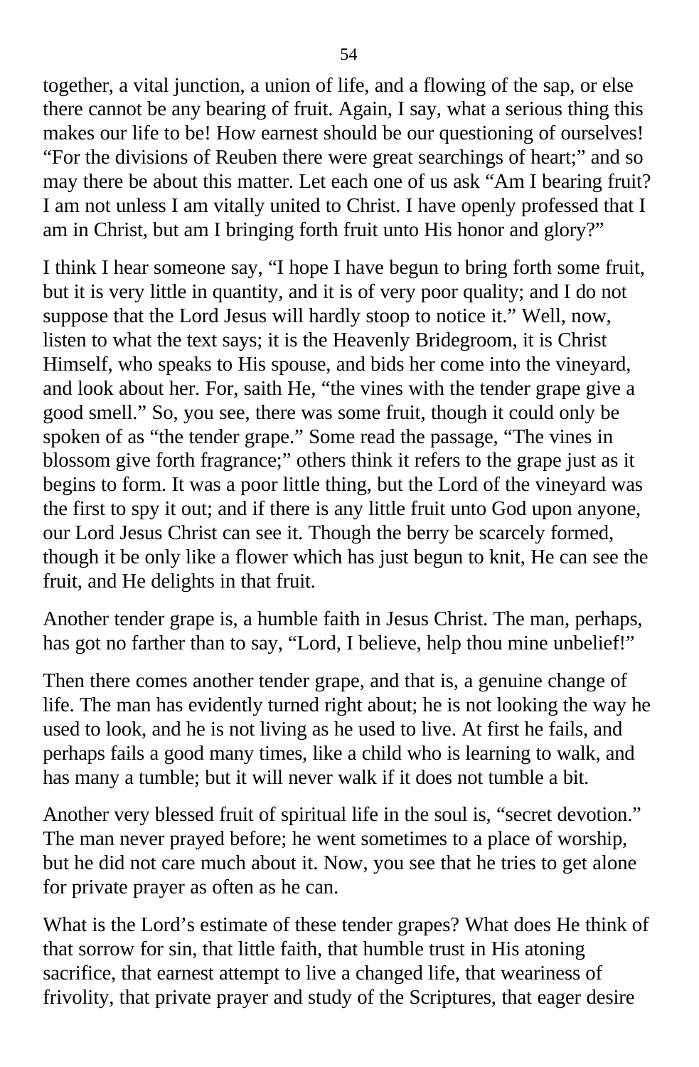together, a vital junction, a union of life, and a flowing of the sap, or else there cannot be any bearing of fruit. Again, I say, what a serious thing this makes our life to be! How earnest should be our questioning of ourselves! "For the divisions of Reuben there were great searchings of heart;" and so may there be about this matter. Let each one of us ask "Am I bearing fruit? I am not unless I am vitally united to Christ. I have openly professed that I am in Christ, but am I bringing forth fruit unto His honor and glory?"

I think I hear someone say, "I hope I have begun to bring forth some fruit, but it is very little in quantity, and it is of very poor quality; and I do not suppose that the Lord Jesus will hardly stoop to notice it." Well, now, listen to what the text says; it is the Heavenly Bridegroom, it is Christ Himself, who speaks to His spouse, and bids her come into the vineyard, and look about her. For, saith He, "the vines with the tender grape give a good smell." So, you see, there was some fruit, though it could only be spoken of as "the tender grape." Some read the passage, "The vines in blossom give forth fragrance;" others think it refers to the grape just as it begins to form. It was a poor little thing, but the Lord of the vineyard was the first to spy it out; and if there is any little fruit unto God upon anyone, our Lord Jesus Christ can see it. Though the berry be scarcely formed, though it be only like a flower which has just begun to knit, He can see the fruit, and He delights in that fruit.

Another tender grape is, a humble faith in Jesus Christ. The man, perhaps, has got no farther than to say, "Lord, I believe, help thou mine unbelief!"

Then there comes another tender grape, and that is, a genuine change of life. The man has evidently turned right about; he is not looking the way he used to look, and he is not living as he used to live. At first he fails, and perhaps fails a good many times, like a child who is learning to walk, and has many a tumble; but it will never walk if it does not tumble a bit.

Another very blessed fruit of spiritual life in the soul is, "secret devotion." The man never prayed before; he went sometimes to a place of worship, but he did not care much about it. Now, you see that he tries to get alone for private prayer as often as he can.

What is the Lord's estimate of these tender grapes? What does He think of that sorrow for sin, that little faith, that humble trust in His atoning sacrifice, that earnest attempt to live a changed life, that weariness of frivolity, that private prayer and study of the Scriptures, that eager desire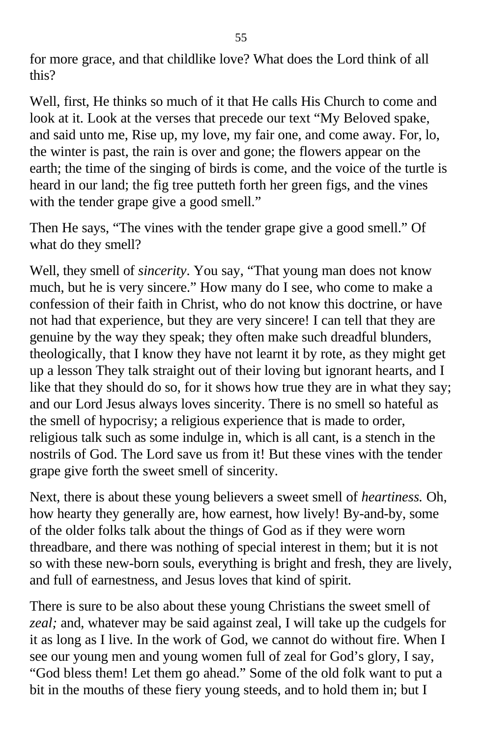for more grace, and that childlike love? What does the Lord think of all this?

Well, first, He thinks so much of it that He calls His Church to come and look at it. Look at the verses that precede our text "My Beloved spake, and said unto me, Rise up, my love, my fair one, and come away. For, lo, the winter is past, the rain is over and gone; the flowers appear on the earth; the time of the singing of birds is come, and the voice of the turtle is heard in our land; the fig tree putteth forth her green figs, and the vines with the tender grape give a good smell."

Then He says, "The vines with the tender grape give a good smell." Of what do they smell?

Well, they smell of *sincerity*. You say, "That young man does not know much, but he is very sincere." How many do I see, who come to make a confession of their faith in Christ, who do not know this doctrine, or have not had that experience, but they are very sincere! I can tell that they are genuine by the way they speak; they often make such dreadful blunders, theologically, that I know they have not learnt it by rote, as they might get up a lesson They talk straight out of their loving but ignorant hearts, and I like that they should do so, for it shows how true they are in what they say; and our Lord Jesus always loves sincerity. There is no smell so hateful as the smell of hypocrisy; a religious experience that is made to order, religious talk such as some indulge in, which is all cant, is a stench in the nostrils of God. The Lord save us from it! But these vines with the tender grape give forth the sweet smell of sincerity.

Next, there is about these young believers a sweet smell of *heartiness.* Oh, how hearty they generally are, how earnest, how lively! By-and-by, some of the older folks talk about the things of God as if they were worn threadbare, and there was nothing of special interest in them; but it is not so with these new-born souls, everything is bright and fresh, they are lively, and full of earnestness, and Jesus loves that kind of spirit.

There is sure to be also about these young Christians the sweet smell of *zeal;* and, whatever may be said against zeal, I will take up the cudgels for it as long as I live. In the work of God, we cannot do without fire. When I see our young men and young women full of zeal for God's glory, I say, "God bless them! Let them go ahead." Some of the old folk want to put a bit in the mouths of these fiery young steeds, and to hold them in; but I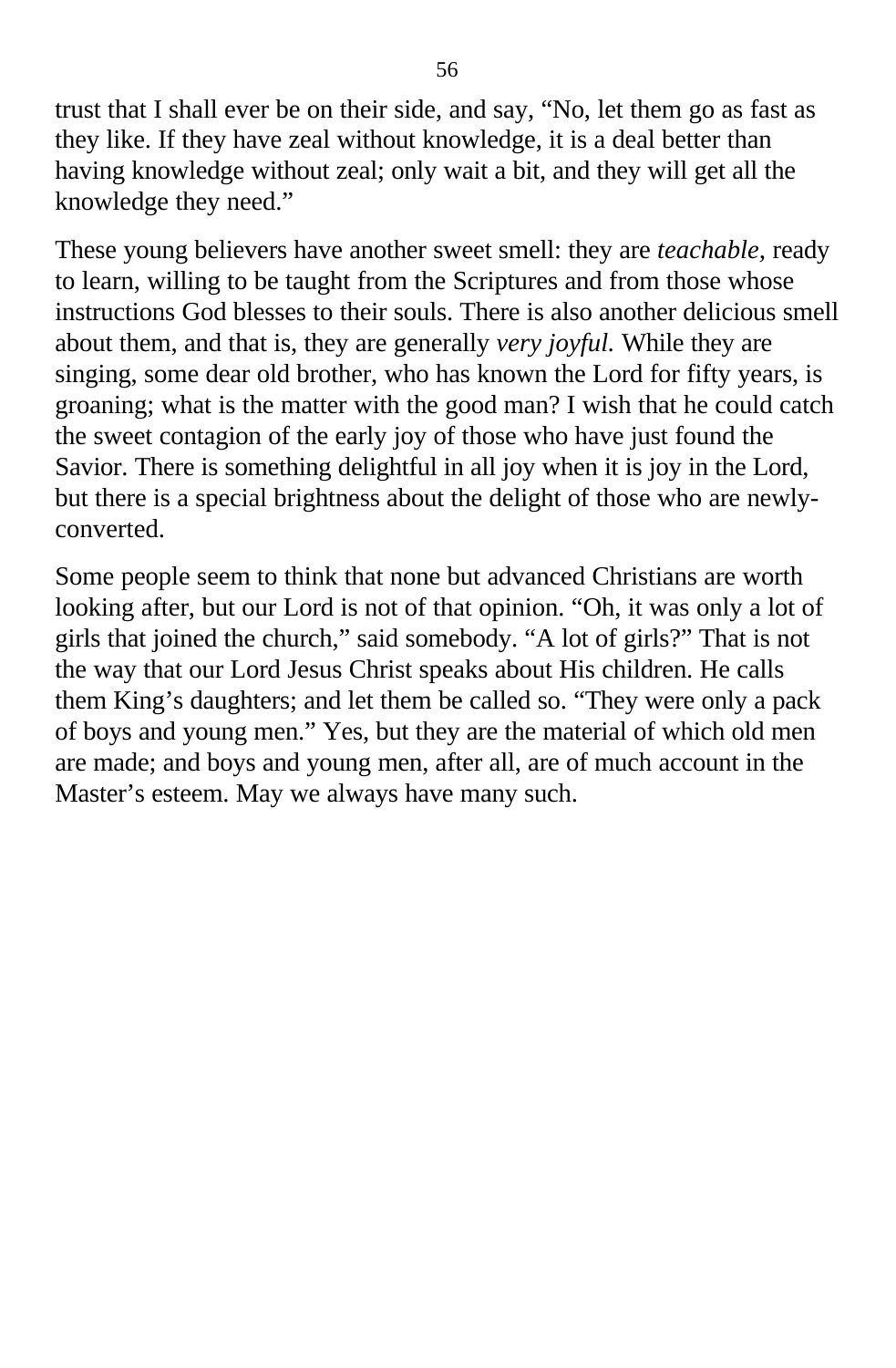trust that I shall ever be on their side, and say, “No, let them go as fast as they like. If they have zeal without knowledge, it is a deal better than having knowledge without zeal; only wait a bit, and they will get all the knowledge they need.”

These young believers have another sweet smell: they are *teachable,* ready to learn, willing to be taught from the Scriptures and from those whose instructions God blesses to their souls. There is also another delicious smell about them, and that is, they are generally *very joyful.* While they are singing, some dear old brother, who has known the Lord for fifty years, is groaning; what is the matter with the good man? I wish that he could catch the sweet contagion of the early joy of those who have just found the Savior. There is something delightful in all joy when it is joy in the Lord, but there is a special brightness about the delight of those who are newly-converted.

Some people seem to think that none but advanced Christians are worth looking after, but our Lord is not of that opinion. “Oh, it was only a lot of girls that joined the church,” said somebody. “A lot of girls?” That is not the way that our Lord Jesus Christ speaks about His children. He calls them King’s daughters; and let them be called so. “They were only a pack of boys and young men.” Yes, but they are the material of which old men are made; and boys and young men, after all, are of much account in the Master’s esteem. May we always have many such.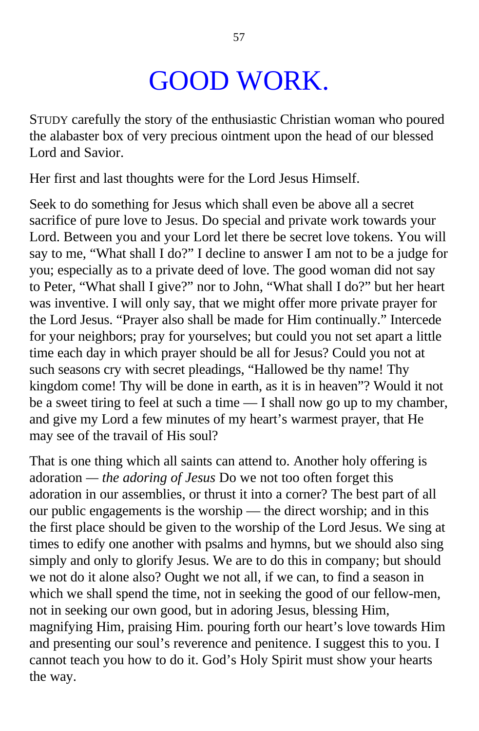# GOOD WORK.

STUDY carefully the story of the enthusiastic Christian woman who poured the alabaster box of very precious ointment upon the head of our blessed Lord and Savior.

Her first and last thoughts were for the Lord Jesus Himself.

Seek to do something for Jesus which shall even be above all a secret sacrifice of pure love to Jesus. Do special and private work towards your Lord. Between you and your Lord let there be secret love tokens. You will say to me, "What shall I do?" I decline to answer I am not to be a judge for you; especially as to a private deed of love. The good woman did not say to Peter, "What shall I give?" nor to John, "What shall I do?" but her heart was inventive. I will only say, that we might offer more private prayer for the Lord Jesus. "Prayer also shall be made for Him continually." Intercede for your neighbors; pray for yourselves; but could you not set apart a little time each day in which prayer should be all for Jesus? Could you not at such seasons cry with secret pleadings, "Hallowed be thy name! Thy kingdom come! Thy will be done in earth, as it is in heaven"? Would it not be a sweet tiring to feel at such a time — I shall now go up to my chamber, and give my Lord a few minutes of my heart's warmest prayer, that He may see of the travail of His soul?

That is one thing which all saints can attend to. Another holy offering is adoration — *the adoring of Jesus* Do we not too often forget this adoration in our assemblies, or thrust it into a corner? The best part of all our public engagements is the worship — the direct worship; and in this the first place should be given to the worship of the Lord Jesus. We sing at times to edify one another with psalms and hymns, but we should also sing simply and only to glorify Jesus. We are to do this in company; but should we not do it alone also? Ought we not all, if we can, to find a season in which we shall spend the time, not in seeking the good of our fellow-men, not in seeking our own good, but in adoring Jesus, blessing Him, magnifying Him, praising Him. pouring forth our heart's love towards Him and presenting our soul's reverence and penitence. I suggest this to you. I cannot teach you how to do it. God's Holy Spirit must show your hearts the way.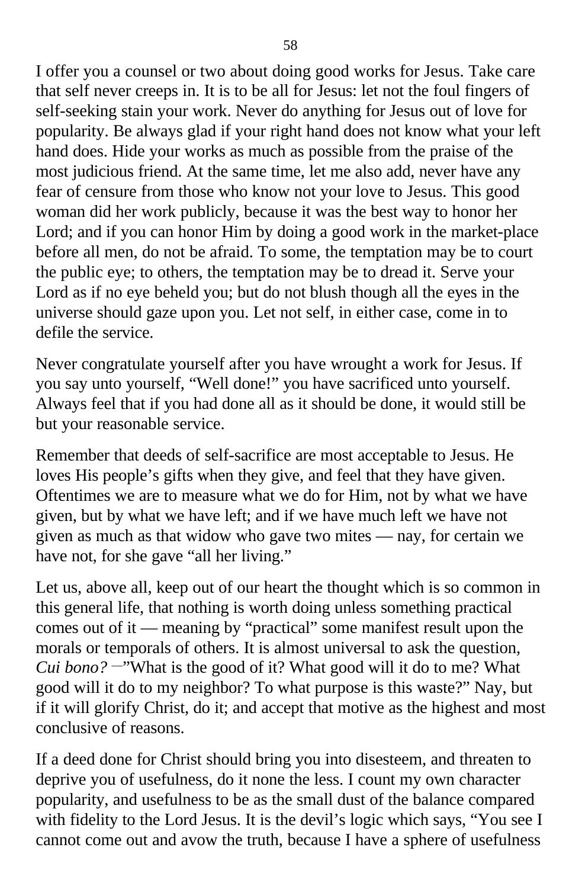I offer you a counsel or two about doing good works for Jesus. Take care that self never creeps in. It is to be all for Jesus: let not the foul fingers of self-seeking stain your work. Never do anything for Jesus out of love for popularity. Be always glad if your right hand does not know what your left hand does. Hide your works as much as possible from the praise of the most judicious friend. At the same time, let me also add, never have any fear of censure from those who know not your love to Jesus. This good woman did her work publicly, because it was the best way to honor her Lord; and if you can honor Him by doing a good work in the market-place before all men, do not be afraid. To some, the temptation may be to court the public eye; to others, the temptation may be to dread it. Serve your Lord as if no eye beheld you; but do not blush though all the eyes in the universe should gaze upon you. Let not self, in either case, come in to defile the service.

Never congratulate yourself after you have wrought a work for Jesus. If you say unto yourself, "Well done!" you have sacrificed unto yourself. Always feel that if you had done all as it should be done, it would still be but your reasonable service.

Remember that deeds of self-sacrifice are most acceptable to Jesus. He loves His people's gifts when they give, and feel that they have given. Oftentimes we are to measure what we do for Him, not by what we have given, but by what we have left; and if we have much left we have not given as much as that widow who gave two mites — nay, for certain we have not, for she gave "all her living."

Let us, above all, keep out of our heart the thought which is so common in this general life, that nothing is worth doing unless something practical comes out of it — meaning by "practical" some manifest result upon the morals or temporals of others. It is almost universal to ask the question, *Cui bono?* —"What is the good of it? What good will it do to me? What good will it do to my neighbor? To what purpose is this waste?" Nay, but if it will glorify Christ, do it; and accept that motive as the highest and most conclusive of reasons.

If a deed done for Christ should bring you into disesteem, and threaten to deprive you of usefulness, do it none the less. I count my own character popularity, and usefulness to be as the small dust of the balance compared with fidelity to the Lord Jesus. It is the devil's logic which says, "You see I cannot come out and avow the truth, because I have a sphere of usefulness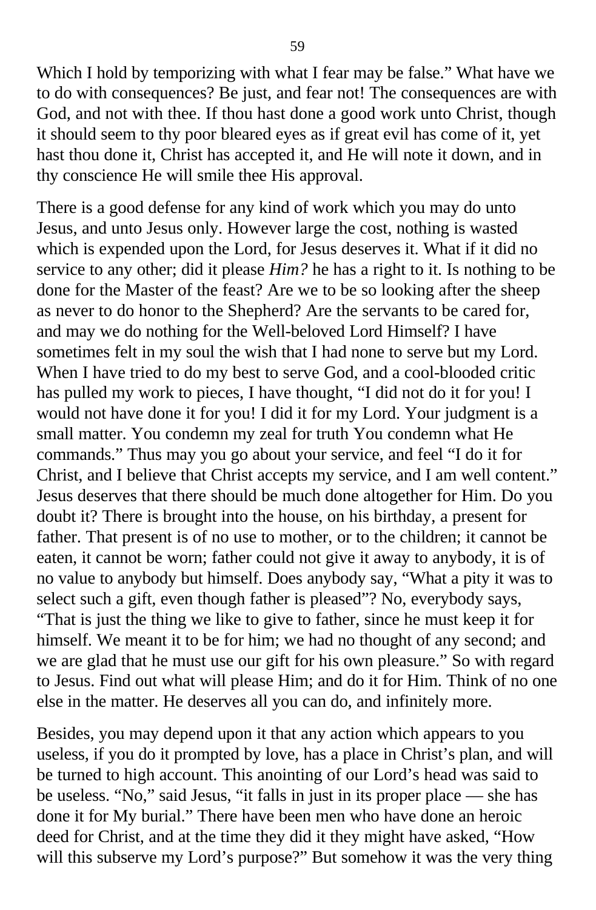Which I hold by temporizing with what I fear may be false." What have we to do with consequences? Be just, and fear not! The consequences are with God, and not with thee. If thou hast done a good work unto Christ, though it should seem to thy poor bleared eyes as if great evil has come of it, yet hast thou done it, Christ has accepted it, and He will note it down, and in thy conscience He will smile thee His approval.

There is a good defense for any kind of work which you may do unto Jesus, and unto Jesus only. However large the cost, nothing is wasted which is expended upon the Lord, for Jesus deserves it. What if it did no service to any other; did it please *Him?* he has a right to it. Is nothing to be done for the Master of the feast? Are we to be so looking after the sheep as never to do honor to the Shepherd? Are the servants to be cared for, and may we do nothing for the Well-beloved Lord Himself? I have sometimes felt in my soul the wish that I had none to serve but my Lord. When I have tried to do my best to serve God, and a cool-blooded critic has pulled my work to pieces, I have thought, "I did not do it for you! I would not have done it for you! I did it for my Lord. Your judgment is a small matter. You condemn my zeal for truth You condemn what He commands." Thus may you go about your service, and feel "I do it for Christ, and I believe that Christ accepts my service, and I am well content." Jesus deserves that there should be much done altogether for Him. Do you doubt it? There is brought into the house, on his birthday, a present for father. That present is of no use to mother, or to the children; it cannot be eaten, it cannot be worn; father could not give it away to anybody, it is of no value to anybody but himself. Does anybody say, "What a pity it was to select such a gift, even though father is pleased"? No, everybody says, "That is just the thing we like to give to father, since he must keep it for himself. We meant it to be for him; we had no thought of any second; and we are glad that he must use our gift for his own pleasure." So with regard to Jesus. Find out what will please Him; and do it for Him. Think of no one else in the matter. He deserves all you can do, and infinitely more.

Besides, you may depend upon it that any action which appears to you useless, if you do it prompted by love, has a place in Christ's plan, and will be turned to high account. This anointing of our Lord's head was said to be useless. "No," said Jesus, "it falls in just in its proper place — she has done it for My burial." There have been men who have done an heroic deed for Christ, and at the time they did it they might have asked, "How will this subserve my Lord's purpose?" But somehow it was the very thing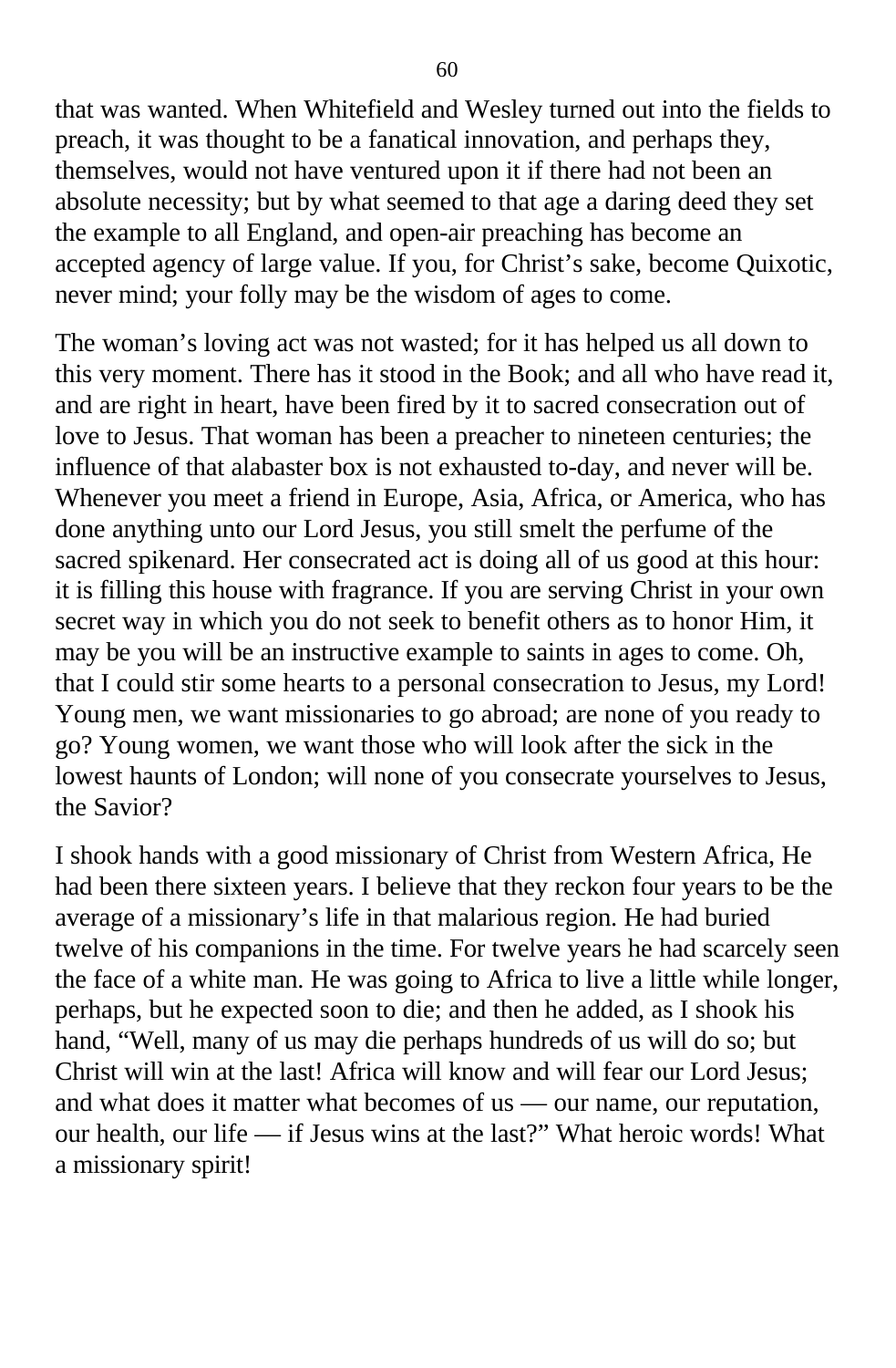that was wanted. When Whitefield and Wesley turned out into the fields to preach, it was thought to be a fanatical innovation, and perhaps they, themselves, would not have ventured upon it if there had not been an absolute necessity; but by what seemed to that age a daring deed they set the example to all England, and open-air preaching has become an accepted agency of large value. If you, for Christ's sake, become Quixotic, never mind; your folly may be the wisdom of ages to come.

The woman's loving act was not wasted; for it has helped us all down to this very moment. There has it stood in the Book; and all who have read it, and are right in heart, have been fired by it to sacred consecration out of love to Jesus. That woman has been a preacher to nineteen centuries; the influence of that alabaster box is not exhausted to-day, and never will be. Whenever you meet a friend in Europe, Asia, Africa, or America, who has done anything unto our Lord Jesus, you still smelt the perfume of the sacred spikenard. Her consecrated act is doing all of us good at this hour: it is filling this house with fragrance. If you are serving Christ in your own secret way in which you do not seek to benefit others as to honor Him, it may be you will be an instructive example to saints in ages to come. Oh, that I could stir some hearts to a personal consecration to Jesus, my Lord! Young men, we want missionaries to go abroad; are none of you ready to go? Young women, we want those who will look after the sick in the lowest haunts of London; will none of you consecrate yourselves to Jesus, the Savior?

I shook hands with a good missionary of Christ from Western Africa, He had been there sixteen years. I believe that they reckon four years to be the average of a missionary's life in that malarious region. He had buried twelve of his companions in the time. For twelve years he had scarcely seen the face of a white man. He was going to Africa to live a little while longer, perhaps, but he expected soon to die; and then he added, as I shook his hand, "Well, many of us may die perhaps hundreds of us will do so; but Christ will win at the last! Africa will know and will fear our Lord Jesus; and what does it matter what becomes of us — our name, our reputation, our health, our life — if Jesus wins at the last?" What heroic words! What a missionary spirit!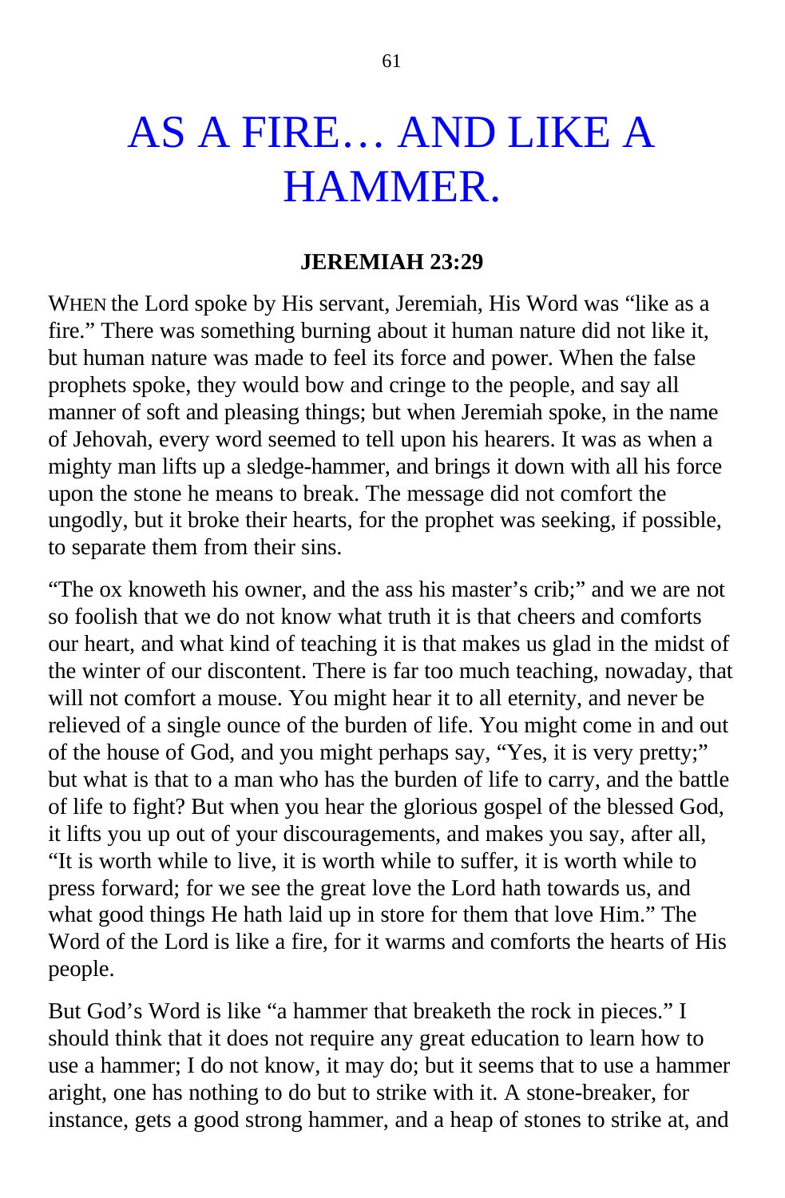# AS A FIRE… AND LIKE A HAMMER.

**JEREMIAH 23:29**

WHEN the Lord spoke by His servant, Jeremiah, His Word was "like as a fire." There was something burning about it human nature did not like it, but human nature was made to feel its force and power. When the false prophets spoke, they would bow and cringe to the people, and say all manner of soft and pleasing things; but when Jeremiah spoke, in the name of Jehovah, every word seemed to tell upon his hearers. It was as when a mighty man lifts up a sledge-hammer, and brings it down with all his force upon the stone he means to break. The message did not comfort the ungodly, but it broke their hearts, for the prophet was seeking, if possible, to separate them from their sins.

"The ox knoweth his owner, and the ass his master's crib;" and we are not so foolish that we do not know what truth it is that cheers and comforts our heart, and what kind of teaching it is that makes us glad in the midst of the winter of our discontent. There is far too much teaching, nowaday, that will not comfort a mouse. You might hear it to all eternity, and never be relieved of a single ounce of the burden of life. You might come in and out of the house of God, and you might perhaps say, "Yes, it is very pretty;" but what is that to a man who has the burden of life to carry, and the battle of life to fight? But when you hear the glorious gospel of the blessed God, it lifts you up out of your discouragements, and makes you say, after all, "It is worth while to live, it is worth while to suffer, it is worth while to press forward; for we see the great love the Lord hath towards us, and what good things He hath laid up in store for them that love Him." The Word of the Lord is like a fire, for it warms and comforts the hearts of His people.

But God's Word is like "a hammer that breaketh the rock in pieces." I should think that it does not require any great education to learn how to use a hammer; I do not know, it may do; but it seems that to use a hammer aright, one has nothing to do but to strike with it. A stone-breaker, for instance, gets a good strong hammer, and a heap of stones to strike at, and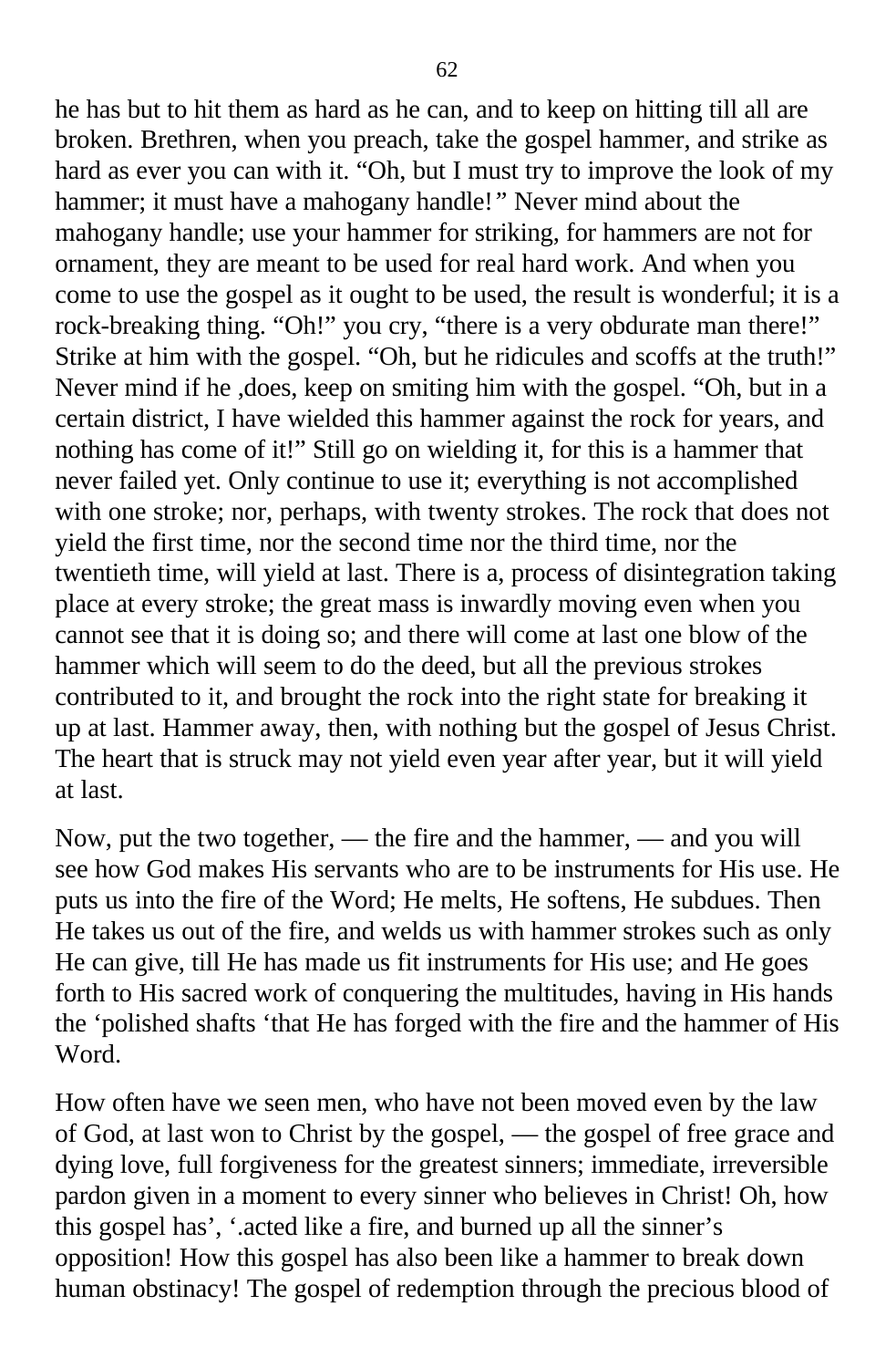he has but to hit them as hard as he can, and to keep on hitting till all are broken. Brethren, when you preach, take the gospel hammer, and strike as hard as ever you can with it. “Oh, but I must try to improve the look of my hammer; it must have a mahogany handle!” Never mind about the mahogany handle; use your hammer for striking, for hammers are not for ornament, they are meant to be used for real hard work. And when you come to use the gospel as it ought to be used, the result is wonderful; it is a rock-breaking thing. “Oh!” you cry, “there is a very obdurate man there!” Strike at him with the gospel. “Oh, but he ridicules and scoffs at the truth!” Never mind if he ,does, keep on smiting him with the gospel. “Oh, but in a certain district, I have wielded this hammer against the rock for years, and nothing has come of it!” Still go on wielding it, for this is a hammer that never failed yet. Only continue to use it; everything is not accomplished with one stroke; nor, perhaps, with twenty strokes. The rock that does not yield the first time, nor the second time nor the third time, nor the twentieth time, will yield at last. There is a, process of disintegration taking place at every stroke; the great mass is inwardly moving even when you cannot see that it is doing so; and there will come at last one blow of the hammer which will seem to do the deed, but all the previous strokes contributed to it, and brought the rock into the right state for breaking it up at last. Hammer away, then, with nothing but the gospel of Jesus Christ. The heart that is struck may not yield even year after year, but it will yield at last.

Now, put the two together, — the fire and the hammer, — and you will see how God makes His servants who are to be instruments for His use. He puts us into the fire of the Word; He melts, He softens, He subdues. Then He takes us out of the fire, and welds us with hammer strokes such as only He can give, till He has made us fit instruments for His use; and He goes forth to His sacred work of conquering the multitudes, having in His hands the ‘polished shafts ‘that He has forged with the fire and the hammer of His Word.

How often have we seen men, who have not been moved even by the law of God, at last won to Christ by the gospel, — the gospel of free grace and dying love, full forgiveness for the greatest sinners; immediate, irreversible pardon given in a moment to every sinner who believes in Christ! Oh, how this gospel has’, ‘.acted like a fire, and burned up all the sinner’s opposition! How this gospel has also been like a hammer to break down human obstinacy! The gospel of redemption through the precious blood of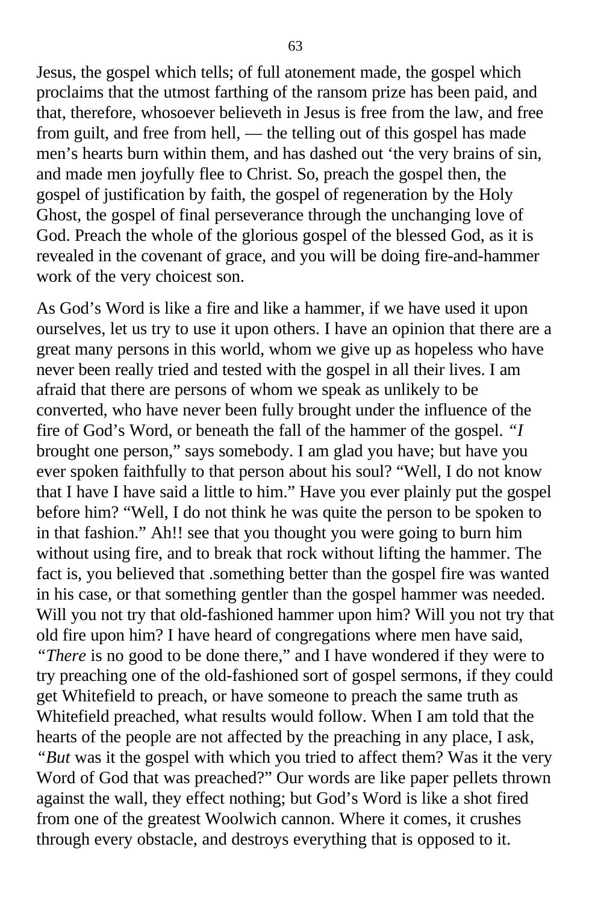Jesus, the gospel which tells; of full atonement made, the gospel which proclaims that the utmost farthing of the ransom prize has been paid, and that, therefore, whosoever believeth in Jesus is free from the law, and free from guilt, and free from hell, — the telling out of this gospel has made men's hearts burn within them, and has dashed out 'the very brains of sin, and made men joyfully flee to Christ. So, preach the gospel then, the gospel of justification by faith, the gospel of regeneration by the Holy Ghost, the gospel of final perseverance through the unchanging love of God. Preach the whole of the glorious gospel of the blessed God, as it is revealed in the covenant of grace, and you will be doing fire-and-hammer work of the very choicest son.

As God's Word is like a fire and like a hammer, if we have used it upon ourselves, let us try to use it upon others. I have an opinion that there are a great many persons in this world, whom we give up as hopeless who have never been really tried and tested with the gospel in all their lives. I am afraid that there are persons of whom we speak as unlikely to be converted, who have never been fully brought under the influence of the fire of God's Word, or beneath the fall of the hammer of the gospel. *"I* brought one person," says somebody. I am glad you have; but have you ever spoken faithfully to that person about his soul? "Well, I do not know that I have I have said a little to him." Have you ever plainly put the gospel before him? "Well, I do not think he was quite the person to be spoken to in that fashion." Ah!! see that you thought you were going to burn him without using fire, and to break that rock without lifting the hammer. The fact is, you believed that .something better than the gospel fire was wanted in his case, or that something gentler than the gospel hammer was needed. Will you not try that old-fashioned hammer upon him? Will you not try that old fire upon him? I have heard of congregations where men have said, *"There* is no good to be done there," and I have wondered if they were to try preaching one of the old-fashioned sort of gospel sermons, if they could get Whitefield to preach, or have someone to preach the same truth as Whitefield preached, what results would follow. When I am told that the hearts of the people are not affected by the preaching in any place, I ask, *"But* was it the gospel with which you tried to affect them? Was it the very Word of God that was preached?" Our words are like paper pellets thrown against the wall, they effect nothing; but God's Word is like a shot fired from one of the greatest Woolwich cannon. Where it comes, it crushes through every obstacle, and destroys everything that is opposed to it.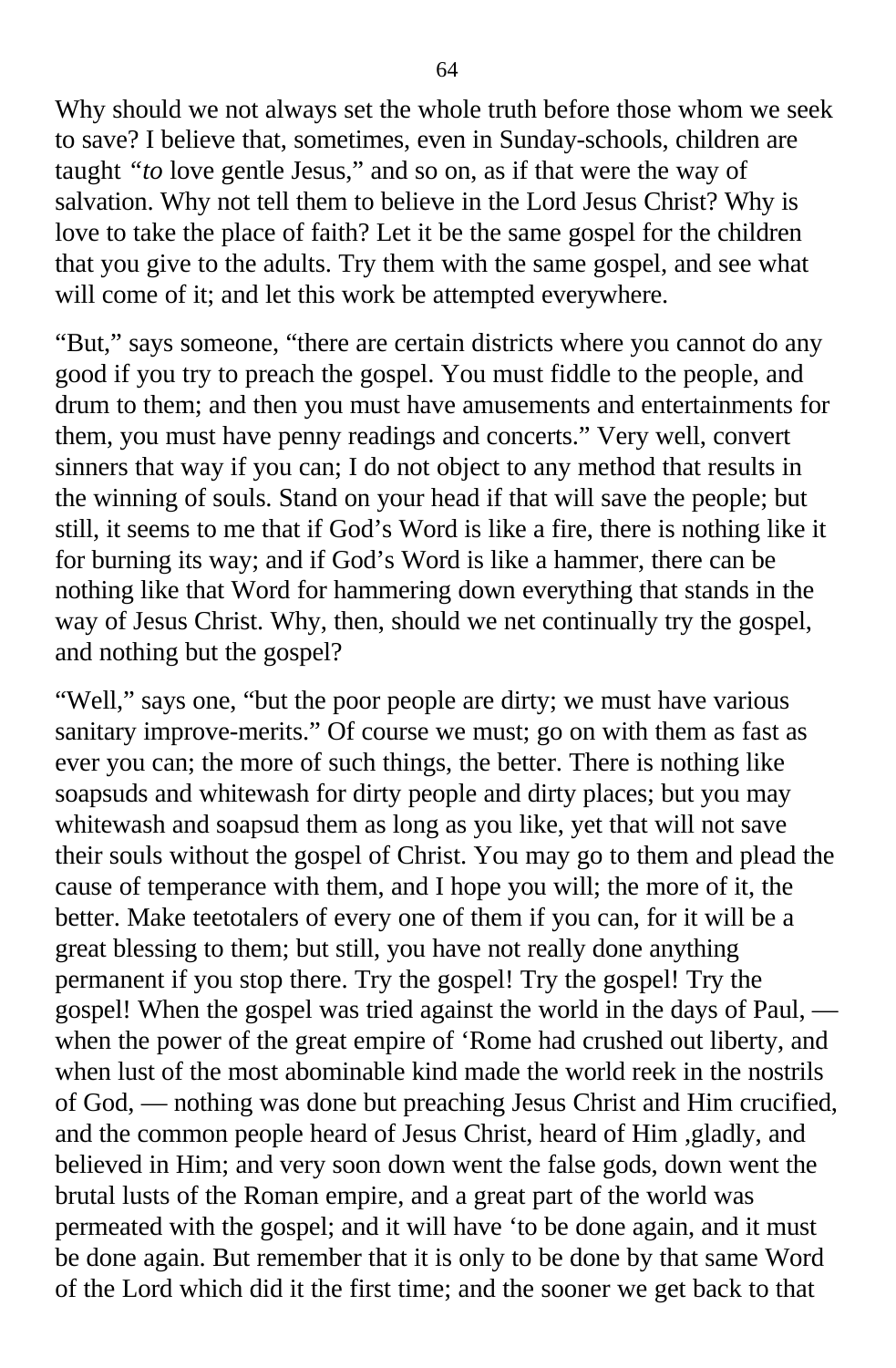Why should we not always set the whole truth before those whom we seek to save? I believe that, sometimes, even in Sunday-schools, children are taught *"to* love gentle Jesus," and so on, as if that were the way of salvation. Why not tell them to believe in the Lord Jesus Christ? Why is love to take the place of faith? Let it be the same gospel for the children that you give to the adults. Try them with the same gospel, and see what will come of it; and let this work be attempted everywhere.

"But," says someone, "there are certain districts where you cannot do any good if you try to preach the gospel. You must fiddle to the people, and drum to them; and then you must have amusements and entertainments for them, you must have penny readings and concerts." Very well, convert sinners that way if you can; I do not object to any method that results in the winning of souls. Stand on your head if that will save the people; but still, it seems to me that if God's Word is like a fire, there is nothing like it for burning its way; and if God's Word is like a hammer, there can be nothing like that Word for hammering down everything that stands in the way of Jesus Christ. Why, then, should we net continually try the gospel, and nothing but the gospel?

"Well," says one, "but the poor people are dirty; we must have various sanitary improve-merits." Of course we must; go on with them as fast as ever you can; the more of such things, the better. There is nothing like soapsuds and whitewash for dirty people and dirty places; but you may whitewash and soapsud them as long as you like, yet that will not save their souls without the gospel of Christ. You may go to them and plead the cause of temperance with them, and I hope you will; the more of it, the better. Make teetotalers of every one of them if you can, for it will be a great blessing to them; but still, you have not really done anything permanent if you stop there. Try the gospel! Try the gospel! Try the gospel! When the gospel was tried against the world in the days of Paul, — when the power of the great empire of 'Rome had crushed out liberty, and when lust of the most abominable kind made the world reek in the nostrils of God, — nothing was done but preaching Jesus Christ and Him crucified, and the common people heard of Jesus Christ, heard of Him ,gladly, and believed in Him; and very soon down went the false gods, down went the brutal lusts of the Roman empire, and a great part of the world was permeated with the gospel; and it will have 'to be done again, and it must be done again. But remember that it is only to be done by that same Word of the Lord which did it the first time; and the sooner we get back to that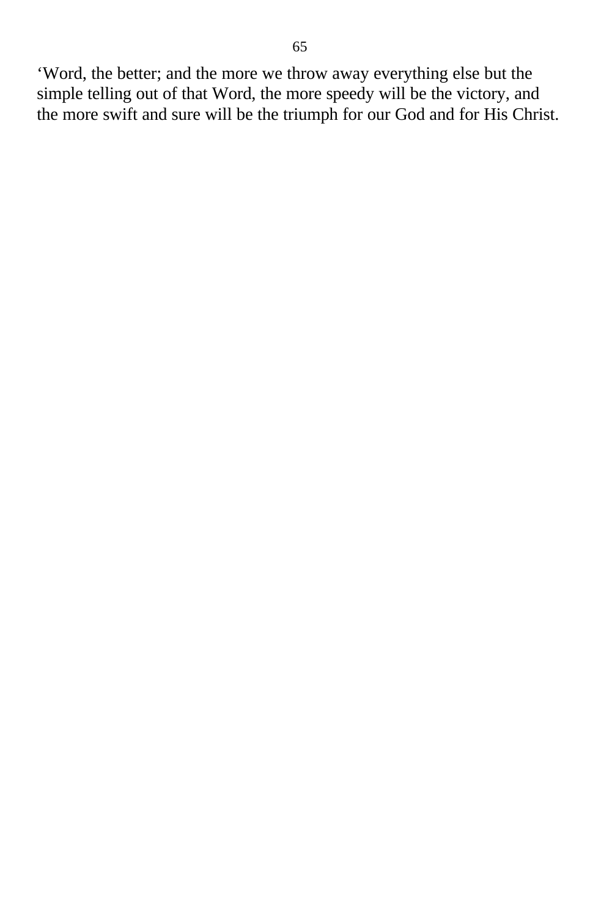‘Word, the better; and the more we throw away everything else but the simple telling out of that Word, the more speedy will be the victory, and the more swift and sure will be the triumph for our God and for His Christ.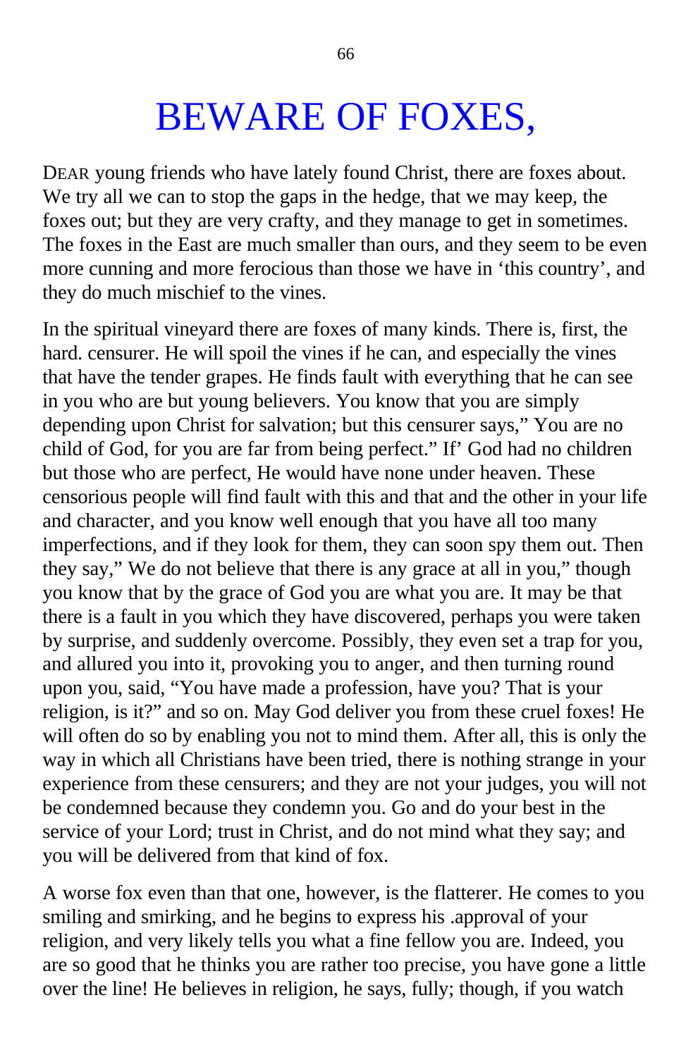# BEWARE OF FOXES,

DEAR young friends who have lately found Christ, there are foxes about. We try all we can to stop the gaps in the hedge, that we may keep, the foxes out; but they are very crafty, and they manage to get in sometimes. The foxes in the East are much smaller than ours, and they seem to be even more cunning and more ferocious than those we have in 'this country', and they do much mischief to the vines.

In the spiritual vineyard there are foxes of many kinds. There is, first, the hard. censurer. He will spoil the vines if he can, and especially the vines that have the tender grapes. He finds fault with everything that he can see in you who are but young believers. You know that you are simply depending upon Christ for salvation; but this censurer says," You are no child of God, for you are far from being perfect." If' God had no children but those who are perfect, He would have none under heaven. These censorious people will find fault with this and that and the other in your life and character, and you know well enough that you have all too many imperfections, and if they look for them, they can soon spy them out. Then they say," We do not believe that there is any grace at all in you," though you know that by the grace of God you are what you are. It may be that there is a fault in you which they have discovered, perhaps you were taken by surprise, and suddenly overcome. Possibly, they even set a trap for you, and allured you into it, provoking you to anger, and then turning round upon you, said, "You have made a profession, have you? That is your religion, is it?" and so on. May God deliver you from these cruel foxes! He will often do so by enabling you not to mind them. After all, this is only the way in which all Christians have been tried, there is nothing strange in your experience from these censurers; and they are not your judges, you will not be condemned because they condemn you. Go and do your best in the service of your Lord; trust in Christ, and do not mind what they say; and you will be delivered from that kind of fox.

A worse fox even than that one, however, is the flatterer. He comes to you smiling and smirking, and he begins to express his .approval of your religion, and very likely tells you what a fine fellow you are. Indeed, you are so good that he thinks you are rather too precise, you have gone a little over the line! He believes in religion, he says, fully; though, if you watch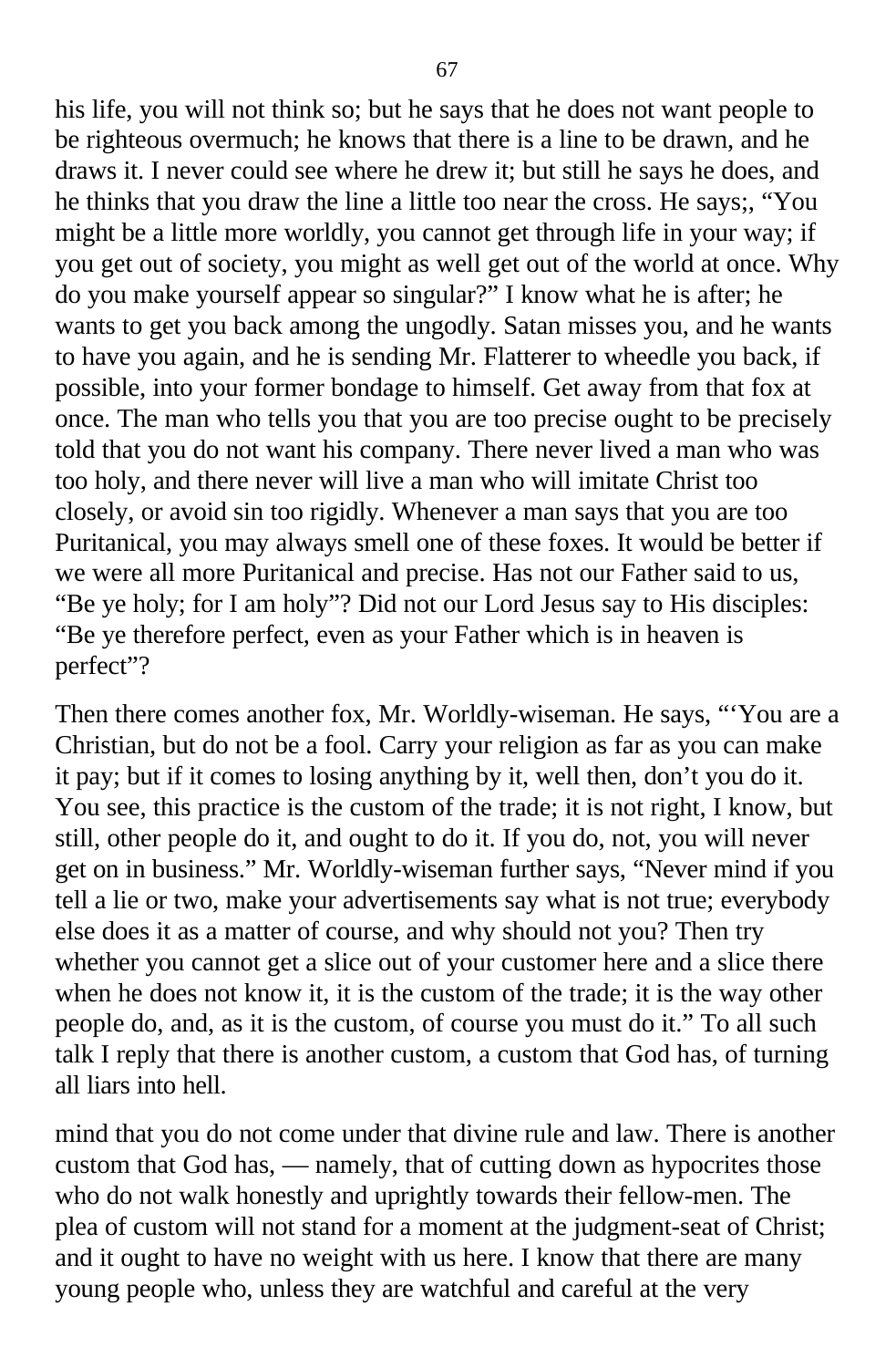his life, you will not think so; but he says that he does not want people to be righteous overmuch; he knows that there is a line to be drawn, and he draws it. I never could see where he drew it; but still he says he does, and he thinks that you draw the line a little too near the cross. He says;, "You might be a little more worldly, you cannot get through life in your way; if you get out of society, you might as well get out of the world at once. Why do you make yourself appear so singular?" I know what he is after; he wants to get you back among the ungodly. Satan misses you, and he wants to have you again, and he is sending Mr. Flatterer to wheedle you back, if possible, into your former bondage to himself. Get away from that fox at once. The man who tells you that you are too precise ought to be precisely told that you do not want his company. There never lived a man who was too holy, and there never will live a man who will imitate Christ too closely, or avoid sin too rigidly. Whenever a man says that you are too Puritanical, you may always smell one of these foxes. It would be better if we were all more Puritanical and precise. Has not our Father said to us, "Be ye holy; for I am holy"? Did not our Lord Jesus say to His disciples: "Be ye therefore perfect, even as your Father which is in heaven is perfect"?

Then there comes another fox, Mr. Worldly-wiseman. He says, "'You are a Christian, but do not be a fool. Carry your religion as far as you can make it pay; but if it comes to losing anything by it, well then, don't you do it. You see, this practice is the custom of the trade; it is not right, I know, but still, other people do it, and ought to do it. If you do, not, you will never get on in business." Mr. Worldly-wiseman further says, "Never mind if you tell a lie or two, make your advertisements say what is not true; everybody else does it as a matter of course, and why should not you? Then try whether you cannot get a slice out of your customer here and a slice there when he does not know it, it is the custom of the trade; it is the way other people do, and, as it is the custom, of course you must do it." To all such talk I reply that there is another custom, a custom that God has, of turning all liars into hell.

mind that you do not come under that divine rule and law. There is another custom that God has, — namely, that of cutting down as hypocrites those who do not walk honestly and uprightly towards their fellow-men. The plea of custom will not stand for a moment at the judgment-seat of Christ; and it ought to have no weight with us here. I know that there are many young people who, unless they are watchful and careful at the very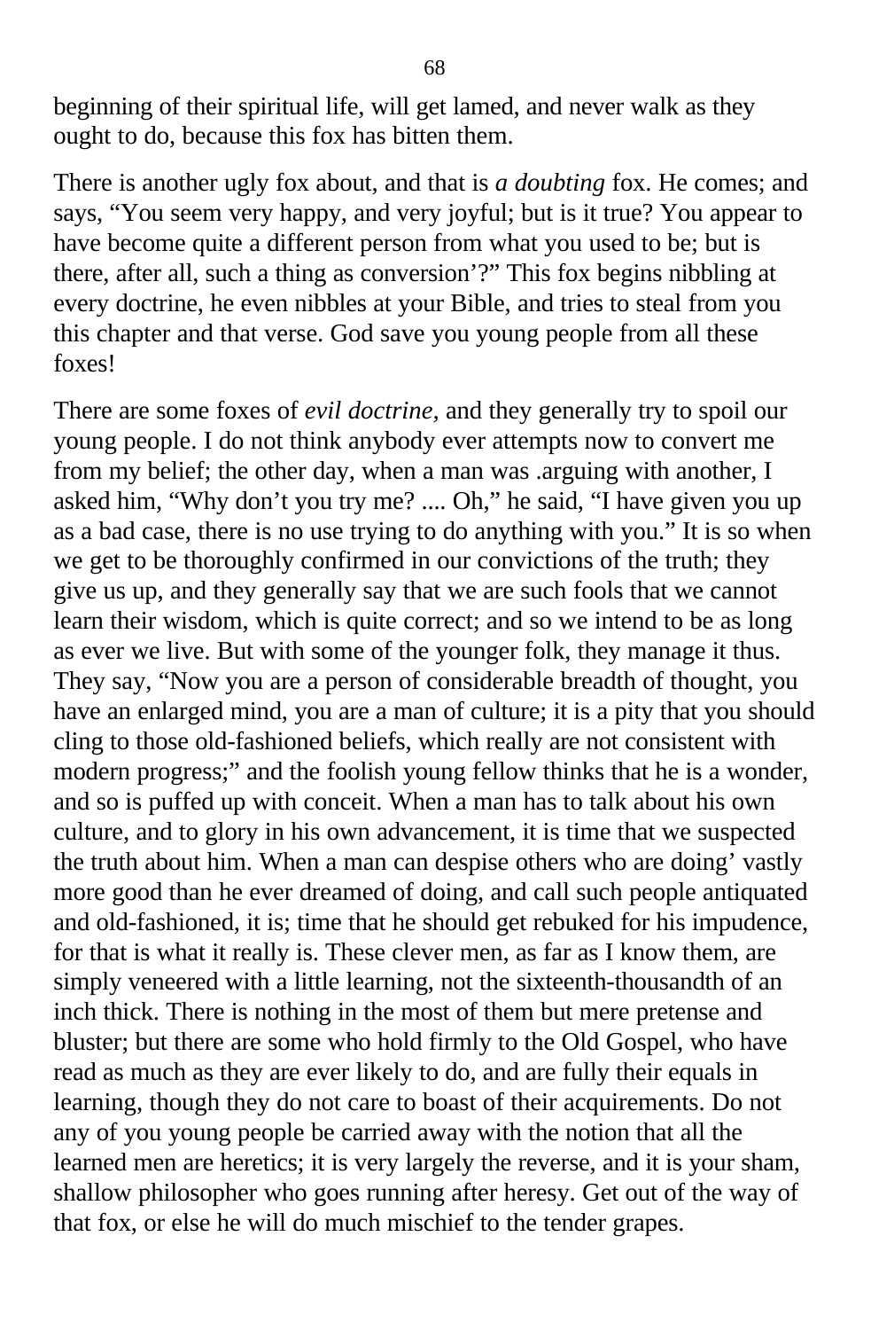beginning of their spiritual life, will get lamed, and never walk as they ought to do, because this fox has bitten them.

There is another ugly fox about, and that is *a doubting* fox. He comes; and says, "You seem very happy, and very joyful; but is it true? You appear to have become quite a different person from what you used to be; but is there, after all, such a thing as conversion'?" This fox begins nibbling at every doctrine, he even nibbles at your Bible, and tries to steal from you this chapter and that verse. God save you young people from all these foxes!

There are some foxes of *evil doctrine*, and they generally try to spoil our young people. I do not think anybody ever attempts now to convert me from my belief; the other day, when a man was .arguing with another, I asked him, "Why don't you try me? .... Oh," he said, "I have given you up as a bad case, there is no use trying to do anything with you." It is so when we get to be thoroughly confirmed in our convictions of the truth; they give us up, and they generally say that we are such fools that we cannot learn their wisdom, which is quite correct; and so we intend to be as long as ever we live. But with some of the younger folk, they manage it thus. They say, "Now you are a person of considerable breadth of thought, you have an enlarged mind, you are a man of culture; it is a pity that you should cling to those old-fashioned beliefs, which really are not consistent with modern progress;" and the foolish young fellow thinks that he is a wonder, and so is puffed up with conceit. When a man has to talk about his own culture, and to glory in his own advancement, it is time that we suspected the truth about him. When a man can despise others who are doing' vastly more good than he ever dreamed of doing, and call such people antiquated and old-fashioned, it is; time that he should get rebuked for his impudence, for that is what it really is. These clever men, as far as I know them, are simply veneered with a little learning, not the sixteenth-thousandth of an inch thick. There is nothing in the most of them but mere pretense and bluster; but there are some who hold firmly to the Old Gospel, who have read as much as they are ever likely to do, and are fully their equals in learning, though they do not care to boast of their acquirements. Do not any of you young people be carried away with the notion that all the learned men are heretics; it is very largely the reverse, and it is your sham, shallow philosopher who goes running after heresy. Get out of the way of that fox, or else he will do much mischief to the tender grapes.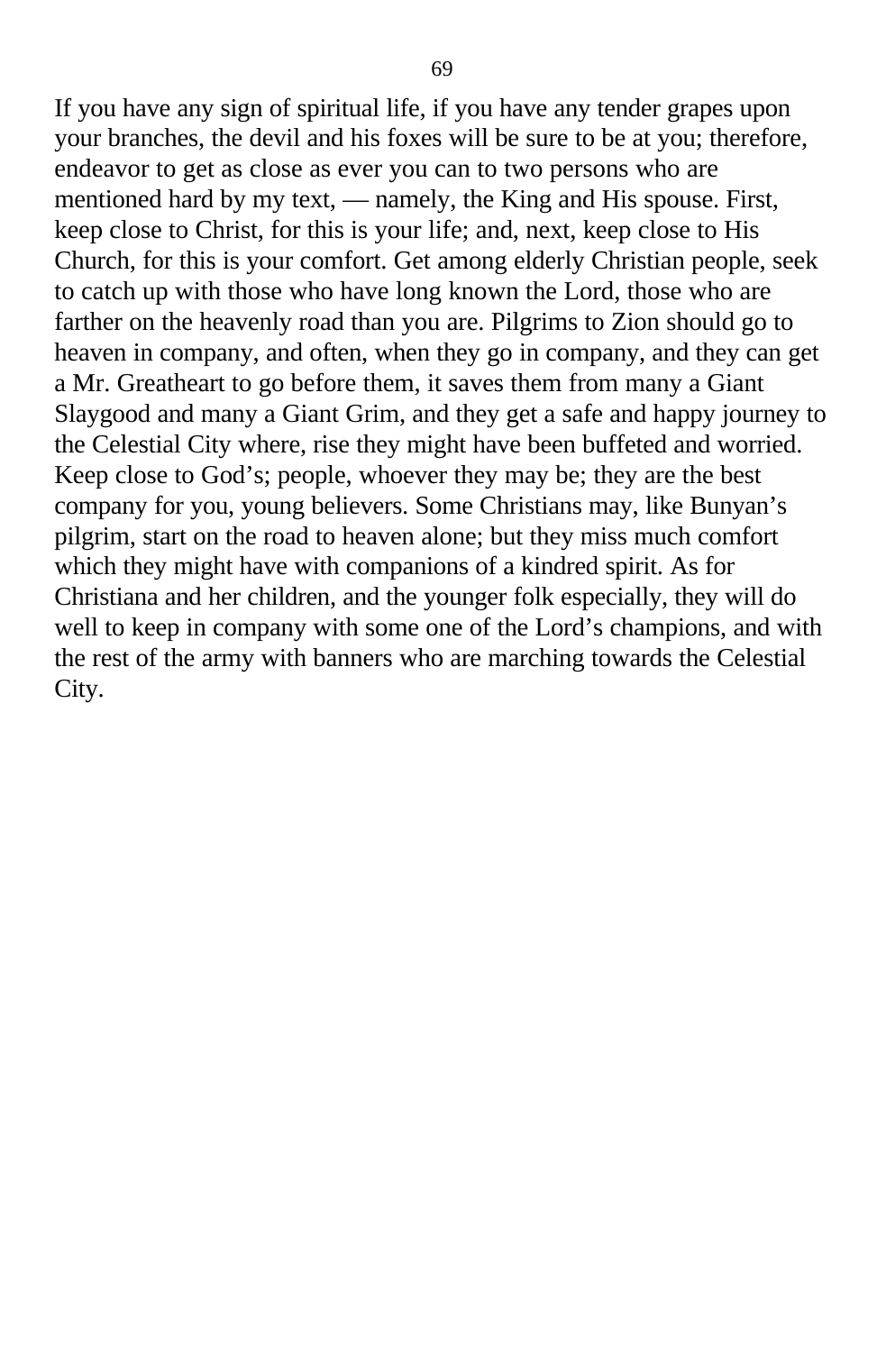If you have any sign of spiritual life, if you have any tender grapes upon your branches, the devil and his foxes will be sure to be at you; therefore, endeavor to get as close as ever you can to two persons who are mentioned hard by my text, — namely, the King and His spouse. First, keep close to Christ, for this is your life; and, next, keep close to His Church, for this is your comfort. Get among elderly Christian people, seek to catch up with those who have long known the Lord, those who are farther on the heavenly road than you are. Pilgrims to Zion should go to heaven in company, and often, when they go in company, and they can get a Mr. Greatheart to go before them, it saves them from many a Giant Slaygood and many a Giant Grim, and they get a safe and happy journey to the Celestial City where, rise they might have been buffeted and worried. Keep close to God's; people, whoever they may be; they are the best company for you, young believers. Some Christians may, like Bunyan's pilgrim, start on the road to heaven alone; but they miss much comfort which they might have with companions of a kindred spirit. As for Christiana and her children, and the younger folk especially, they will do well to keep in company with some one of the Lord's champions, and with the rest of the army with banners who are marching towards the Celestial City.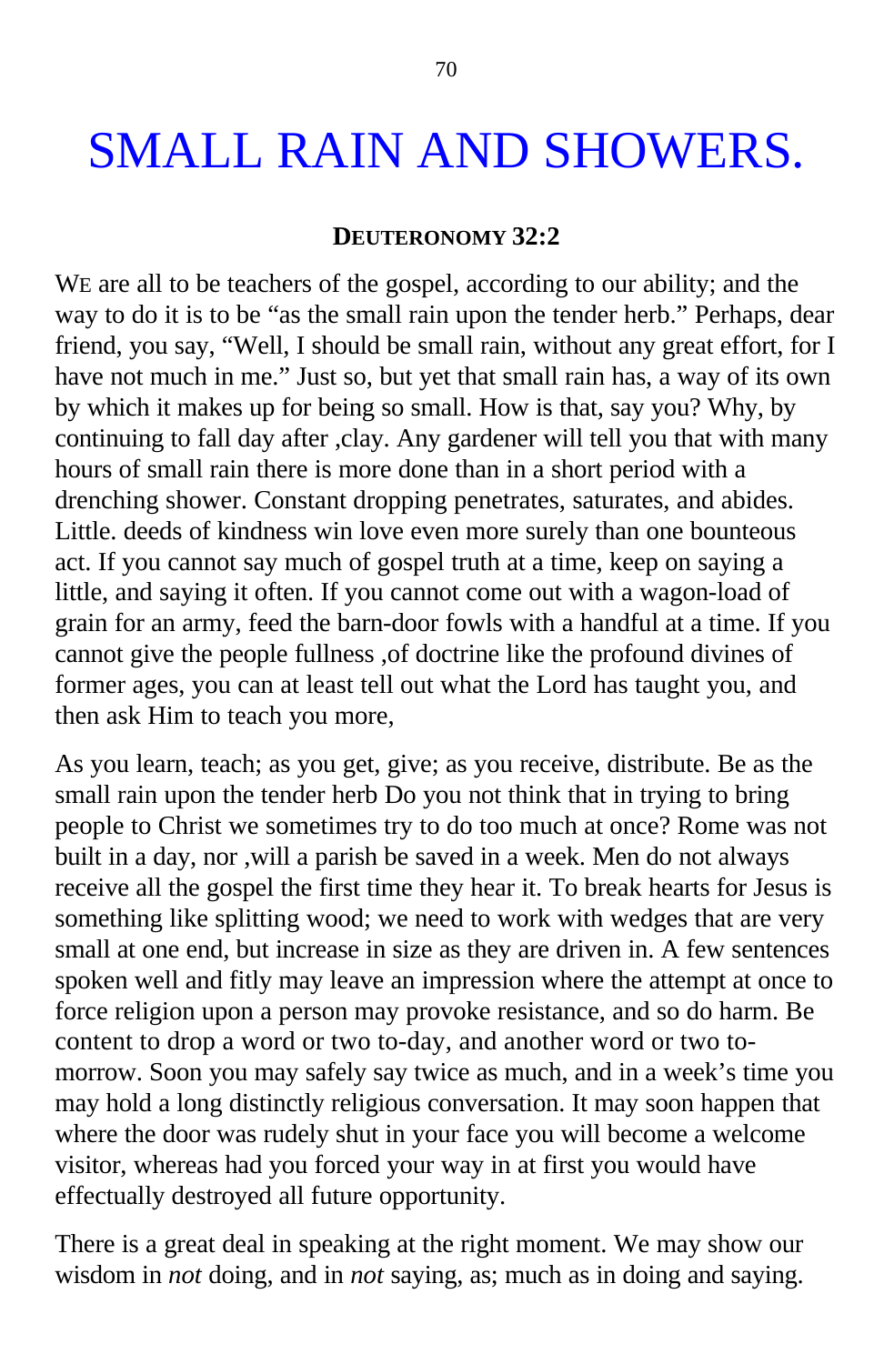# SMALL RAIN AND SHOWERS.

**DEUTERONOMY 32:2**

WE are all to be teachers of the gospel, according to our ability; and the way to do it is to be "as the small rain upon the tender herb." Perhaps, dear friend, you say, "Well, I should be small rain, without any great effort, for I have not much in me." Just so, but yet that small rain has, a way of its own by which it makes up for being so small. How is that, say you? Why, by continuing to fall day after ,clay. Any gardener will tell you that with many hours of small rain there is more done than in a short period with a drenching shower. Constant dropping penetrates, saturates, and abides. Little. deeds of kindness win love even more surely than one bounteous act. If you cannot say much of gospel truth at a time, keep on saying a little, and saying it often. If you cannot come out with a wagon-load of grain for an army, feed the barn-door fowls with a handful at a time. If you cannot give the people fullness ,of doctrine like the profound divines of former ages, you can at least tell out what the Lord has taught you, and then ask Him to teach you more,

As you learn, teach; as you get, give; as you receive, distribute. Be as the small rain upon the tender herb Do you not think that in trying to bring people to Christ we sometimes try to do too much at once? Rome was not built in a day, nor ,will a parish be saved in a week. Men do not always receive all the gospel the first time they hear it. To break hearts for Jesus is something like splitting wood; we need to work with wedges that are very small at one end, but increase in size as they are driven in. A few sentences spoken well and fitly may leave an impression where the attempt at once to force religion upon a person may provoke resistance, and so do harm. Be content to drop a word or two to-day, and another word or two to-morrow. Soon you may safely say twice as much, and in a week's time you may hold a long distinctly religious conversation. It may soon happen that where the door was rudely shut in your face you will become a welcome visitor, whereas had you forced your way in at first you would have effectually destroyed all future opportunity.

There is a great deal in speaking at the right moment. We may show our wisdom in *not* doing, and in *not* saying, as; much as in doing and saying.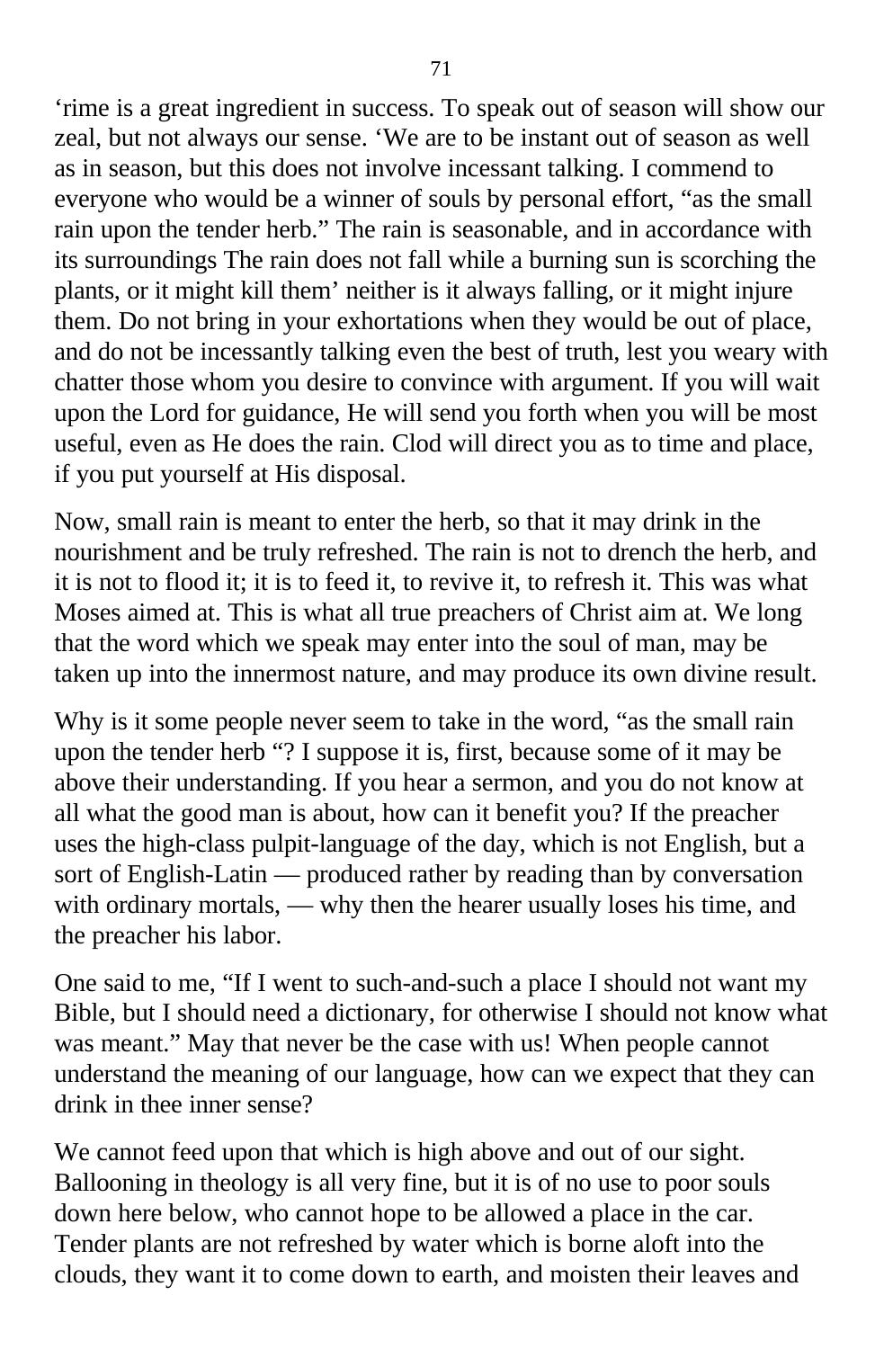‘rime is a great ingredient in success. To speak out of season will show our zeal, but not always our sense. ‘We are to be instant out of season as well as in season, but this does not involve incessant talking. I commend to everyone who would be a winner of souls by personal effort, “as the small rain upon the tender herb.” The rain is seasonable, and in accordance with its surroundings The rain does not fall while a burning sun is scorching the plants, or it might kill them’ neither is it always falling, or it might injure them. Do not bring in your exhortations when they would be out of place, and do not be incessantly talking even the best of truth, lest you weary with chatter those whom you desire to convince with argument. If you will wait upon the Lord for guidance, He will send you forth when you will be most useful, even as He does the rain. Clod will direct you as to time and place, if you put yourself at His disposal.

Now, small rain is meant to enter the herb, so that it may drink in the nourishment and be truly refreshed. The rain is not to drench the herb, and it is not to flood it; it is to feed it, to revive it, to refresh it. This was what Moses aimed at. This is what all true preachers of Christ aim at. We long that the word which we speak may enter into the soul of man, may be taken up into the innermost nature, and may produce its own divine result.

Why is it some people never seem to take in the word, “as the small rain upon the tender herb “? I suppose it is, first, because some of it may be above their understanding. If you hear a sermon, and you do not know at all what the good man is about, how can it benefit you? If the preacher uses the high-class pulpit-language of the day, which is not English, but a sort of English-Latin — produced rather by reading than by conversation with ordinary mortals, — why then the hearer usually loses his time, and the preacher his labor.

One said to me, “If I went to such-and-such a place I should not want my Bible, but I should need a dictionary, for otherwise I should not know what was meant.” May that never be the case with us! When people cannot understand the meaning of our language, how can we expect that they can drink in thee inner sense?

We cannot feed upon that which is high above and out of our sight. Ballooning in theology is all very fine, but it is of no use to poor souls down here below, who cannot hope to be allowed a place in the car. Tender plants are not refreshed by water which is borne aloft into the clouds, they want it to come down to earth, and moisten their leaves and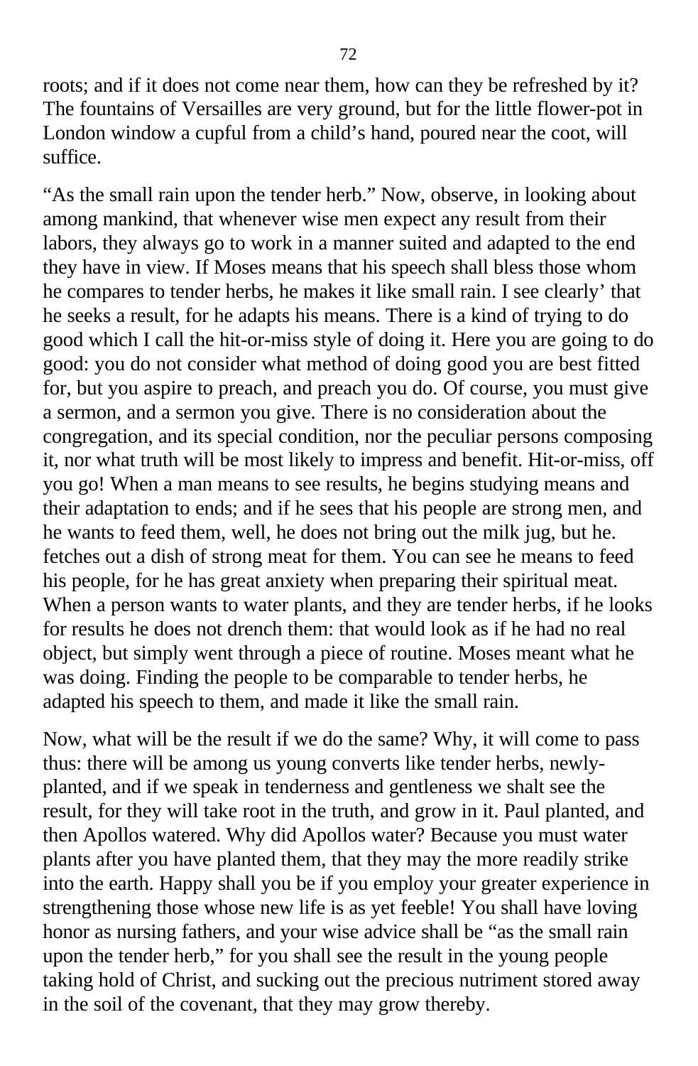roots; and if it does not come near them, how can they be refreshed by it? The fountains of Versailles are very ground, but for the little flower-pot in London window a cupful from a child's hand, poured near the coot, will suffice.

"As the small rain upon the tender herb." Now, observe, in looking about among mankind, that whenever wise men expect any result from their labors, they always go to work in a manner suited and adapted to the end they have in view. If Moses means that his speech shall bless those whom he compares to tender herbs, he makes it like small rain. I see clearly' that he seeks a result, for he adapts his means. There is a kind of trying to do good which I call the hit-or-miss style of doing it. Here you are going to do good: you do not consider what method of doing good you are best fitted for, but you aspire to preach, and preach you do. Of course, you must give a sermon, and a sermon you give. There is no consideration about the congregation, and its special condition, nor the peculiar persons composing it, nor what truth will be most likely to impress and benefit. Hit-or-miss, off you go! When a man means to see results, he begins studying means and their adaptation to ends; and if he sees that his people are strong men, and he wants to feed them, well, he does not bring out the milk jug, but he. fetches out a dish of strong meat for them. You can see he means to feed his people, for he has great anxiety when preparing their spiritual meat. When a person wants to water plants, and they are tender herbs, if he looks for results he does not drench them: that would look as if he had no real object, but simply went through a piece of routine. Moses meant what he was doing. Finding the people to be comparable to tender herbs, he adapted his speech to them, and made it like the small rain.

Now, what will be the result if we do the same? Why, it will come to pass thus: there will be among us young converts like tender herbs, newly-planted, and if we speak in tenderness and gentleness we shalt see the result, for they will take root in the truth, and grow in it. Paul planted, and then Apollos watered. Why did Apollos water? Because you must water plants after you have planted them, that they may the more readily strike into the earth. Happy shall you be if you employ your greater experience in strengthening those whose new life is as yet feeble! You shall have loving honor as nursing fathers, and your wise advice shall be "as the small rain upon the tender herb," for you shall see the result in the young people taking hold of Christ, and sucking out the precious nutriment stored away in the soil of the covenant, that they may grow thereby.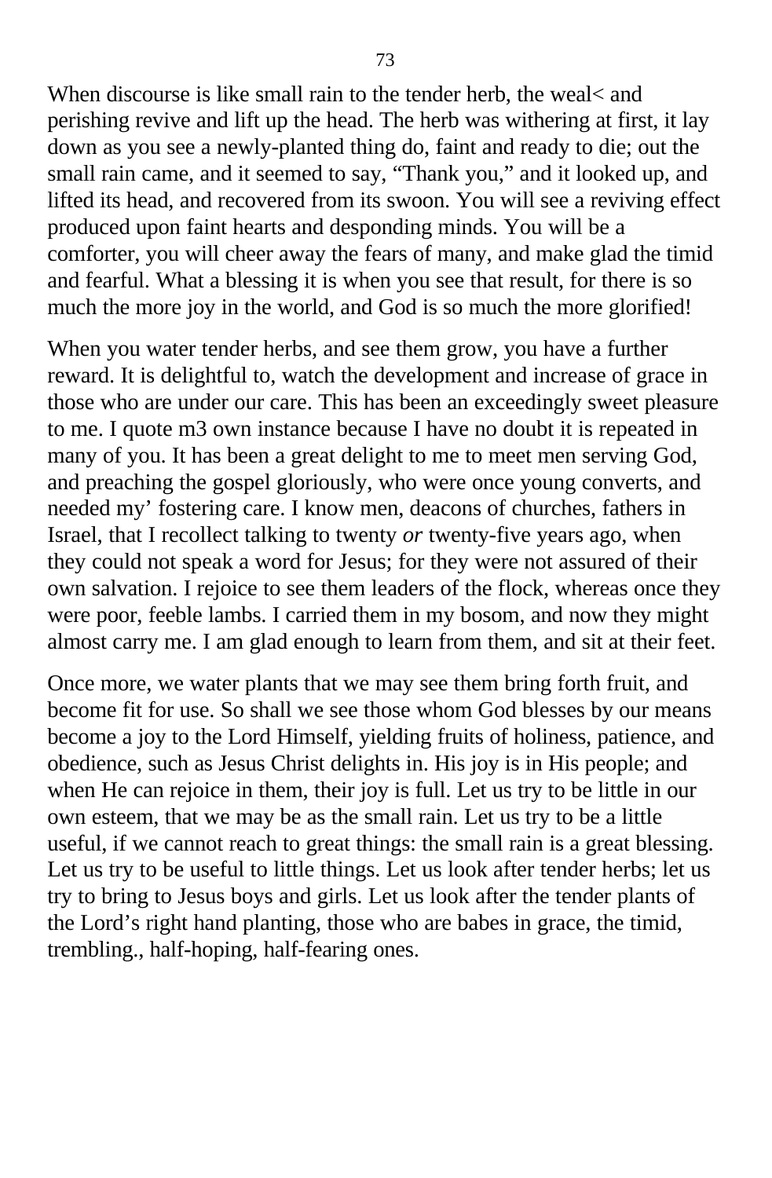When discourse is like small rain to the tender herb, the weal< and perishing revive and lift up the head. The herb was withering at first, it lay down as you see a newly-planted thing do, faint and ready to die; out the small rain came, and it seemed to say, “Thank you,” and it looked up, and lifted its head, and recovered from its swoon. You will see a reviving effect produced upon faint hearts and desponding minds. You will be a comforter, you will cheer away the fears of many, and make glad the timid and fearful. What a blessing it is when you see that result, for there is so much the more joy in the world, and God is so much the more glorified!

When you water tender herbs, and see them grow, you have a further reward. It is delightful to, watch the development and increase of grace in those who are under our care. This has been an exceedingly sweet pleasure to me. I quote m3 own instance because I have no doubt it is repeated in many of you. It has been a great delight to me to meet men serving God, and preaching the gospel gloriously, who were once young converts, and needed my’ fostering care. I know men, deacons of churches, fathers in Israel, that I recollect talking to twenty *or* twenty-five years ago, when they could not speak a word for Jesus; for they were not assured of their own salvation. I rejoice to see them leaders of the flock, whereas once they were poor, feeble lambs. I carried them in my bosom, and now they might almost carry me. I am glad enough to learn from them, and sit at their feet.

Once more, we water plants that we may see them bring forth fruit, and become fit for use. So shall we see those whom God blesses by our means become a joy to the Lord Himself, yielding fruits of holiness, patience, and obedience, such as Jesus Christ delights in. His joy is in His people; and when He can rejoice in them, their joy is full. Let us try to be little in our own esteem, that we may be as the small rain. Let us try to be a little useful, if we cannot reach to great things: the small rain is a great blessing. Let us try to be useful to little things. Let us look after tender herbs; let us try to bring to Jesus boys and girls. Let us look after the tender plants of the Lord’s right hand planting, those who are babes in grace, the timid, trembling., half-hoping, half-fearing ones.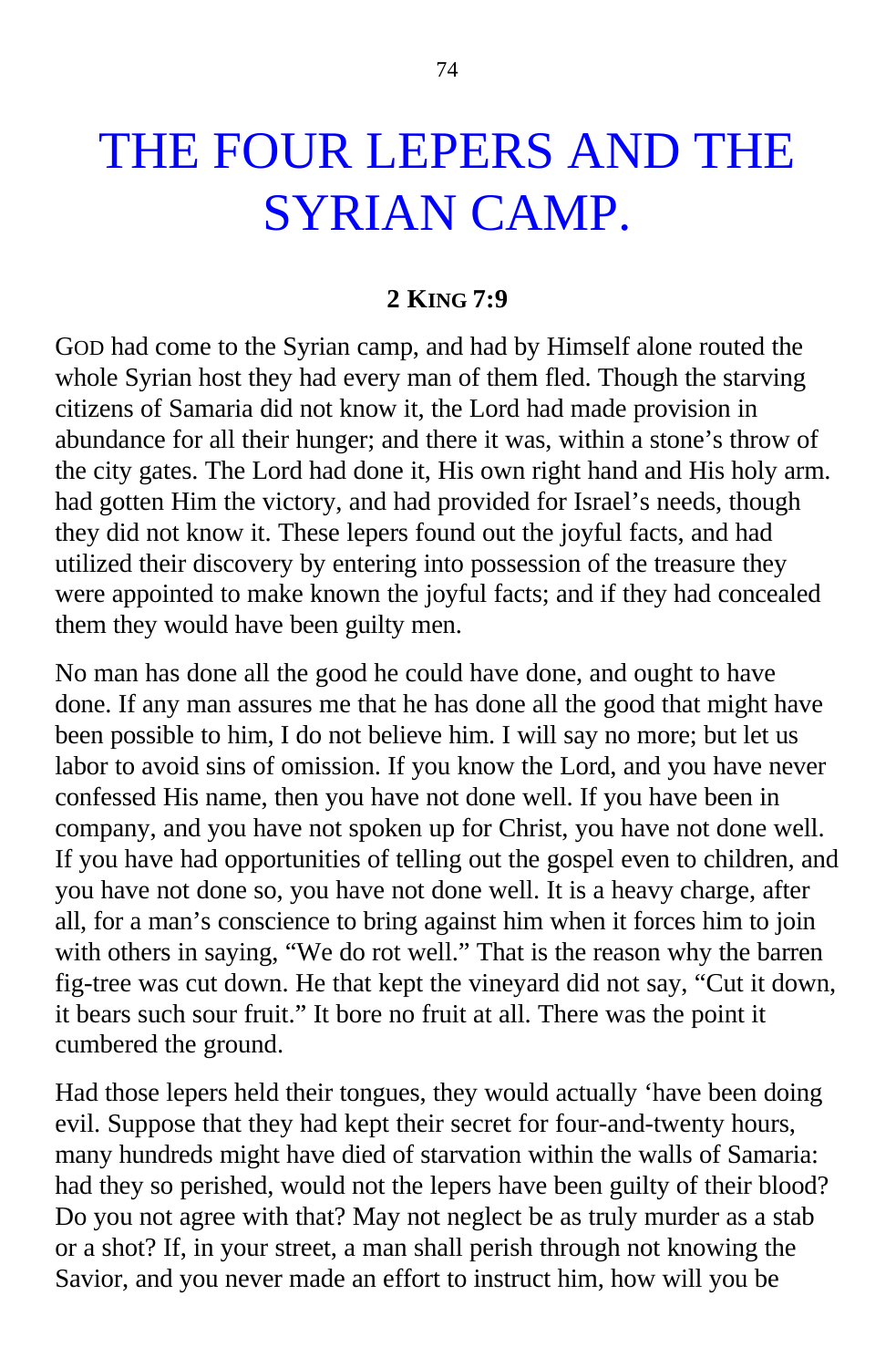# THE FOUR LEPERS AND THE SYRIAN CAMP.

**2 KING 7:9**

GOD had come to the Syrian camp, and had by Himself alone routed the whole Syrian host they had every man of them fled. Though the starving citizens of Samaria did not know it, the Lord had made provision in abundance for all their hunger; and there it was, within a stone's throw of the city gates. The Lord had done it, His own right hand and His holy arm. had gotten Him the victory, and had provided for Israel's needs, though they did not know it. These lepers found out the joyful facts, and had utilized their discovery by entering into possession of the treasure they were appointed to make known the joyful facts; and if they had concealed them they would have been guilty men.

No man has done all the good he could have done, and ought to have done. If any man assures me that he has done all the good that might have been possible to him, I do not believe him. I will say no more; but let us labor to avoid sins of omission. If you know the Lord, and you have never confessed His name, then you have not done well. If you have been in company, and you have not spoken up for Christ, you have not done well. If you have had opportunities of telling out the gospel even to children, and you have not done so, you have not done well. It is a heavy charge, after all, for a man's conscience to bring against him when it forces him to join with others in saying, "We do rot well." That is the reason why the barren fig-tree was cut down. He that kept the vineyard did not say, "Cut it down, it bears such sour fruit." It bore no fruit at all. There was the point it cumbered the ground.

Had those lepers held their tongues, they would actually 'have been doing evil. Suppose that they had kept their secret for four-and-twenty hours, many hundreds might have died of starvation within the walls of Samaria: had they so perished, would not the lepers have been guilty of their blood? Do you not agree with that? May not neglect be as truly murder as a stab or a shot? If, in your street, a man shall perish through not knowing the Savior, and you never made an effort to instruct him, how will you be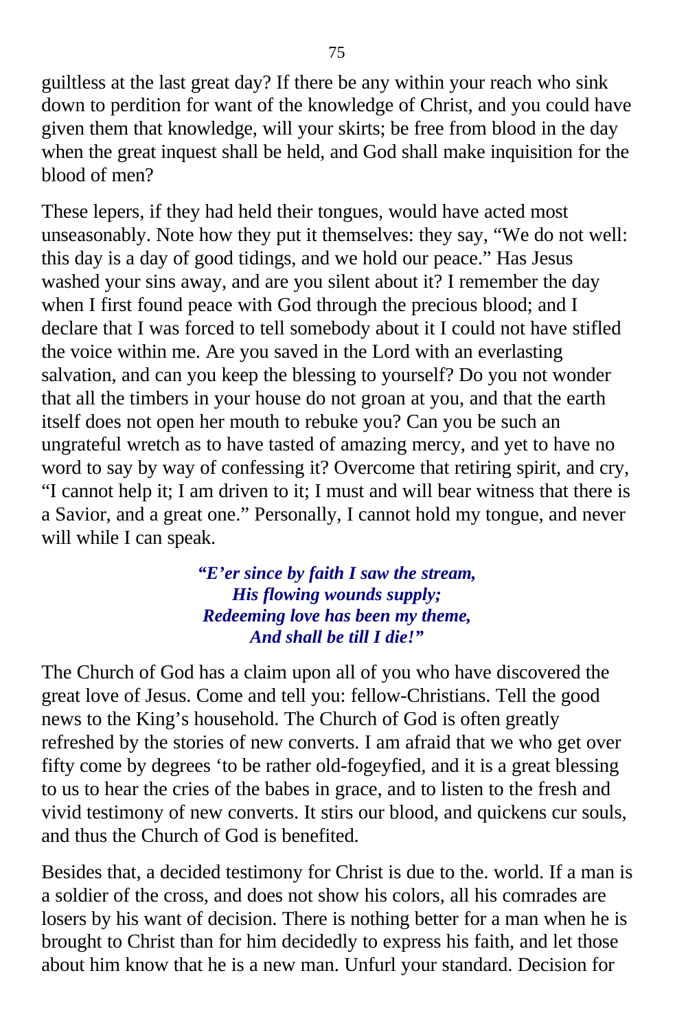guiltless at the last great day? If there be any within your reach who sink down to perdition for want of the knowledge of Christ, and you could have given them that knowledge, will your skirts; be free from blood in the day when the great inquest shall be held, and God shall make inquisition for the blood of men?

These lepers, if they had held their tongues, would have acted most unseasonably. Note how they put it themselves: they say, "We do not well: this day is a day of good tidings, and we hold our peace." Has Jesus washed your sins away, and are you silent about it? I remember the day when I first found peace with God through the precious blood; and I declare that I was forced to tell somebody about it I could not have stifled the voice within me. Are you saved in the Lord with an everlasting salvation, and can you keep the blessing to yourself? Do you not wonder that all the timbers in your house do not groan at you, and that the earth itself does not open her mouth to rebuke you? Can you be such an ungrateful wretch as to have tasted of amazing mercy, and yet to have no word to say by way of confessing it? Overcome that retiring spirit, and cry, "I cannot help it; I am driven to it; I must and will bear witness that there is a Savior, and a great one." Personally, I cannot hold my tongue, and never will while I can speak.

> ***"E'er since by faith I saw the stream,***
> ***His flowing wounds supply;***
> ***Redeeming love has been my theme,***
> ***And shall be till I die!"***

The Church of God has a claim upon all of you who have discovered the great love of Jesus. Come and tell you: fellow-Christians. Tell the good news to the King's household. The Church of God is often greatly refreshed by the stories of new converts. I am afraid that we who get over fifty come by degrees 'to be rather old-fogeyfied, and it is a great blessing to us to hear the cries of the babes in grace, and to listen to the fresh and vivid testimony of new converts. It stirs our blood, and quickens cur souls, and thus the Church of God is benefited.

Besides that, a decided testimony for Christ is due to the. world. If a man is a soldier of the cross, and does not show his colors, all his comrades are losers by his want of decision. There is nothing better for a man when he is brought to Christ than for him decidedly to express his faith, and let those about him know that he is a new man. Unfurl your standard. Decision for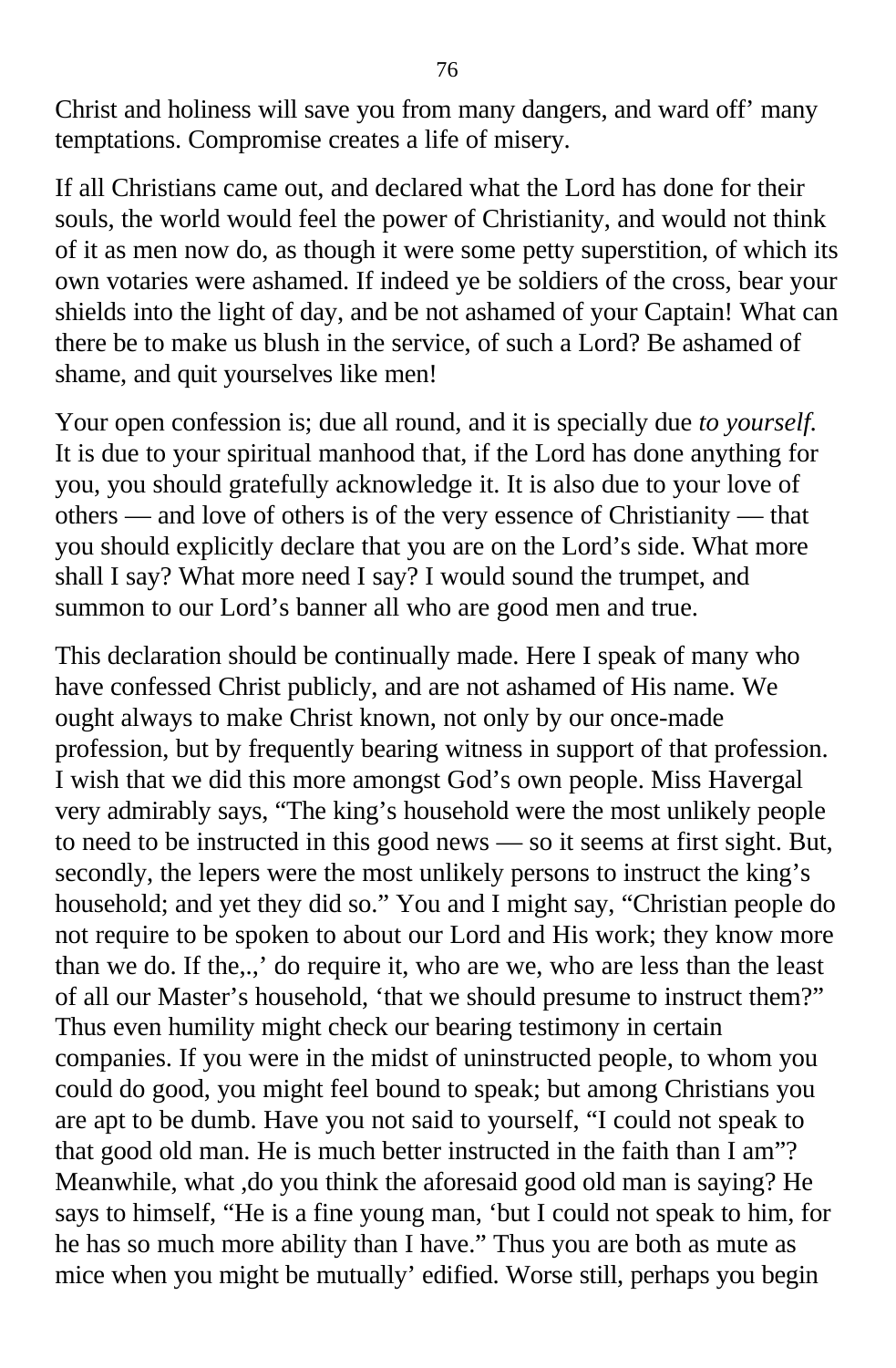Christ and holiness will save you from many dangers, and ward off' many temptations. Compromise creates a life of misery.

If all Christians came out, and declared what the Lord has done for their souls, the world would feel the power of Christianity, and would not think of it as men now do, as though it were some petty superstition, of which its own votaries were ashamed. If indeed ye be soldiers of the cross, bear your shields into the light of day, and be not ashamed of your Captain! What can there be to make us blush in the service, of such a Lord? Be ashamed of shame, and quit yourselves like men!

Your open confession is; due all round, and it is specially due *to yourself.* It is due to your spiritual manhood that, if the Lord has done anything for you, you should gratefully acknowledge it. It is also due to your love of others — and love of others is of the very essence of Christianity — that you should explicitly declare that you are on the Lord's side. What more shall I say? What more need I say? I would sound the trumpet, and summon to our Lord's banner all who are good men and true.

This declaration should be continually made. Here I speak of many who have confessed Christ publicly, and are not ashamed of His name. We ought always to make Christ known, not only by our once-made profession, but by frequently bearing witness in support of that profession. I wish that we did this more amongst God's own people. Miss Havergal very admirably says, "The king's household were the most unlikely people to need to be instructed in this good news — so it seems at first sight. But, secondly, the lepers were the most unlikely persons to instruct the king's household; and yet they did so." You and I might say, "Christian people do not require to be spoken to about our Lord and His work; they know more than we do. If the,.,' do require it, who are we, who are less than the least of all our Master's household, 'that we should presume to instruct them?" Thus even humility might check our bearing testimony in certain companies. If you were in the midst of uninstructed people, to whom you could do good, you might feel bound to speak; but among Christians you are apt to be dumb. Have you not said to yourself, "I could not speak to that good old man. He is much better instructed in the faith than I am"? Meanwhile, what ,do you think the aforesaid good old man is saying? He says to himself, "He is a fine young man, 'but I could not speak to him, for he has so much more ability than I have." Thus you are both as mute as mice when you might be mutually' edified. Worse still, perhaps you begin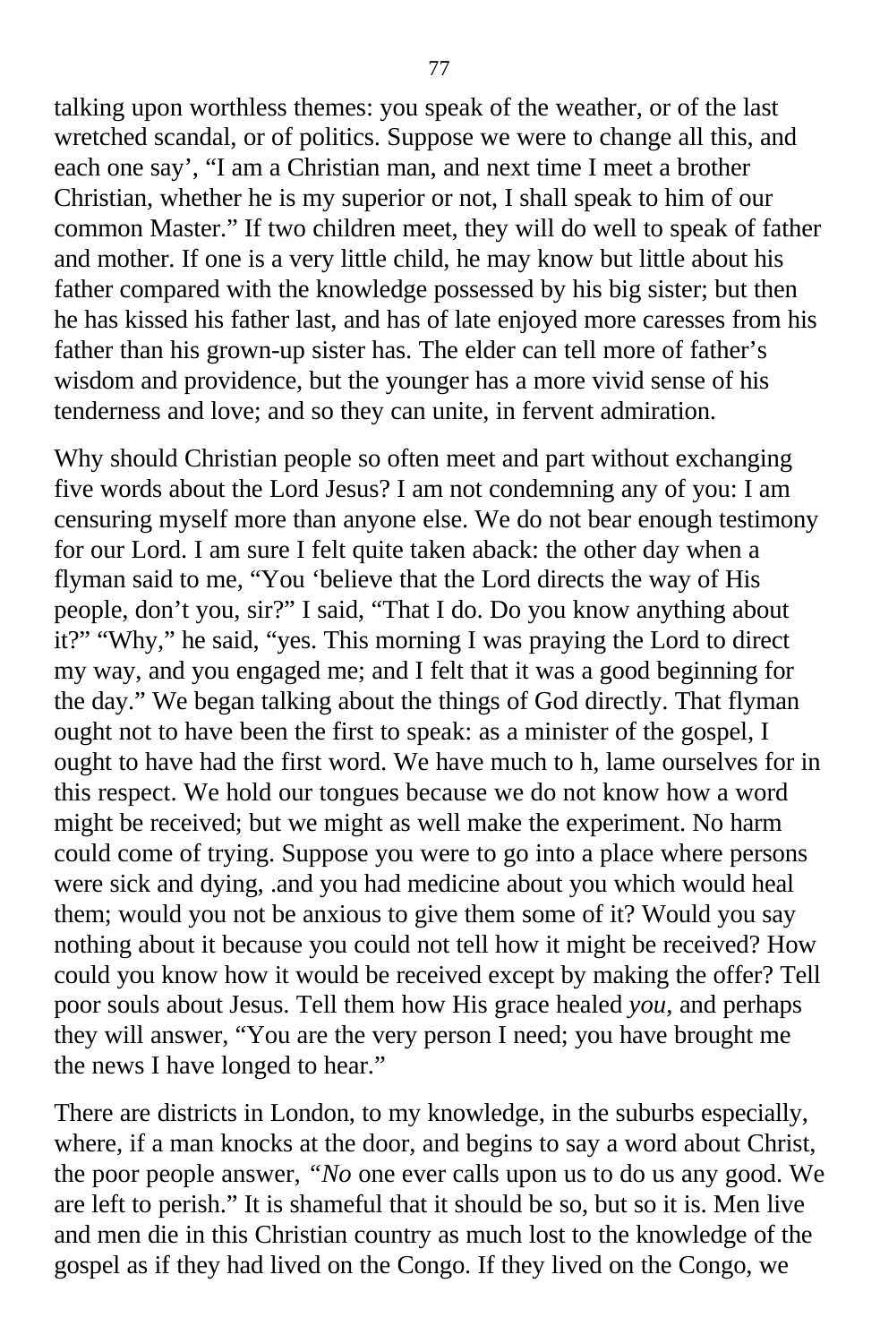talking upon worthless themes: you speak of the weather, or of the last wretched scandal, or of politics. Suppose we were to change all this, and each one say', "I am a Christian man, and next time I meet a brother Christian, whether he is my superior or not, I shall speak to him of our common Master." If two children meet, they will do well to speak of father and mother. If one is a very little child, he may know but little about his father compared with the knowledge possessed by his big sister; but then he has kissed his father last, and has of late enjoyed more caresses from his father than his grown-up sister has. The elder can tell more of father's wisdom and providence, but the younger has a more vivid sense of his tenderness and love; and so they can unite, in fervent admiration.

Why should Christian people so often meet and part without exchanging five words about the Lord Jesus? I am not condemning any of you: I am censuring myself more than anyone else. We do not bear enough testimony for our Lord. I am sure I felt quite taken aback: the other day when a flyman said to me, "You 'believe that the Lord directs the way of His people, don't you, sir?" I said, "That I do. Do you know anything about it?" "Why," he said, "yes. This morning I was praying the Lord to direct my way, and you engaged me; and I felt that it was a good beginning for the day." We began talking about the things of God directly. That flyman ought not to have been the first to speak: as a minister of the gospel, I ought to have had the first word. We have much to h, lame ourselves for in this respect. We hold our tongues because we do not know how a word might be received; but we might as well make the experiment. No harm could come of trying. Suppose you were to go into a place where persons were sick and dying, .and you had medicine about you which would heal them; would you not be anxious to give them some of it? Would you say nothing about it because you could not tell how it might be received? How could you know how it would be received except by making the offer? Tell poor souls about Jesus. Tell them how His grace healed *you*, and perhaps they will answer, "You are the very person I need; you have brought me the news I have longed to hear."

There are districts in London, to my knowledge, in the suburbs especially, where, if a man knocks at the door, and begins to say a word about Christ, the poor people answer, *"No* one ever calls upon us to do us any good. We are left to perish." It is shameful that it should be so, but so it is. Men live and men die in this Christian country as much lost to the knowledge of the gospel as if they had lived on the Congo. If they lived on the Congo, we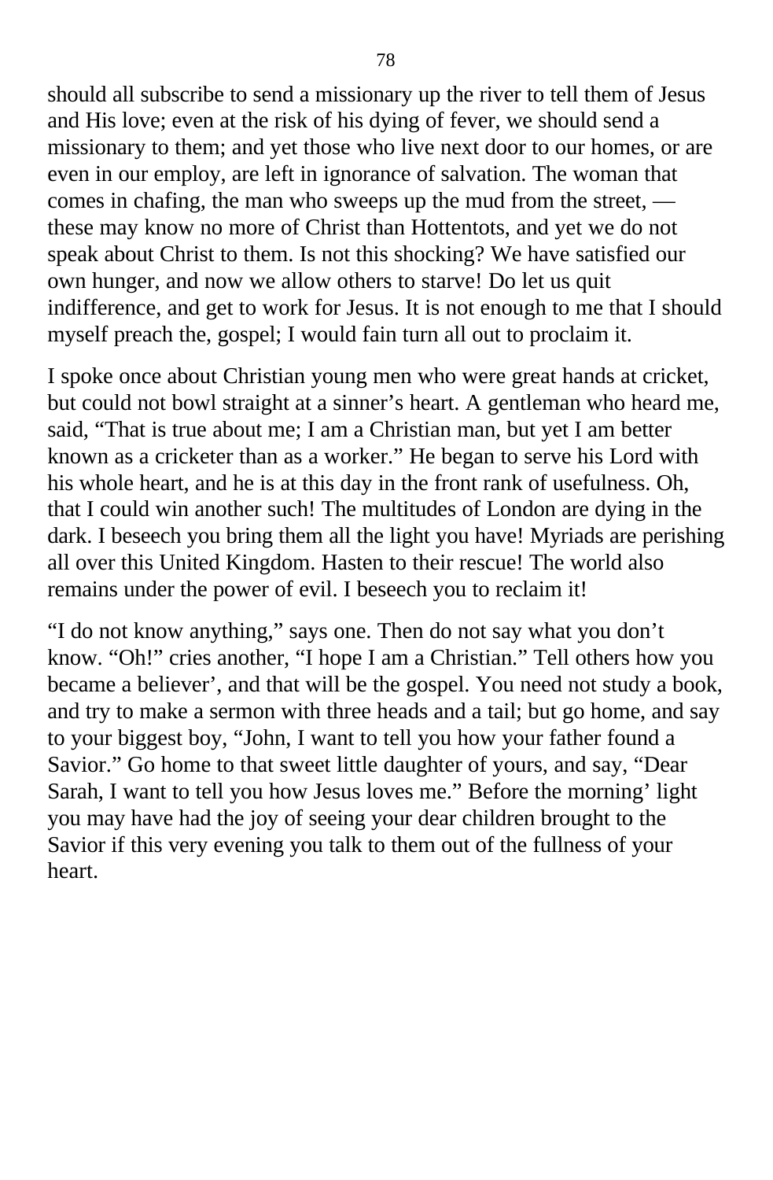should all subscribe to send a missionary up the river to tell them of Jesus and His love; even at the risk of his dying of fever, we should send a missionary to them; and yet those who live next door to our homes, or are even in our employ, are left in ignorance of salvation. The woman that comes in chafing, the man who sweeps up the mud from the street, — these may know no more of Christ than Hottentots, and yet we do not speak about Christ to them. Is not this shocking? We have satisfied our own hunger, and now we allow others to starve! Do let us quit indifference, and get to work for Jesus. It is not enough to me that I should myself preach the, gospel; I would fain turn all out to proclaim it.

I spoke once about Christian young men who were great hands at cricket, but could not bowl straight at a sinner's heart. A gentleman who heard me, said, "That is true about me; I am a Christian man, but yet I am better known as a cricketer than as a worker." He began to serve his Lord with his whole heart, and he is at this day in the front rank of usefulness. Oh, that I could win another such! The multitudes of London are dying in the dark. I beseech you bring them all the light you have! Myriads are perishing all over this United Kingdom. Hasten to their rescue! The world also remains under the power of evil. I beseech you to reclaim it!

"I do not know anything," says one. Then do not say what you don't know. "Oh!" cries another, "I hope I am a Christian." Tell others how you became a believer', and that will be the gospel. You need not study a book, and try to make a sermon with three heads and a tail; but go home, and say to your biggest boy, "John, I want to tell you how your father found a Savior." Go home to that sweet little daughter of yours, and say, "Dear Sarah, I want to tell you how Jesus loves me." Before the morning' light you may have had the joy of seeing your dear children brought to the Savior if this very evening you talk to them out of the fullness of your heart.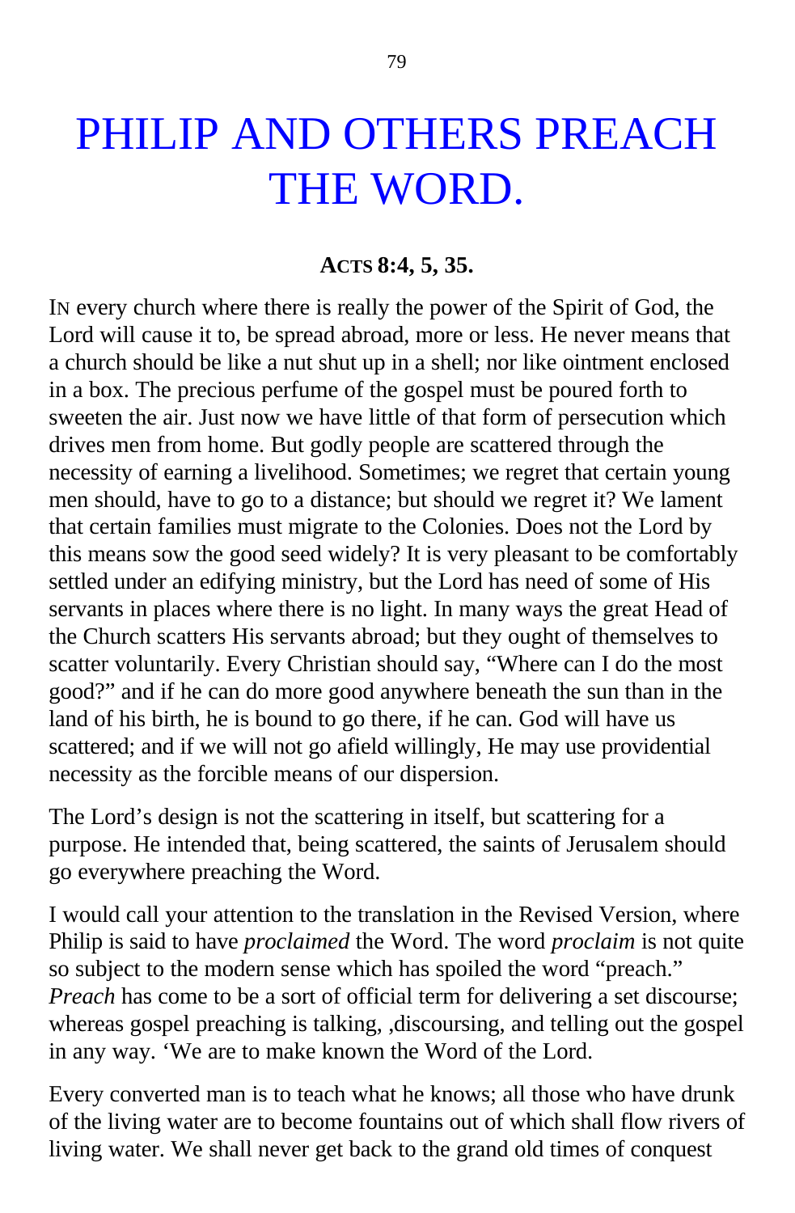# PHILIP AND OTHERS PREACH THE WORD.

**ACTS 8:4, 5, 35.**

IN every church where there is really the power of the Spirit of God, the Lord will cause it to, be spread abroad, more or less. He never means that a church should be like a nut shut up in a shell; nor like ointment enclosed in a box. The precious perfume of the gospel must be poured forth to sweeten the air. Just now we have little of that form of persecution which drives men from home. But godly people are scattered through the necessity of earning a livelihood. Sometimes; we regret that certain young men should, have to go to a distance; but should we regret it? We lament that certain families must migrate to the Colonies. Does not the Lord by this means sow the good seed widely? It is very pleasant to be comfortably settled under an edifying ministry, but the Lord has need of some of His servants in places where there is no light. In many ways the great Head of the Church scatters His servants abroad; but they ought of themselves to scatter voluntarily. Every Christian should say, "Where can I do the most good?" and if he can do more good anywhere beneath the sun than in the land of his birth, he is bound to go there, if he can. God will have us scattered; and if we will not go afield willingly, He may use providential necessity as the forcible means of our dispersion.

The Lord's design is not the scattering in itself, but scattering for a purpose. He intended that, being scattered, the saints of Jerusalem should go everywhere preaching the Word.

I would call your attention to the translation in the Revised Version, where Philip is said to have *proclaimed* the Word. The word *proclaim* is not quite so subject to the modern sense which has spoiled the word "preach." *Preach* has come to be a sort of official term for delivering a set discourse; whereas gospel preaching is talking, ,discoursing, and telling out the gospel in any way. 'We are to make known the Word of the Lord.

Every converted man is to teach what he knows; all those who have drunk of the living water are to become fountains out of which shall flow rivers of living water. We shall never get back to the grand old times of conquest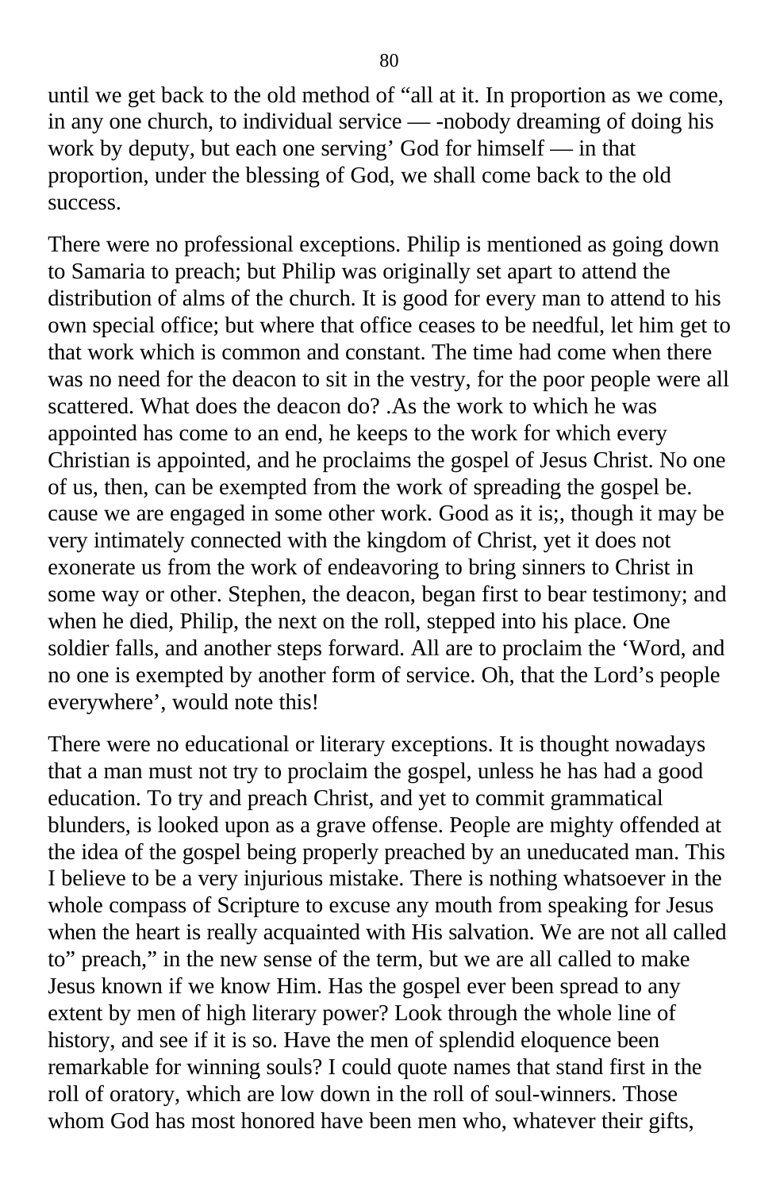until we get back to the old method of "all at it. In proportion as we come, in any one church, to individual service — -nobody dreaming of doing his work by deputy, but each one serving' God for himself — in that proportion, under the blessing of God, we shall come back to the old success.

There were no professional exceptions. Philip is mentioned as going down to Samaria to preach; but Philip was originally set apart to attend the distribution of alms of the church. It is good for every man to attend to his own special office; but where that office ceases to be needful, let him get to that work which is common and constant. The time had come when there was no need for the deacon to sit in the vestry, for the poor people were all scattered. What does the deacon do? .As the work to which he was appointed has come to an end, he keeps to the work for which every Christian is appointed, and he proclaims the gospel of Jesus Christ. No one of us, then, can be exempted from the work of spreading the gospel be. cause we are engaged in some other work. Good as it is;, though it may be very intimately connected with the kingdom of Christ, yet it does not exonerate us from the work of endeavoring to bring sinners to Christ in some way or other. Stephen, the deacon, began first to bear testimony; and when he died, Philip, the next on the roll, stepped into his place. One soldier falls, and another steps forward. All are to proclaim the 'Word, and no one is exempted by another form of service. Oh, that the Lord's people everywhere', would note this!

There were no educational or literary exceptions. It is thought nowadays that a man must not try to proclaim the gospel, unless he has had a good education. To try and preach Christ, and yet to commit grammatical blunders, is looked upon as a grave offense. People are mighty offended at the idea of the gospel being properly preached by an uneducated man. This I believe to be a very injurious mistake. There is nothing whatsoever in the whole compass of Scripture to excuse any mouth from speaking for Jesus when the heart is really acquainted with His salvation. We are not all called to" preach," in the new sense of the term, but we are all called to make Jesus known if we know Him. Has the gospel ever been spread to any extent by men of high literary power? Look through the whole line of history, and see if it is so. Have the men of splendid eloquence been remarkable for winning souls? I could quote names that stand first in the roll of oratory, which are low down in the roll of soul-winners. Those whom God has most honored have been men who, whatever their gifts,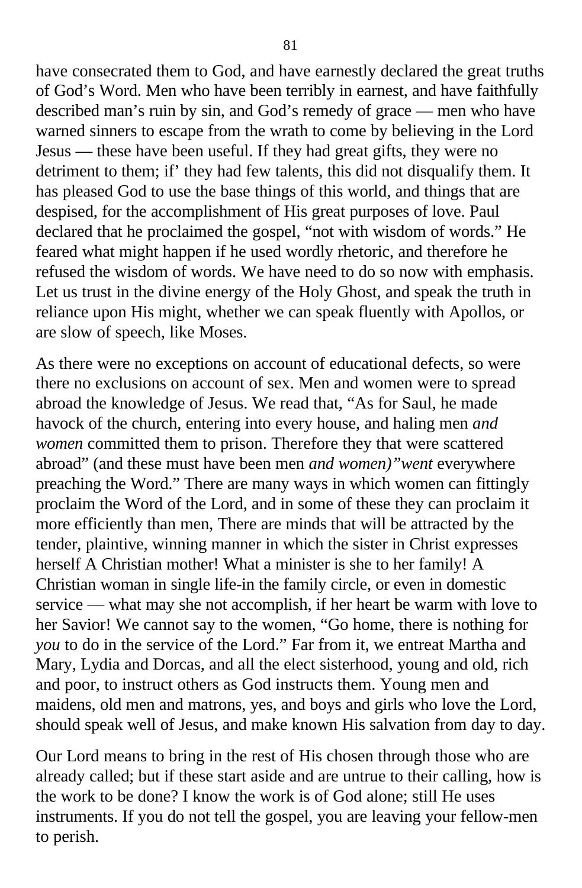have consecrated them to God, and have earnestly declared the great truths of God's Word. Men who have been terribly in earnest, and have faithfully described man's ruin by sin, and God's remedy of grace — men who have warned sinners to escape from the wrath to come by believing in the Lord Jesus — these have been useful. If they had great gifts, they were no detriment to them; if' they had few talents, this did not disqualify them. It has pleased God to use the base things of this world, and things that are despised, for the accomplishment of His great purposes of love. Paul declared that he proclaimed the gospel, "not with wisdom of words." He feared what might happen if he used wordly rhetoric, and therefore he refused the wisdom of words. We have need to do so now with emphasis. Let us trust in the divine energy of the Holy Ghost, and speak the truth in reliance upon His might, whether we can speak fluently with Apollos, or are slow of speech, like Moses.

As there were no exceptions on account of educational defects, so were there no exclusions on account of sex. Men and women were to spread abroad the knowledge of Jesus. We read that, "As for Saul, he made havock of the church, entering into every house, and haling men *and women* committed them to prison. Therefore they that were scattered abroad" (and these must have been men *and women)"went* everywhere preaching the Word." There are many ways in which women can fittingly proclaim the Word of the Lord, and in some of these they can proclaim it more efficiently than men, There are minds that will be attracted by the tender, plaintive, winning manner in which the sister in Christ expresses herself A Christian mother! What a minister is she to her family! A Christian woman in single life-in the family circle, or even in domestic service — what may she not accomplish, if her heart be warm with love to her Savior! We cannot say to the women, "Go home, there is nothing for *you* to do in the service of the Lord." Far from it, we entreat Martha and Mary, Lydia and Dorcas, and all the elect sisterhood, young and old, rich and poor, to instruct others as God instructs them. Young men and maidens, old men and matrons, yes, and boys and girls who love the Lord, should speak well of Jesus, and make known His salvation from day to day.

Our Lord means to bring in the rest of His chosen through those who are already called; but if these start aside and are untrue to their calling, how is the work to be done? I know the work is of God alone; still He uses instruments. If you do not tell the gospel, you are leaving your fellow-men to perish.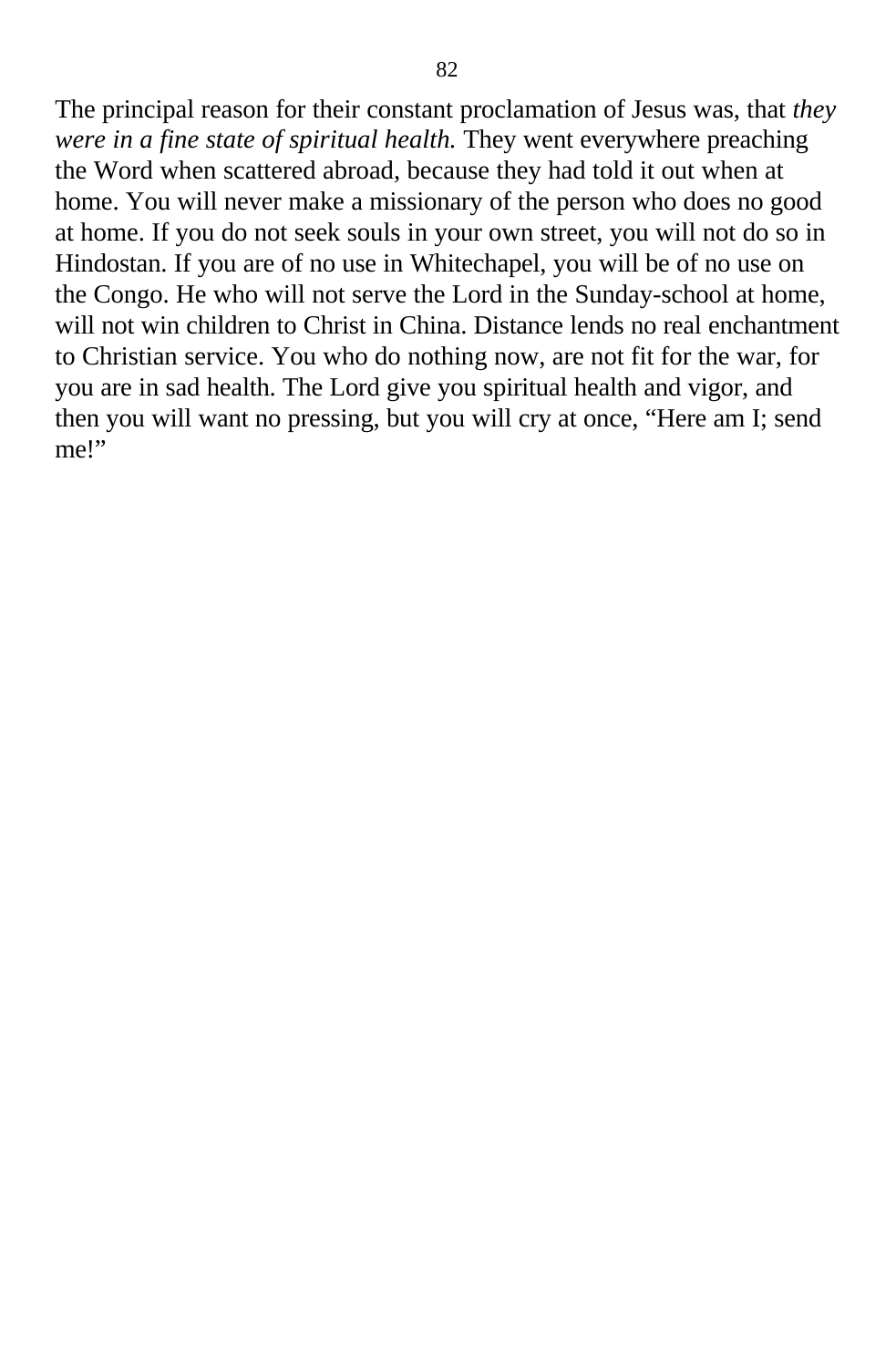The principal reason for their constant proclamation of Jesus was, that *they were in a fine state of spiritual health.* They went everywhere preaching the Word when scattered abroad, because they had told it out when at home. You will never make a missionary of the person who does no good at home. If you do not seek souls in your own street, you will not do so in Hindostan. If you are of no use in Whitechapel, you will be of no use on the Congo. He who will not serve the Lord in the Sunday-school at home, will not win children to Christ in China. Distance lends no real enchantment to Christian service. You who do nothing now, are not fit for the war, for you are in sad health. The Lord give you spiritual health and vigor, and then you will want no pressing, but you will cry at once, “Here am I; send me!”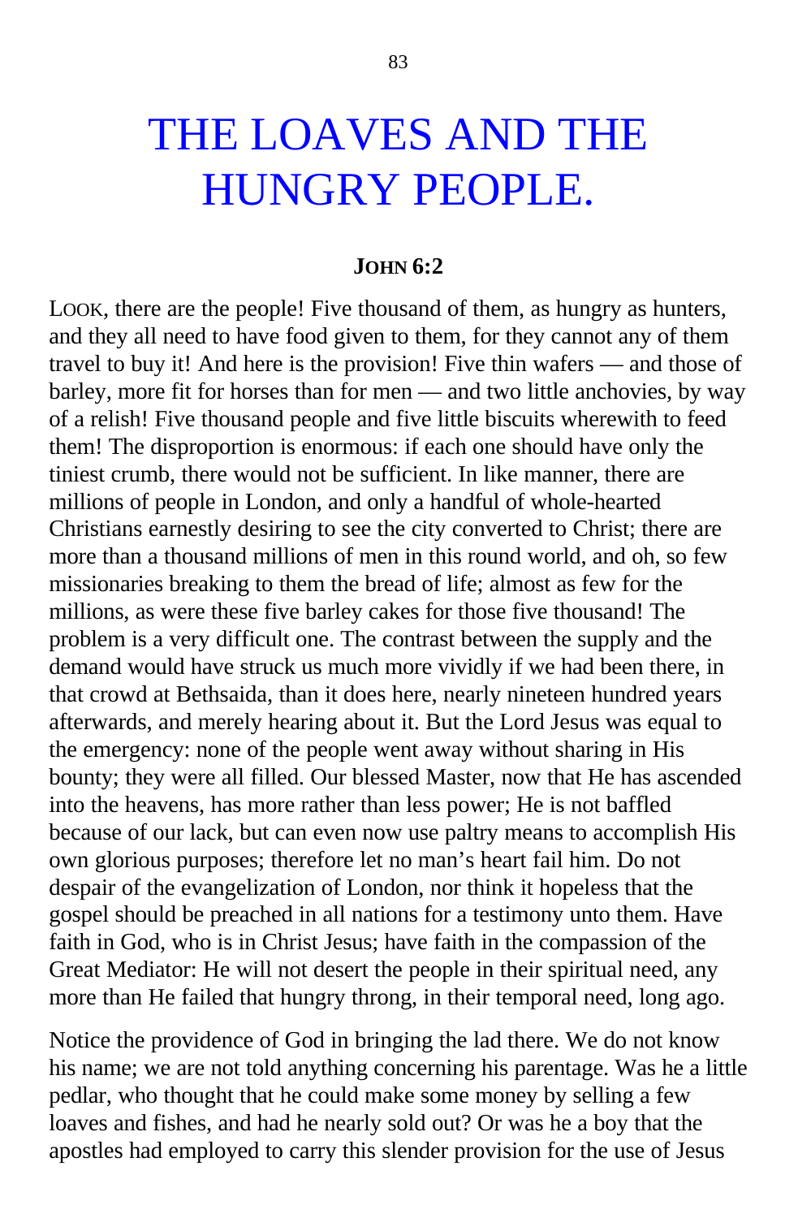# THE LOAVES AND THE HUNGRY PEOPLE.

**JOHN 6:2**

LOOK, there are the people! Five thousand of them, as hungry as hunters, and they all need to have food given to them, for they cannot any of them travel to buy it! And here is the provision! Five thin wafers — and those of barley, more fit for horses than for men — and two little anchovies, by way of a relish! Five thousand people and five little biscuits wherewith to feed them! The disproportion is enormous: if each one should have only the tiniest crumb, there would not be sufficient. In like manner, there are millions of people in London, and only a handful of whole-hearted Christians earnestly desiring to see the city converted to Christ; there are more than a thousand millions of men in this round world, and oh, so few missionaries breaking to them the bread of life; almost as few for the millions, as were these five barley cakes for those five thousand! The problem is a very difficult one. The contrast between the supply and the demand would have struck us much more vividly if we had been there, in that crowd at Bethsaida, than it does here, nearly nineteen hundred years afterwards, and merely hearing about it. But the Lord Jesus was equal to the emergency: none of the people went away without sharing in His bounty; they were all filled. Our blessed Master, now that He has ascended into the heavens, has more rather than less power; He is not baffled because of our lack, but can even now use paltry means to accomplish His own glorious purposes; therefore let no man's heart fail him. Do not despair of the evangelization of London, nor think it hopeless that the gospel should be preached in all nations for a testimony unto them. Have faith in God, who is in Christ Jesus; have faith in the compassion of the Great Mediator: He will not desert the people in their spiritual need, any more than He failed that hungry throng, in their temporal need, long ago.

Notice the providence of God in bringing the lad there. We do not know his name; we are not told anything concerning his parentage. Was he a little pedlar, who thought that he could make some money by selling a few loaves and fishes, and had he nearly sold out? Or was he a boy that the apostles had employed to carry this slender provision for the use of Jesus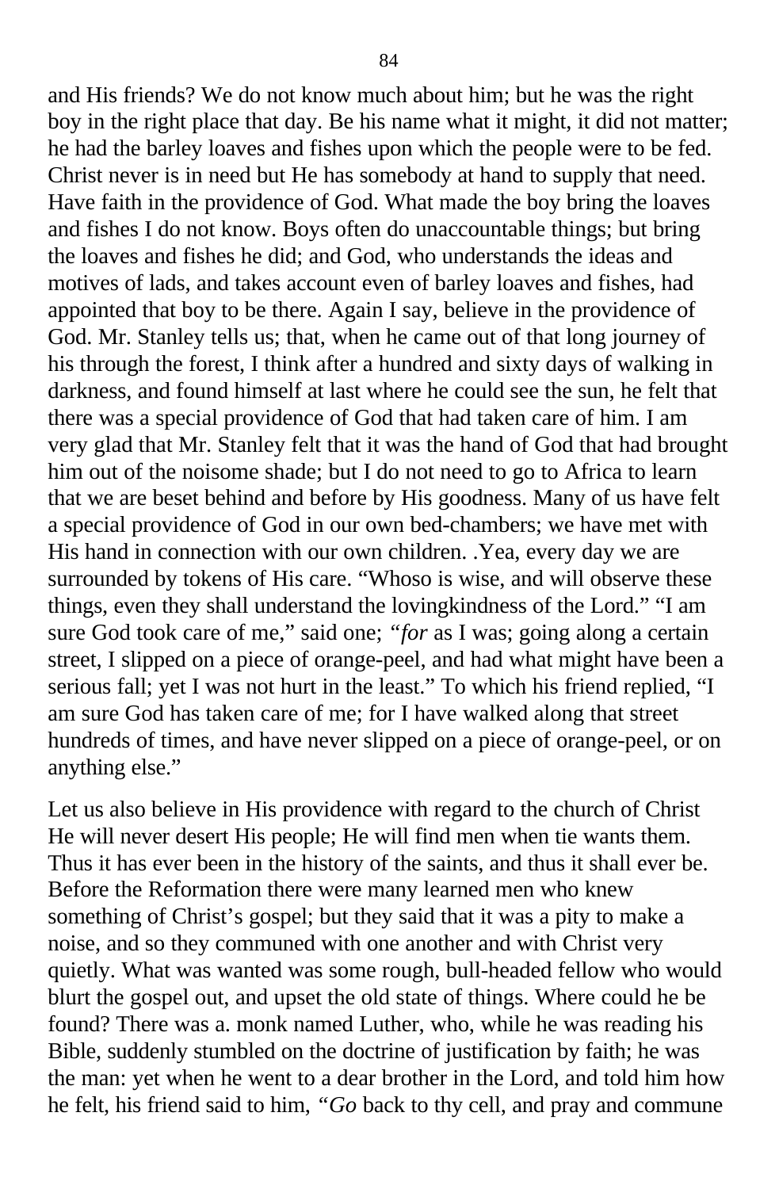and His friends? We do not know much about him; but he was the right boy in the right place that day. Be his name what it might, it did not matter; he had the barley loaves and fishes upon which the people were to be fed. Christ never is in need but He has somebody at hand to supply that need. Have faith in the providence of God. What made the boy bring the loaves and fishes I do not know. Boys often do unaccountable things; but bring the loaves and fishes he did; and God, who understands the ideas and motives of lads, and takes account even of barley loaves and fishes, had appointed that boy to be there. Again I say, believe in the providence of God. Mr. Stanley tells us; that, when he came out of that long journey of his through the forest, I think after a hundred and sixty days of walking in darkness, and found himself at last where he could see the sun, he felt that there was a special providence of God that had taken care of him. I am very glad that Mr. Stanley felt that it was the hand of God that had brought him out of the noisome shade; but I do not need to go to Africa to learn that we are beset behind and before by His goodness. Many of us have felt a special providence of God in our own bed-chambers; we have met with His hand in connection with our own children. .Yea, every day we are surrounded by tokens of His care. "Whoso is wise, and will observe these things, even they shall understand the lovingkindness of the Lord." "I am sure God took care of me," said one; "*for* as I was; going along a certain street, I slipped on a piece of orange-peel, and had what might have been a serious fall; yet I was not hurt in the least." To which his friend replied, "I am sure God has taken care of me; for I have walked along that street hundreds of times, and have never slipped on a piece of orange-peel, or on anything else."

Let us also believe in His providence with regard to the church of Christ He will never desert His people; He will find men when tie wants them. Thus it has ever been in the history of the saints, and thus it shall ever be. Before the Reformation there were many learned men who knew something of Christ's gospel; but they said that it was a pity to make a noise, and so they communed with one another and with Christ very quietly. What was wanted was some rough, bull-headed fellow who would blurt the gospel out, and upset the old state of things. Where could he be found? There was a. monk named Luther, who, while he was reading his Bible, suddenly stumbled on the doctrine of justification by faith; he was the man: yet when he went to a dear brother in the Lord, and told him how he felt, his friend said to him, "*Go* back to thy cell, and pray and commune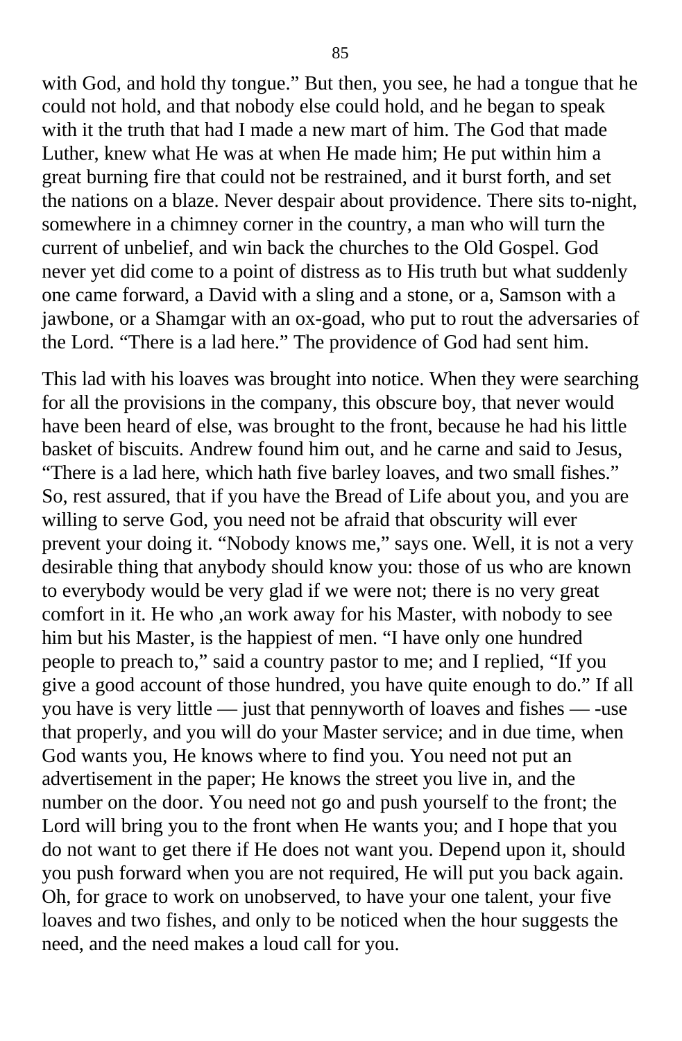with God, and hold thy tongue." But then, you see, he had a tongue that he could not hold, and that nobody else could hold, and he began to speak with it the truth that had I made a new mart of him. The God that made Luther, knew what He was at when He made him; He put within him a great burning fire that could not be restrained, and it burst forth, and set the nations on a blaze. Never despair about providence. There sits to-night, somewhere in a chimney corner in the country, a man who will turn the current of unbelief, and win back the churches to the Old Gospel. God never yet did come to a point of distress as to His truth but what suddenly one came forward, a David with a sling and a stone, or a, Samson with a jawbone, or a Shamgar with an ox-goad, who put to rout the adversaries of the Lord. "There is a lad here." The providence of God had sent him.

This lad with his loaves was brought into notice. When they were searching for all the provisions in the company, this obscure boy, that never would have been heard of else, was brought to the front, because he had his little basket of biscuits. Andrew found him out, and he carne and said to Jesus, "There is a lad here, which hath five barley loaves, and two small fishes." So, rest assured, that if you have the Bread of Life about you, and you are willing to serve God, you need not be afraid that obscurity will ever prevent your doing it. "Nobody knows me," says one. Well, it is not a very desirable thing that anybody should know you: those of us who are known to everybody would be very glad if we were not; there is no very great comfort in it. He who ,an work away for his Master, with nobody to see him but his Master, is the happiest of men. "I have only one hundred people to preach to," said a country pastor to me; and I replied, "If you give a good account of those hundred, you have quite enough to do." If all you have is very little — just that pennyworth of loaves and fishes — -use that properly, and you will do your Master service; and in due time, when God wants you, He knows where to find you. You need not put an advertisement in the paper; He knows the street you live in, and the number on the door. You need not go and push yourself to the front; the Lord will bring you to the front when He wants you; and I hope that you do not want to get there if He does not want you. Depend upon it, should you push forward when you are not required, He will put you back again. Oh, for grace to work on unobserved, to have your one talent, your five loaves and two fishes, and only to be noticed when the hour suggests the need, and the need makes a loud call for you.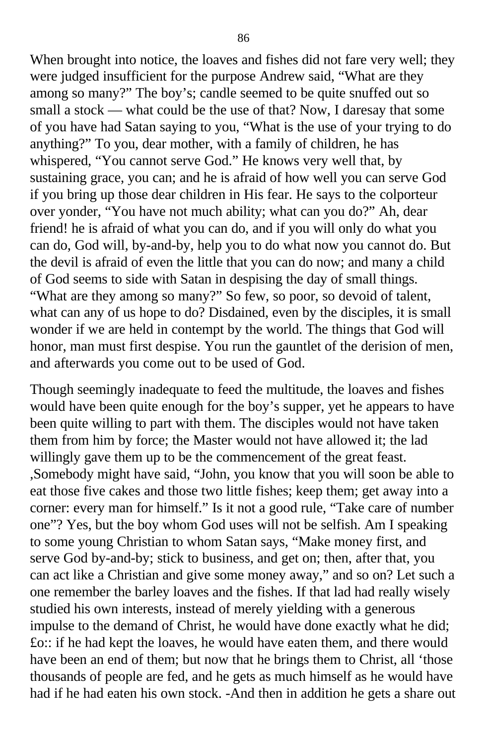When brought into notice, the loaves and fishes did not fare very well; they were judged insufficient for the purpose Andrew said, “What are they among so many?” The boy’s; candle seemed to be quite snuffed out so small a stock — what could be the use of that? Now, I daresay that some of you have had Satan saying to you, “What is the use of your trying to do anything?” To you, dear mother, with a family of children, he has whispered, “You cannot serve God.” He knows very well that, by sustaining grace, you can; and he is afraid of how well you can serve God if you bring up those dear children in His fear. He says to the colporteur over yonder, “You have not much ability; what can you do?” Ah, dear friend! he is afraid of what you can do, and if you will only do what you can do, God will, by-and-by, help you to do what now you cannot do. But the devil is afraid of even the little that you can do now; and many a child of God seems to side with Satan in despising the day of small things. “What are they among so many?” So few, so poor, so devoid of talent, what can any of us hope to do? Disdained, even by the disciples, it is small wonder if we are held in contempt by the world. The things that God will honor, man must first despise. You run the gauntlet of the derision of men, and afterwards you come out to be used of God.

Though seemingly inadequate to feed the multitude, the loaves and fishes would have been quite enough for the boy’s supper, yet he appears to have been quite willing to part with them. The disciples would not have taken them from him by force; the Master would not have allowed it; the lad willingly gave them up to be the commencement of the great feast. ,Somebody might have said, “John, you know that you will soon be able to eat those five cakes and those two little fishes; keep them; get away into a corner: every man for himself.” Is it not a good rule, “Take care of number one”? Yes, but the boy whom God uses will not be selfish. Am I speaking to some young Christian to whom Satan says, “Make money first, and serve God by-and-by; stick to business, and get on; then, after that, you can act like a Christian and give some money away,” and so on? Let such a one remember the barley loaves and the fishes. If that lad had really wisely studied his own interests, instead of merely yielding with a generous impulse to the demand of Christ, he would have done exactly what he did; £o:: if he had kept the loaves, he would have eaten them, and there would have been an end of them; but now that he brings them to Christ, all ‘those thousands of people are fed, and he gets as much himself as he would have had if he had eaten his own stock. -And then in addition he gets a share out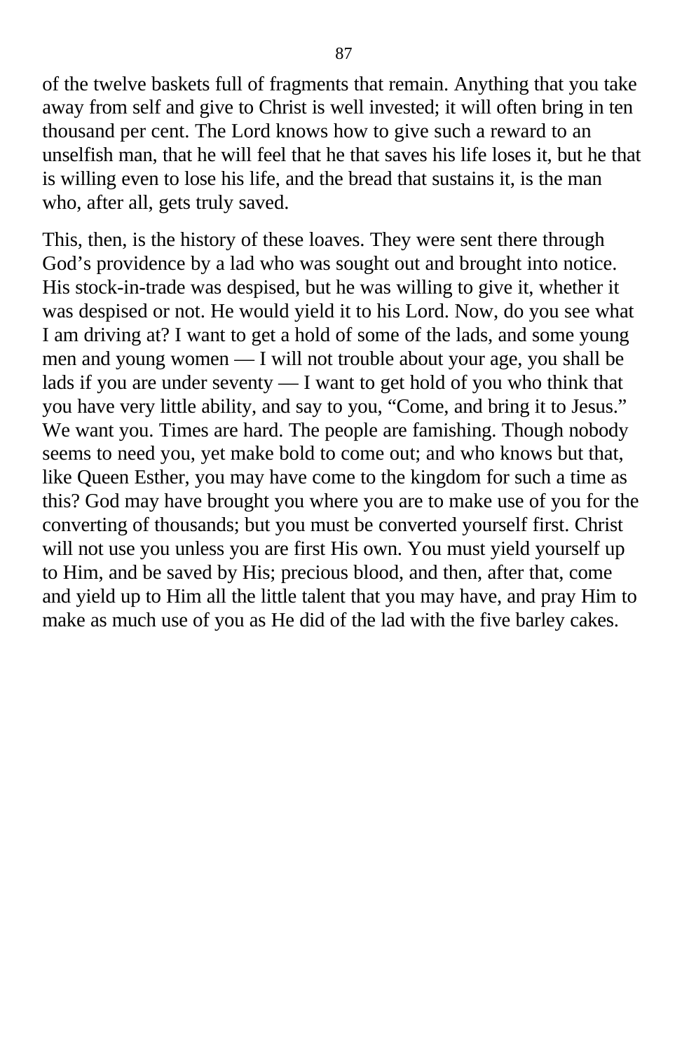of the twelve baskets full of fragments that remain. Anything that you take away from self and give to Christ is well invested; it will often bring in ten thousand per cent. The Lord knows how to give such a reward to an unselfish man, that he will feel that he that saves his life loses it, but he that is willing even to lose his life, and the bread that sustains it, is the man who, after all, gets truly saved.

This, then, is the history of these loaves. They were sent there through God's providence by a lad who was sought out and brought into notice. His stock-in-trade was despised, but he was willing to give it, whether it was despised or not. He would yield it to his Lord. Now, do you see what I am driving at? I want to get a hold of some of the lads, and some young men and young women — I will not trouble about your age, you shall be lads if you are under seventy — I want to get hold of you who think that you have very little ability, and say to you, "Come, and bring it to Jesus." We want you. Times are hard. The people are famishing. Though nobody seems to need you, yet make bold to come out; and who knows but that, like Queen Esther, you may have come to the kingdom for such a time as this? God may have brought you where you are to make use of you for the converting of thousands; but you must be converted yourself first. Christ will not use you unless you are first His own. You must yield yourself up to Him, and be saved by His; precious blood, and then, after that, come and yield up to Him all the little talent that you may have, and pray Him to make as much use of you as He did of the lad with the five barley cakes.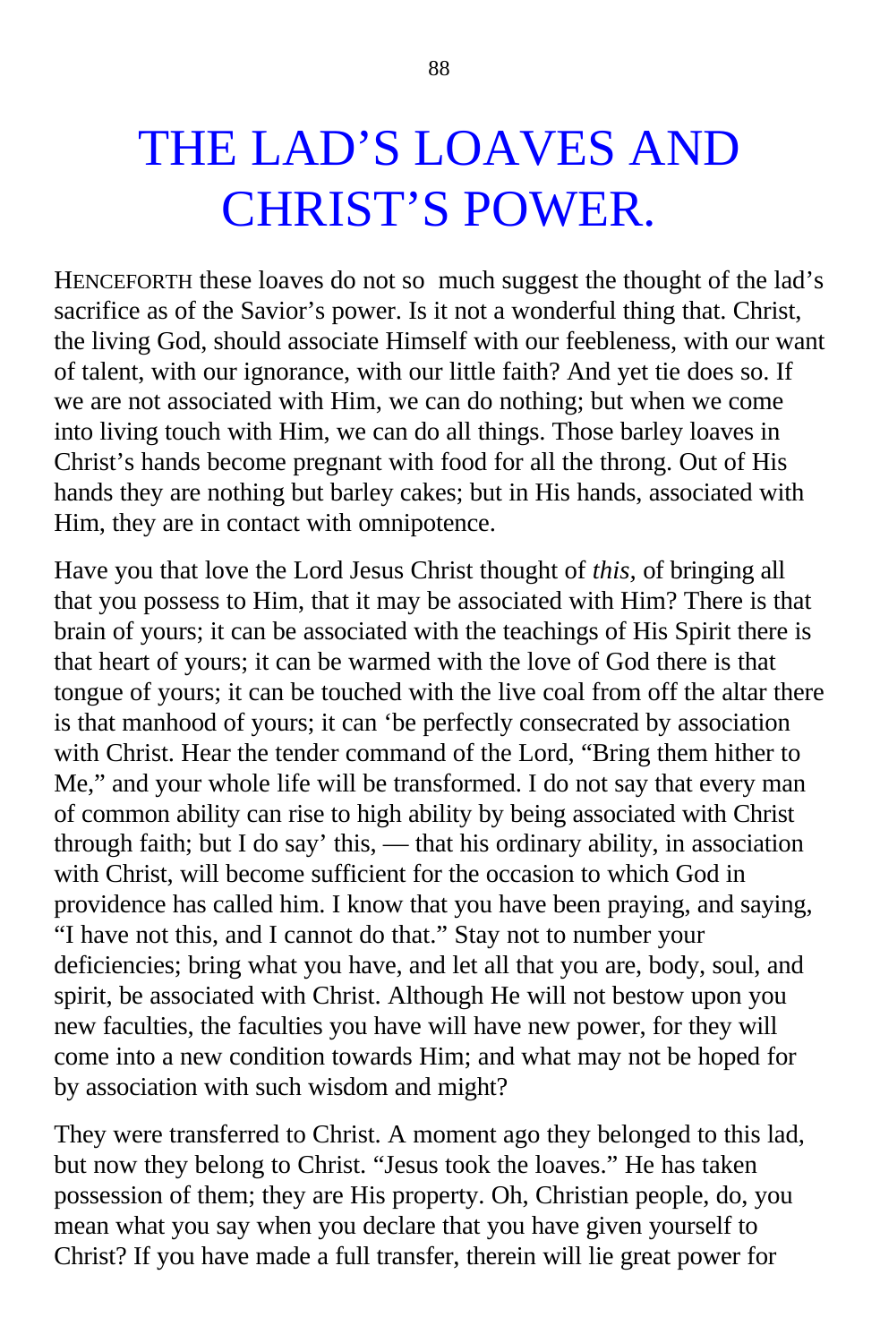# THE LAD'S LOAVES AND CHRIST'S POWER.

HENCEFORTH these loaves do not so much suggest the thought of the lad's sacrifice as of the Savior's power. Is it not a wonderful thing that. Christ, the living God, should associate Himself with our feebleness, with our want of talent, with our ignorance, with our little faith? And yet tie does so. If we are not associated with Him, we can do nothing; but when we come into living touch with Him, we can do all things. Those barley loaves in Christ's hands become pregnant with food for all the throng. Out of His hands they are nothing but barley cakes; but in His hands, associated with Him, they are in contact with omnipotence.

Have you that love the Lord Jesus Christ thought of *this,* of bringing all that you possess to Him, that it may be associated with Him? There is that brain of yours; it can be associated with the teachings of His Spirit there is that heart of yours; it can be warmed with the love of God there is that tongue of yours; it can be touched with the live coal from off the altar there is that manhood of yours; it can 'be perfectly consecrated by association with Christ. Hear the tender command of the Lord, "Bring them hither to Me," and your whole life will be transformed. I do not say that every man of common ability can rise to high ability by being associated with Christ through faith; but I do say' this, — that his ordinary ability, in association with Christ, will become sufficient for the occasion to which God in providence has called him. I know that you have been praying, and saying, "I have not this, and I cannot do that." Stay not to number your deficiencies; bring what you have, and let all that you are, body, soul, and spirit, be associated with Christ. Although He will not bestow upon you new faculties, the faculties you have will have new power, for they will come into a new condition towards Him; and what may not be hoped for by association with such wisdom and might?

They were transferred to Christ. A moment ago they belonged to this lad, but now they belong to Christ. "Jesus took the loaves." He has taken possession of them; they are His property. Oh, Christian people, do, you mean what you say when you declare that you have given yourself to Christ? If you have made a full transfer, therein will lie great power for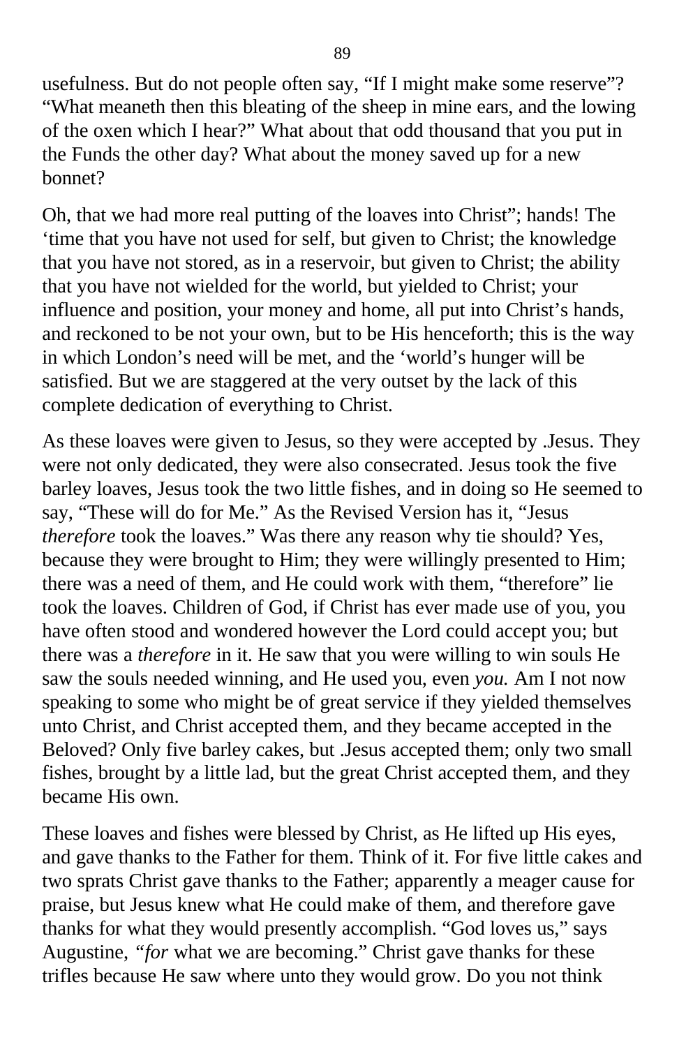usefulness. But do not people often say, "If I might make some reserve"? "What meaneth then this bleating of the sheep in mine ears, and the lowing of the oxen which I hear?" What about that odd thousand that you put in the Funds the other day? What about the money saved up for a new bonnet?

Oh, that we had more real putting of the loaves into Christ"; hands! The 'time that you have not used for self, but given to Christ; the knowledge that you have not stored, as in a reservoir, but given to Christ; the ability that you have not wielded for the world, but yielded to Christ; your influence and position, your money and home, all put into Christ's hands, and reckoned to be not your own, but to be His henceforth; this is the way in which London's need will be met, and the 'world's hunger will be satisfied. But we are staggered at the very outset by the lack of this complete dedication of everything to Christ.

As these loaves were given to Jesus, so they were accepted by .Jesus. They were not only dedicated, they were also consecrated. Jesus took the five barley loaves, Jesus took the two little fishes, and in doing so He seemed to say, "These will do for Me." As the Revised Version has it, "Jesus *therefore* took the loaves." Was there any reason why tie should? Yes, because they were brought to Him; they were willingly presented to Him; there was a need of them, and He could work with them, "therefore" lie took the loaves. Children of God, if Christ has ever made use of you, you have often stood and wondered however the Lord could accept you; but there was a *therefore* in it. He saw that you were willing to win souls He saw the souls needed winning, and He used you, even *you.* Am I not now speaking to some who might be of great service if they yielded themselves unto Christ, and Christ accepted them, and they became accepted in the Beloved? Only five barley cakes, but .Jesus accepted them; only two small fishes, brought by a little lad, but the great Christ accepted them, and they became His own.

These loaves and fishes were blessed by Christ, as He lifted up His eyes, and gave thanks to the Father for them. Think of it. For five little cakes and two sprats Christ gave thanks to the Father; apparently a meager cause for praise, but Jesus knew what He could make of them, and therefore gave thanks for what they would presently accomplish. "God loves us," says Augustine, *"for* what we are becoming." Christ gave thanks for these trifles because He saw where unto they would grow. Do you not think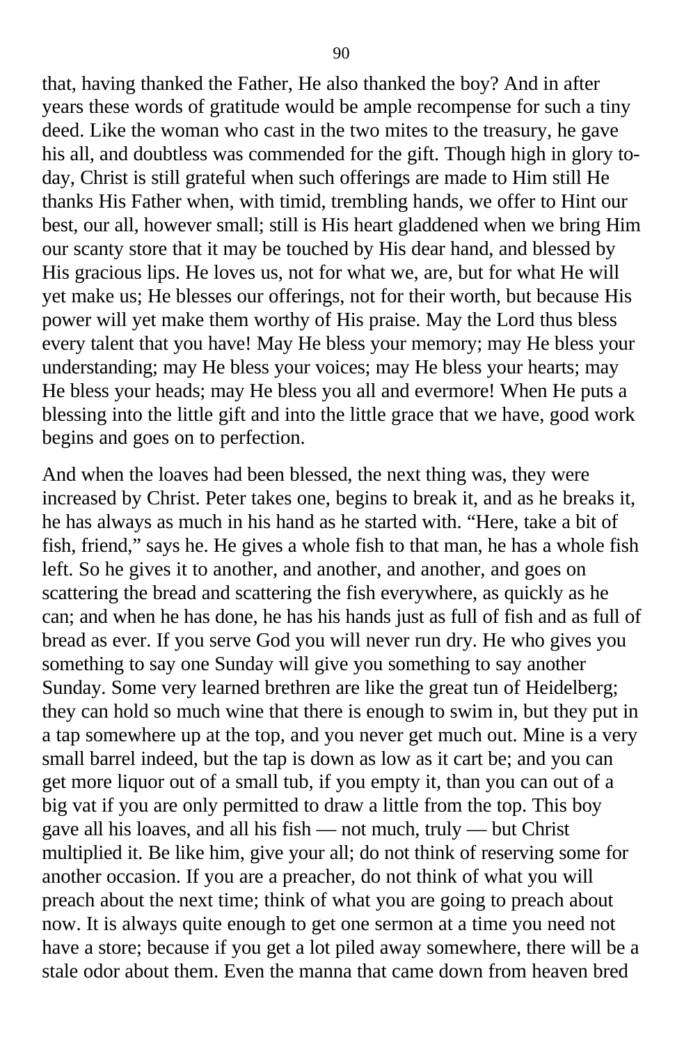that, having thanked the Father, He also thanked the boy? And in after years these words of gratitude would be ample recompense for such a tiny deed. Like the woman who cast in the two mites to the treasury, he gave his all, and doubtless was commended for the gift. Though high in glory to-day, Christ is still grateful when such offerings are made to Him still He thanks His Father when, with timid, trembling hands, we offer to Hint our best, our all, however small; still is His heart gladdened when we bring Him our scanty store that it may be touched by His dear hand, and blessed by His gracious lips. He loves us, not for what we, are, but for what He will yet make us; He blesses our offerings, not for their worth, but because His power will yet make them worthy of His praise. May the Lord thus bless every talent that you have! May He bless your memory; may He bless your understanding; may He bless your voices; may He bless your hearts; may He bless your heads; may He bless you all and evermore! When He puts a blessing into the little gift and into the little grace that we have, good work begins and goes on to perfection.

And when the loaves had been blessed, the next thing was, they were increased by Christ. Peter takes one, begins to break it, and as he breaks it, he has always as much in his hand as he started with. “Here, take a bit of fish, friend,” says he. He gives a whole fish to that man, he has a whole fish left. So he gives it to another, and another, and another, and goes on scattering the bread and scattering the fish everywhere, as quickly as he can; and when he has done, he has his hands just as full of fish and as full of bread as ever. If you serve God you will never run dry. He who gives you something to say one Sunday will give you something to say another Sunday. Some very learned brethren are like the great tun of Heidelberg; they can hold so much wine that there is enough to swim in, but they put in a tap somewhere up at the top, and you never get much out. Mine is a very small barrel indeed, but the tap is down as low as it cart be; and you can get more liquor out of a small tub, if you empty it, than you can out of a big vat if you are only permitted to draw a little from the top. This boy gave all his loaves, and all his fish — not much, truly — but Christ multiplied it. Be like him, give your all; do not think of reserving some for another occasion. If you are a preacher, do not think of what you will preach about the next time; think of what you are going to preach about now. It is always quite enough to get one sermon at a time you need not have a store; because if you get a lot piled away somewhere, there will be a stale odor about them. Even the manna that came down from heaven bred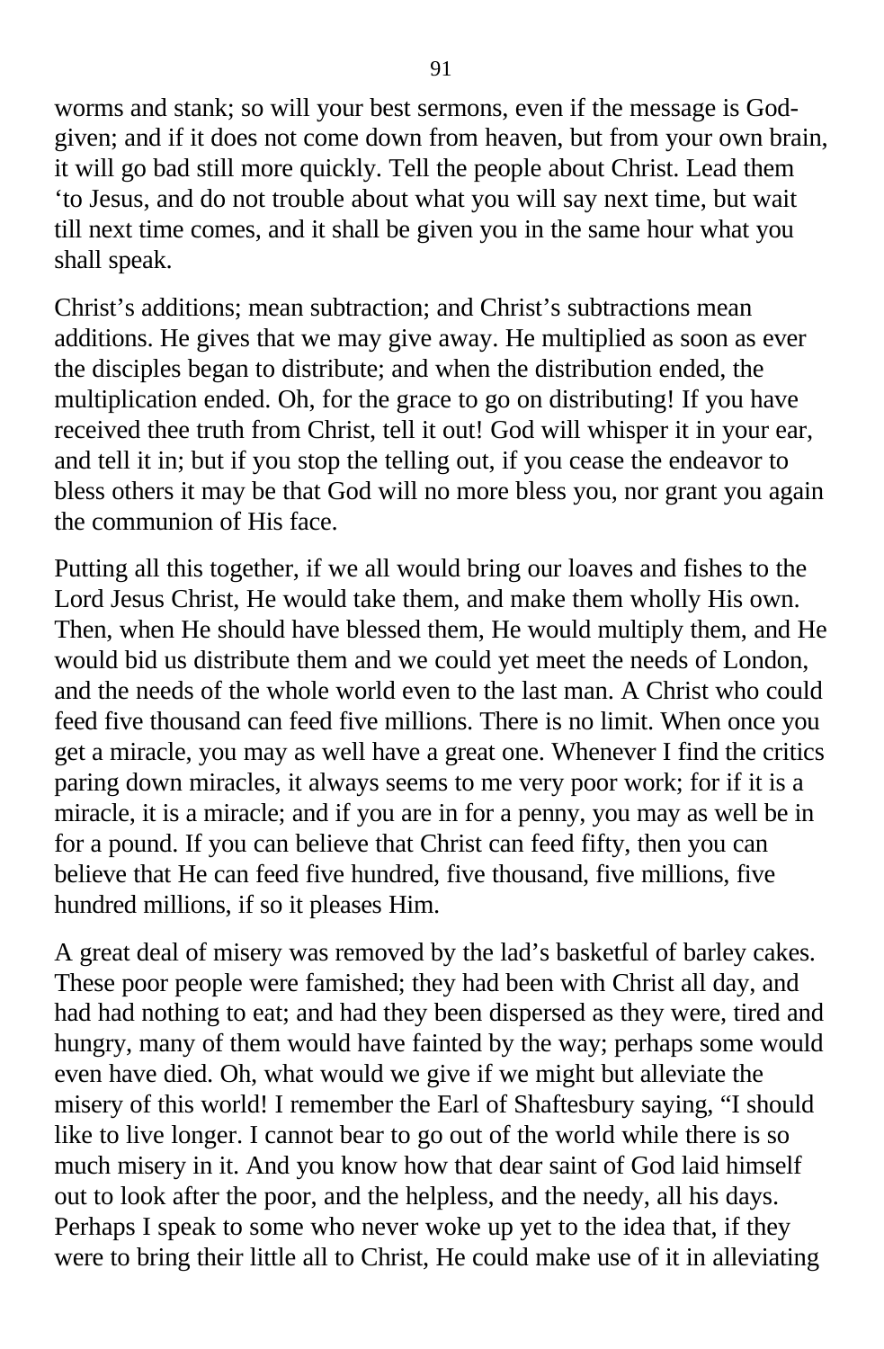worms and stank; so will your best sermons, even if the message is God-given; and if it does not come down from heaven, but from your own brain, it will go bad still more quickly. Tell the people about Christ. Lead them ‘to Jesus, and do not trouble about what you will say next time, but wait till next time comes, and it shall be given you in the same hour what you shall speak.

Christ’s additions; mean subtraction; and Christ’s subtractions mean additions. He gives that we may give away. He multiplied as soon as ever the disciples began to distribute; and when the distribution ended, the multiplication ended. Oh, for the grace to go on distributing! If you have received thee truth from Christ, tell it out! God will whisper it in your ear, and tell it in; but if you stop the telling out, if you cease the endeavor to bless others it may be that God will no more bless you, nor grant you again the communion of His face.

Putting all this together, if we all would bring our loaves and fishes to the Lord Jesus Christ, He would take them, and make them wholly His own. Then, when He should have blessed them, He would multiply them, and He would bid us distribute them and we could yet meet the needs of London, and the needs of the whole world even to the last man. A Christ who could feed five thousand can feed five millions. There is no limit. When once you get a miracle, you may as well have a great one. Whenever I find the critics paring down miracles, it always seems to me very poor work; for if it is a miracle, it is a miracle; and if you are in for a penny, you may as well be in for a pound. If you can believe that Christ can feed fifty, then you can believe that He can feed five hundred, five thousand, five millions, five hundred millions, if so it pleases Him.

A great deal of misery was removed by the lad’s basketful of barley cakes. These poor people were famished; they had been with Christ all day, and had had nothing to eat; and had they been dispersed as they were, tired and hungry, many of them would have fainted by the way; perhaps some would even have died. Oh, what would we give if we might but alleviate the misery of this world! I remember the Earl of Shaftesbury saying, “I should like to live longer. I cannot bear to go out of the world while there is so much misery in it. And you know how that dear saint of God laid himself out to look after the poor, and the helpless, and the needy, all his days. Perhaps I speak to some who never woke up yet to the idea that, if they were to bring their little all to Christ, He could make use of it in alleviating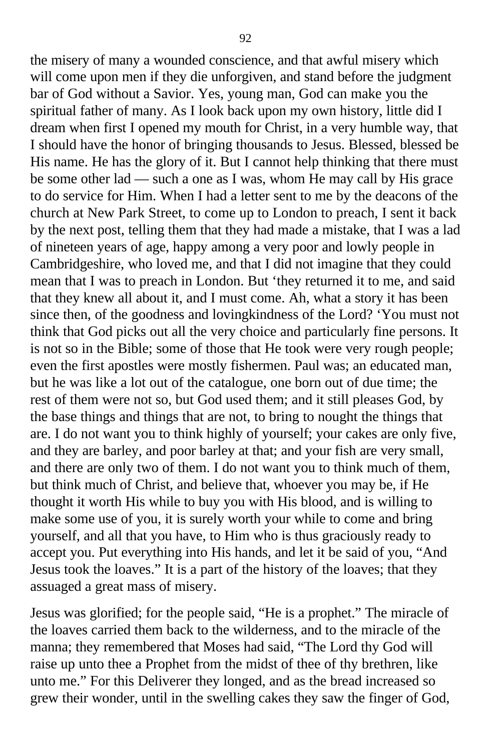the misery of many a wounded conscience, and that awful misery which will come upon men if they die unforgiven, and stand before the judgment bar of God without a Savior. Yes, young man, God can make you the spiritual father of many. As I look back upon my own history, little did I dream when first I opened my mouth for Christ, in a very humble way, that I should have the honor of bringing thousands to Jesus. Blessed, blessed be His name. He has the glory of it. But I cannot help thinking that there must be some other lad — such a one as I was, whom He may call by His grace to do service for Him. When I had a letter sent to me by the deacons of the church at New Park Street, to come up to London to preach, I sent it back by the next post, telling them that they had made a mistake, that I was a lad of nineteen years of age, happy among a very poor and lowly people in Cambridgeshire, who loved me, and that I did not imagine that they could mean that I was to preach in London. But 'they returned it to me, and said that they knew all about it, and I must come. Ah, what a story it has been since then, of the goodness and lovingkindness of the Lord? 'You must not think that God picks out all the very choice and particularly fine persons. It is not so in the Bible; some of those that He took were very rough people; even the first apostles were mostly fishermen. Paul was; an educated man, but he was like a lot out of the catalogue, one born out of due time; the rest of them were not so, but God used them; and it still pleases God, by the base things and things that are not, to bring to nought the things that are. I do not want you to think highly of yourself; your cakes are only five, and they are barley, and poor barley at that; and your fish are very small, and there are only two of them. I do not want you to think much of them, but think much of Christ, and believe that, whoever you may be, if He thought it worth His while to buy you with His blood, and is willing to make some use of you, it is surely worth your while to come and bring yourself, and all that you have, to Him who is thus graciously ready to accept you. Put everything into His hands, and let it be said of you, "And Jesus took the loaves." It is a part of the history of the loaves; that they assuaged a great mass of misery.

Jesus was glorified; for the people said, "He is a prophet." The miracle of the loaves carried them back to the wilderness, and to the miracle of the manna; they remembered that Moses had said, "The Lord thy God will raise up unto thee a Prophet from the midst of thee of thy brethren, like unto me." For this Deliverer they longed, and as the bread increased so grew their wonder, until in the swelling cakes they saw the finger of God,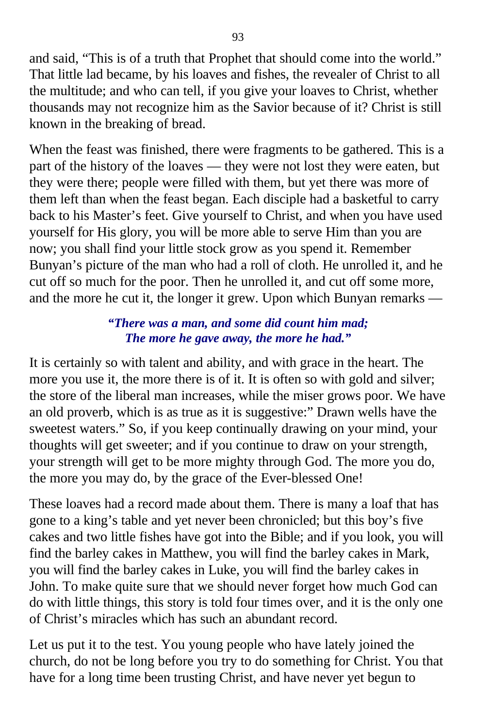and said, “This is of a truth that Prophet that should come into the world.” That little lad became, by his loaves and fishes, the revealer of Christ to all the multitude; and who can tell, if you give your loaves to Christ, whether thousands may not recognize him as the Savior because of it? Christ is still known in the breaking of bread.

When the feast was finished, there were fragments to be gathered. This is a part of the history of the loaves — they were not lost they were eaten, but they were there; people were filled with them, but yet there was more of them left than when the feast began. Each disciple had a basketful to carry back to his Master’s feet. Give yourself to Christ, and when you have used yourself for His glory, you will be more able to serve Him than you are now; you shall find your little stock grow as you spend it. Remember Bunyan’s picture of the man who had a roll of cloth. He unrolled it, and he cut off so much for the poor. Then he unrolled it, and cut off some more, and the more he cut it, the longer it grew. Upon which Bunyan remarks —

> ***“There was a man, and some did count him mad;***
> ***The more he gave away, the more he had.”***

It is certainly so with talent and ability, and with grace in the heart. The more you use it, the more there is of it. It is often so with gold and silver; the store of the liberal man increases, while the miser grows poor. We have an old proverb, which is as true as it is suggestive:” Drawn wells have the sweetest waters.” So, if you keep continually drawing on your mind, your thoughts will get sweeter; and if you continue to draw on your strength, your strength will get to be more mighty through God. The more you do, the more you may do, by the grace of the Ever-blessed One!

These loaves had a record made about them. There is many a loaf that has gone to a king’s table and yet never been chronicled; but this boy’s five cakes and two little fishes have got into the Bible; and if you look, you will find the barley cakes in Matthew, you will find the barley cakes in Mark, you will find the barley cakes in Luke, you will find the barley cakes in John. To make quite sure that we should never forget how much God can do with little things, this story is told four times over, and it is the only one of Christ’s miracles which has such an abundant record.

Let us put it to the test. You young people who have lately joined the church, do not be long before you try to do something for Christ. You that have for a long time been trusting Christ, and have never yet begun to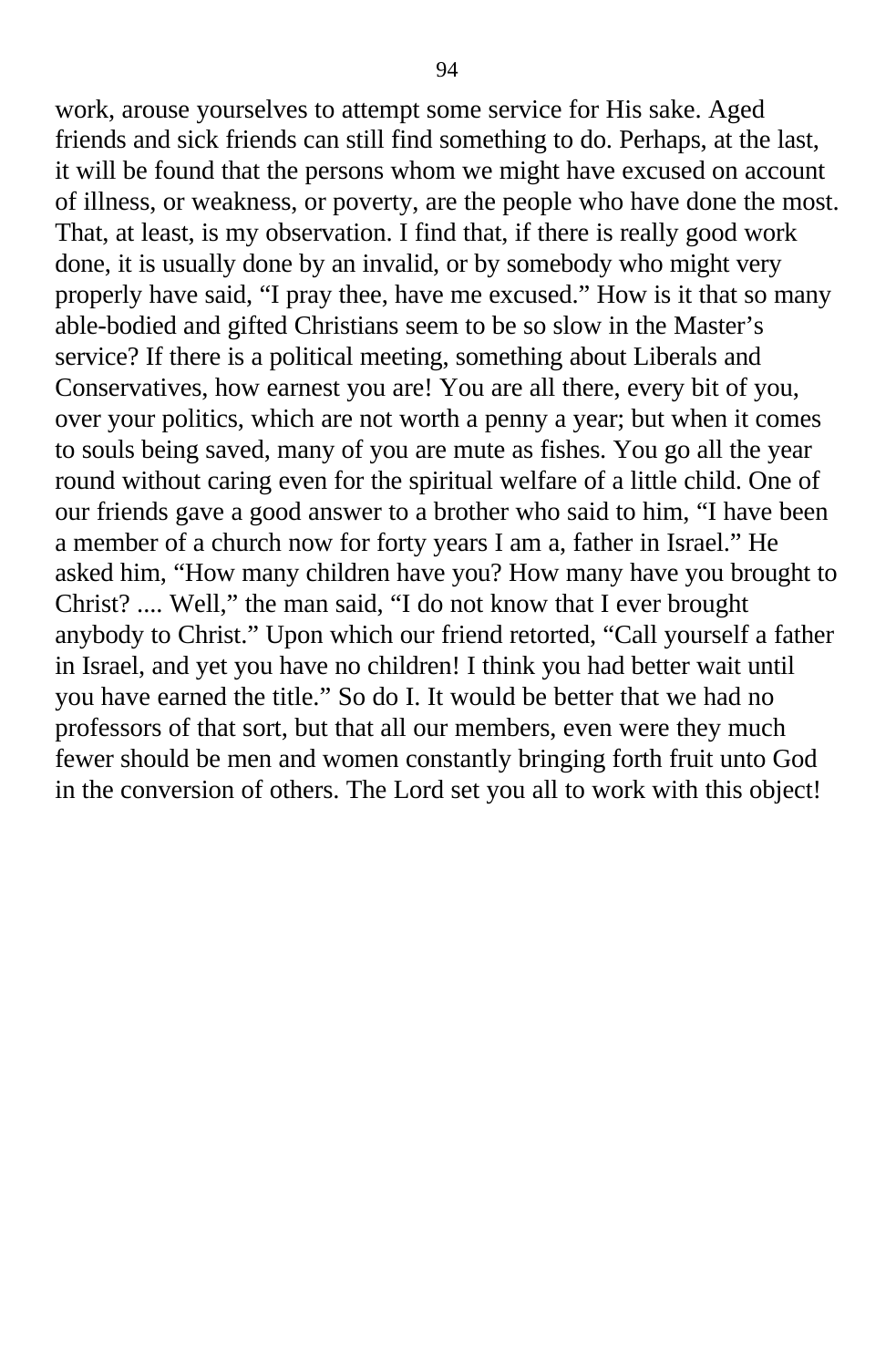work, arouse yourselves to attempt some service for His sake. Aged friends and sick friends can still find something to do. Perhaps, at the last, it will be found that the persons whom we might have excused on account of illness, or weakness, or poverty, are the people who have done the most. That, at least, is my observation. I find that, if there is really good work done, it is usually done by an invalid, or by somebody who might very properly have said, "I pray thee, have me excused." How is it that so many able-bodied and gifted Christians seem to be so slow in the Master's service? If there is a political meeting, something about Liberals and Conservatives, how earnest you are! You are all there, every bit of you, over your politics, which are not worth a penny a year; but when it comes to souls being saved, many of you are mute as fishes. You go all the year round without caring even for the spiritual welfare of a little child. One of our friends gave a good answer to a brother who said to him, "I have been a member of a church now for forty years I am a, father in Israel." He asked him, "How many children have you? How many have you brought to Christ? .... Well," the man said, "I do not know that I ever brought anybody to Christ." Upon which our friend retorted, "Call yourself a father in Israel, and yet you have no children! I think you had better wait until you have earned the title." So do I. It would be better that we had no professors of that sort, but that all our members, even were they much fewer should be men and women constantly bringing forth fruit unto God in the conversion of others. The Lord set you all to work with this object!